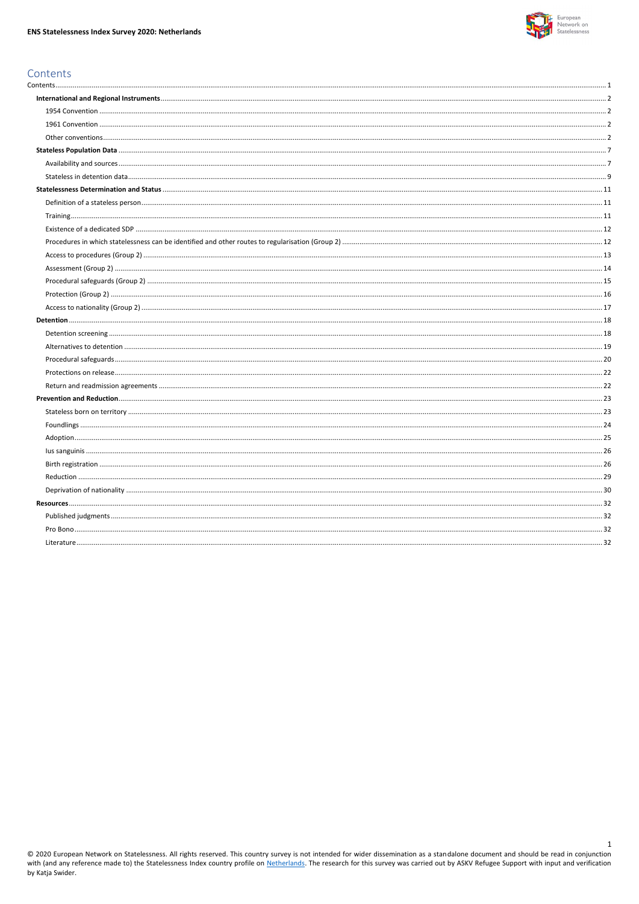# Contents

- Contents ... 1
- **International and Regional Instruments** ... 2
  - 1954 Convention ... 2
  - 1961 Convention ... 2
  - Other conventions ... 2
- **Stateless Population Data** ... 7
  - Availability and sources ... 7
  - Stateless in detention data ... 9
- **Statelessness Determination and Status** ... 11
  - Definition of a stateless person ... 11
  - Training ... 11
  - Existence of a dedicated SDP ... 12
  - Procedures in which statelessness can be identified and other routes to regularisation (Group 2) ... 12
  - Access to procedures (Group 2) ... 13
  - Assessment (Group 2) ... 14
  - Procedural safeguards (Group 2) ... 15
  - Protection (Group 2) ... 16
  - Access to nationality (Group 2) ... 17
- **Detention** ... 18
  - Detention screening ... 18
  - Alternatives to detention ... 19
  - Procedural safeguards ... 20
  - Protections on release ... 22
  - Return and readmission agreements ... 22
- **Prevention and Reduction** ... 23
  - Stateless born on territory ... 23
  - Foundlings ... 24
  - Adoption ... 25
  - Ius sanguinis ... 26
  - Birth registration ... 26
  - Reduction ... 29
  - Deprivation of nationality ... 30
- **Resources** ... 32
  - Published judgments ... 32
  - Pro Bono ... 32
  - Literature ... 32

© 2020 European Network on Statelessness. All rights reserved. This country survey is not intended for wider dissemination as a standalone document and should be read in conjunction with (and any reference made to) the Statelessness Index country profile on Netherlands. The research for this survey was carried out by ASKV Refugee Support with input and verification by Katja Swider.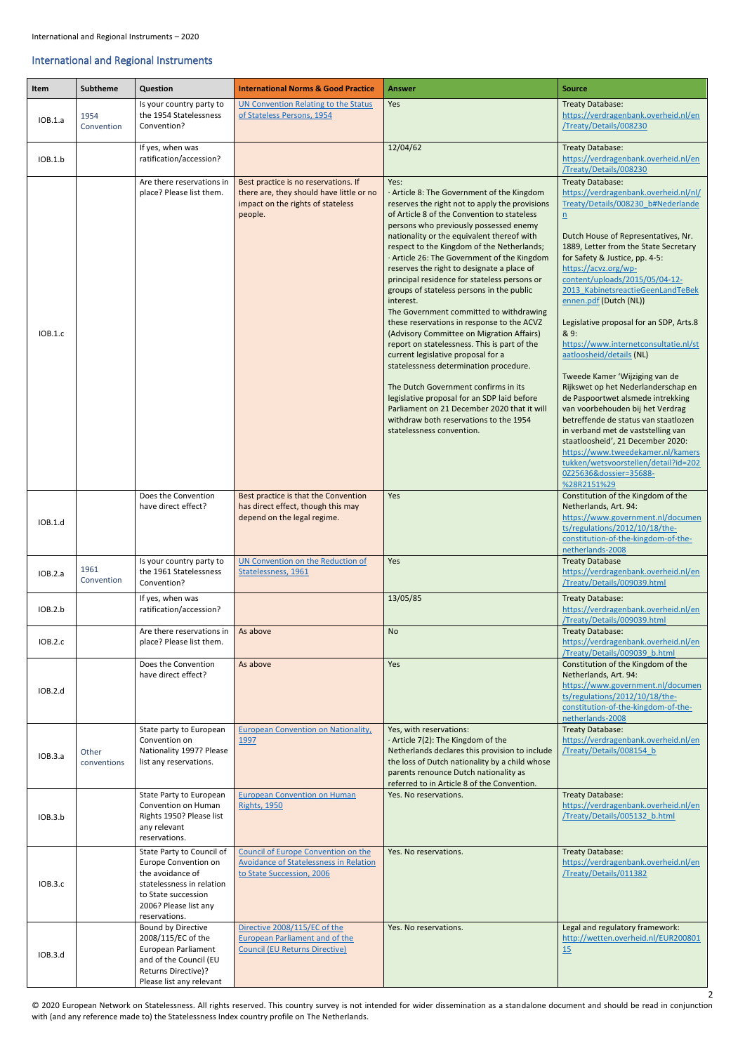## International and Regional Instruments

| Item | Subtheme | Question | International Norms & Good Practice | Answer | Source |
|---|---|---|---|---|---|
| IOB.1.a | 1954 Convention | Is your country party to the 1954 Statelessness Convention? | UN Convention Relating to the Status of Stateless Persons, 1954 | Yes | Treaty Database: https://verdragenbank.overheid.nl/en/Treaty/Details/008230 |
| IOB.1.b | | If yes, when was ratification/accession? | | 12/04/62 | Treaty Database: https://verdragenbank.overheid.nl/en/Treaty/Details/008230 |
| IOB.1.c | | Are there reservations in place? Please list them. | Best practice is no reservations. If there are, they should have little or no impact on the rights of stateless people. | Yes:<br>· Article 8: The Government of the Kingdom reserves the right not to apply the provisions of Article 8 of the Convention to stateless persons who previously possessed enemy nationality or the equivalent thereof with respect to the Kingdom of the Netherlands;<br>· Article 26: The Government of the Kingdom reserves the right to designate a place of principal residence for stateless persons or groups of stateless persons in the public interest.<br>The Government committed to withdrawing these reservations in response to the ACVZ (Advisory Committee on Migration Affairs) report on statelessness. This is part of the current legislative proposal for a statelessness determination procedure.<br><br>The Dutch Government confirms in its legislative proposal for an SDP laid before Parliament on 21 December 2020 that it will withdraw both reservations to the 1954 statelessness convention. | Treaty Database: https://verdragenbank.overheid.nl/nl/Treaty/Details/008230_b#Nederlanden<br><br>Dutch House of Representatives, Nr. 1889, Letter from the State Secretary for Safety & Justice, pp. 4-5: https://acvz.org/wp-content/uploads/2015/05/04-12-2013_KabinetsreactieGeenLandTeBekennen.pdf (Dutch (NL))<br><br>Legislative proposal for an SDP, Arts.8 & 9: https://www.internetconsultatie.nl/staatloosheid/details (NL)<br><br>Tweede Kamer 'Wijziging van de Rijkswet op het Nederlanderschap en de Paspoortwet alsmede intrekking van voorbehouden bij het Verdrag betreffende de status van staatlozen in verband met de vaststelling van staatloosheid', 21 December 2020: https://www.tweedekamer.nl/kamerstukken/wetsvoorstellen/detail?id=2020Z25636&dossier=35688-%28R2151%29 |
| IOB.1.d | | Does the Convention have direct effect? | Best practice is that the Convention has direct effect, though this may depend on the legal regime. | Yes | Constitution of the Kingdom of the Netherlands, Art. 94: https://www.government.nl/documents/regulations/2012/10/18/the-constitution-of-the-kingdom-of-the-netherlands-2008 |
| IOB.2.a | 1961 Convention | Is your country party to the 1961 Statelessness Convention? | UN Convention on the Reduction of Statelessness, 1961 | Yes | Treaty Database https://verdragenbank.overheid.nl/en/Treaty/Details/009039.html |
| IOB.2.b | | If yes, when was ratification/accession? | | 13/05/85 | Treaty Database: https://verdragenbank.overheid.nl/en/Treaty/Details/009039.html |
| IOB.2.c | | Are there reservations in place? Please list them. | As above | No | Treaty Database: https://verdragenbank.overheid.nl/en/Treaty/Details/009039_b.html |
| IOB.2.d | | Does the Convention have direct effect? | As above | Yes | Constitution of the Kingdom of the Netherlands, Art. 94: https://www.government.nl/documents/regulations/2012/10/18/the-constitution-of-the-kingdom-of-the-netherlands-2008 |
| IOB.3.a | Other conventions | State party to European Convention on Nationality 1997? Please list any reservations. | European Convention on Nationality, 1997 | Yes, with reservations:<br>· Article 7(2): The Kingdom of the Netherlands declares this provision to include the loss of Dutch nationality by a child whose parents renounce Dutch nationality as referred to in Article 8 of the Convention. | Treaty Database: https://verdragenbank.overheid.nl/en/Treaty/Details/008154_b |
| IOB.3.b | | State Party to European Convention on Human Rights 1950? Please list any relevant reservations. | European Convention on Human Rights, 1950 | Yes. No reservations. | Treaty Database: https://verdragenbank.overheid.nl/en/Treaty/Details/005132_b.html |
| IOB.3.c | | State Party to Council of Europe Convention on the avoidance of statelessness in relation to State succession 2006? Please list any reservations. | Council of Europe Convention on the Avoidance of Statelessness in Relation to State Succession, 2006 | Yes. No reservations. | Treaty Database: https://verdragenbank.overheid.nl/en/Treaty/Details/011382 |
| IOB.3.d | | Bound by Directive 2008/115/EC of the European Parliament and of the Council (EU Returns Directive)? Please list any relevant | Directive 2008/115/EC of the European Parliament and of the Council (EU Returns Directive) | Yes. No reservations. | Legal and regulatory framework: http://wetten.overheid.nl/EUR20080115 |

© 2020 European Network on Statelessness. All rights reserved. This country survey is not intended for wider dissemination as a standalone document and should be read in conjunction with (and any reference made to) the Statelessness Index country profile on The Netherlands.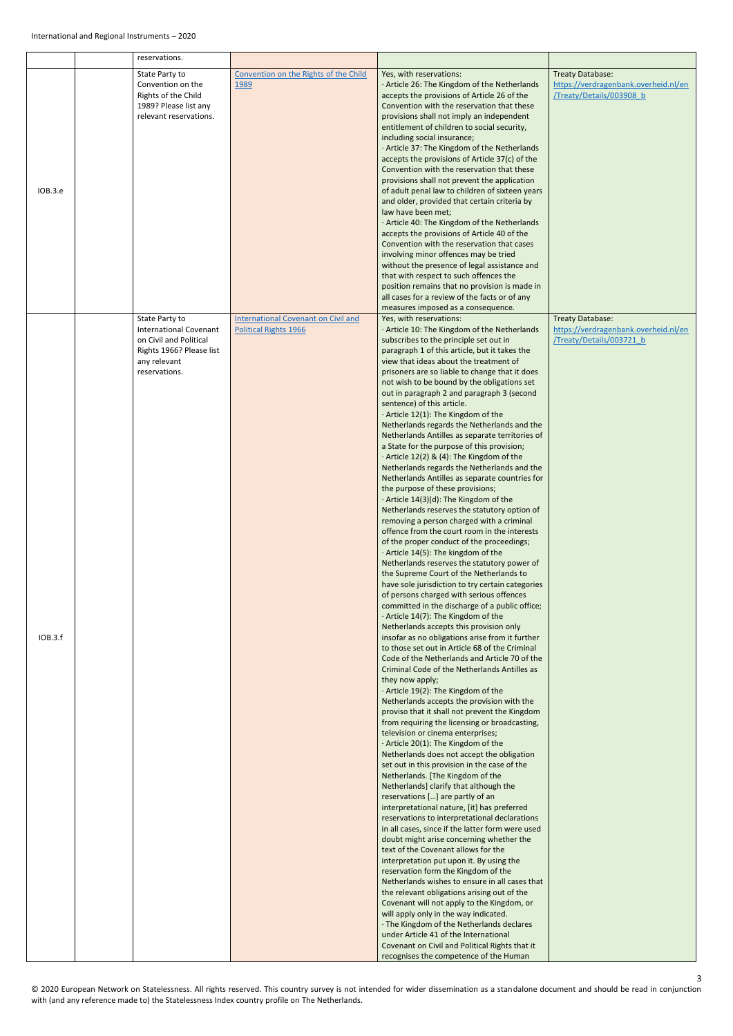| | | | | | |
|---|---|---|---|---|---|
| | | reservations. | | | |
| IOB.3.e | | State Party to Convention on the Rights of the Child 1989? Please list any relevant reservations. | [Convention on the Rights of the Child 1989](#) | Yes, with reservations:<br>· Article 26: The Kingdom of the Netherlands accepts the provisions of Article 26 of the Convention with the reservation that these provisions shall not imply an independent entitlement of children to social security, including social insurance;<br>· Article 37: The Kingdom of the Netherlands accepts the provisions of Article 37(c) of the Convention with the reservation that these provisions shall not prevent the application of adult penal law to children of sixteen years and older, provided that certain criteria by law have been met;<br>· Article 40: The Kingdom of the Netherlands accepts the provisions of Article 40 of the Convention with the reservation that cases involving minor offences may be tried without the presence of legal assistance and that with respect to such offences the position remains that no provision is made in all cases for a review of the facts or of any measures imposed as a consequence. | Treaty Database: https://verdragenbank.overheid.nl/en/Treaty/Details/003908_b |
| IOB.3.f | | State Party to International Covenant on Civil and Political Rights 1966? Please list any relevant reservations. | [International Covenant on Civil and Political Rights 1966](#) | Yes, with reservations:<br>· Article 10: The Kingdom of the Netherlands subscribes to the principle set out in paragraph 1 of this article, but it takes the view that ideas about the treatment of prisoners are so liable to change that it does not wish to be bound by the obligations set out in paragraph 2 and paragraph 3 (second sentence) of this article.<br>· Article 12(1): The Kingdom of the Netherlands regards the Netherlands and the Netherlands Antilles as separate territories of a State for the purpose of this provision;<br>· Article 12(2) & (4): The Kingdom of the Netherlands regards the Netherlands and the Netherlands Antilles as separate countries for the purpose of these provisions;<br>· Article 14(3)(d): The Kingdom of the Netherlands reserves the statutory option of removing a person charged with a criminal offence from the court room in the interests of the proper conduct of the proceedings;<br>· Article 14(5): The kingdom of the Netherlands reserves the statutory power of the Supreme Court of the Netherlands to have sole jurisdiction to try certain categories of persons charged with serious offences committed in the discharge of a public office;<br>· Article 14(7): The Kingdom of the Netherlands accepts this provision only insofar as no obligations arise from it further to those set out in Article 68 of the Criminal Code of the Netherlands and Article 70 of the Criminal Code of the Netherlands Antilles as they now apply;<br>· Article 19(2): The Kingdom of the Netherlands accepts the provision with the proviso that it shall not prevent the Kingdom from requiring the licensing or broadcasting, television or cinema enterprises;<br>· Article 20(1): The Kingdom of the Netherlands does not accept the obligation set out in this provision in the case of the Netherlands. [The Kingdom of the Netherlands] clarify that although the reservations [...] are partly of an interpretational nature, [it] has preferred reservations to interpretational declarations in all cases, since if the latter form were used doubt might arise concerning whether the text of the Covenant allows for the interpretation put upon it. By using the reservation form the Kingdom of the Netherlands wishes to ensure in all cases that the relevant obligations arising out of the Covenant will not apply to the Kingdom, or will apply only in the way indicated.<br>· The Kingdom of the Netherlands declares under Article 41 of the International Covenant on Civil and Political Rights that it recognises the competence of the Human | Treaty Database: https://verdragenbank.overheid.nl/en/Treaty/Details/003721_b |

© 2020 European Network on Statelessness. All rights reserved. This country survey is not intended for wider dissemination as a standalone document and should be read in conjunction with (and any reference made to) the Statelessness Index country profile on The Netherlands.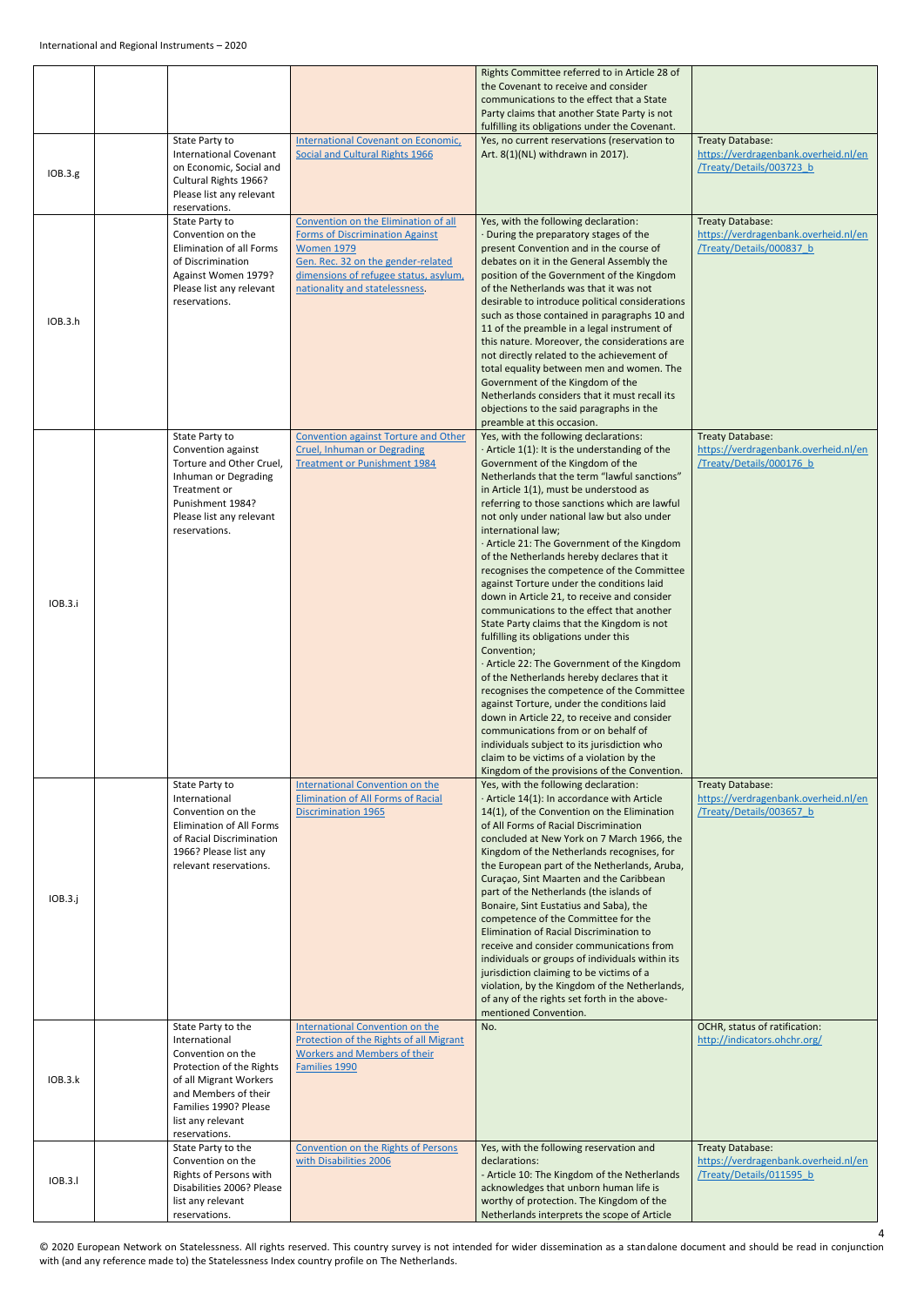| | | | | | |
|---|---|---|---|---|---|
| | | | | Rights Committee referred to in Article 28 of the Covenant to receive and consider communications to the effect that a State Party claims that another State Party is not fulfilling its obligations under the Covenant. | |
| IOB.3.g | | State Party to International Covenant on Economic, Social and Cultural Rights 1966? Please list any relevant reservations. | International Covenant on Economic, Social and Cultural Rights 1966 | Yes, no current reservations (reservation to Art. 8(1)(NL) withdrawn in 2017). | Treaty Database: https://verdragenbank.overheid.nl/en/Treaty/Details/003723_b |
| IOB.3.h | | State Party to Convention on the Elimination of all Forms of Discrimination Against Women 1979? Please list any relevant reservations. | Convention on the Elimination of all Forms of Discrimination Against Women 1979<br>Gen. Rec. 32 on the gender-related dimensions of refugee status, asylum, nationality and statelessness. | Yes, with the following declaration:<br>· During the preparatory stages of the present Convention and in the course of debates on it in the General Assembly the position of the Government of the Kingdom of the Netherlands was that it was not desirable to introduce political considerations such as those contained in paragraphs 10 and 11 of the preamble in a legal instrument of this nature. Moreover, the considerations are not directly related to the achievement of total equality between men and women. The Government of the Kingdom of the Netherlands considers that it must recall its objections to the said paragraphs in the preamble at this occasion. | Treaty Database: https://verdragenbank.overheid.nl/en/Treaty/Details/000837_b |
| IOB.3.i | | State Party to Convention against Torture and Other Cruel, Inhuman or Degrading Treatment or Punishment 1984? Please list any relevant reservations. | Convention against Torture and Other Cruel, Inhuman or Degrading Treatment or Punishment 1984 | Yes, with the following declarations:<br>· Article 1(1): It is the understanding of the Government of the Kingdom of the Netherlands that the term "lawful sanctions" in Article 1(1), must be understood as referring to those sanctions which are lawful not only under national law but also under international law;<br>· Article 21: The Government of the Kingdom of the Netherlands hereby declares that it recognises the competence of the Committee against Torture under the conditions laid down in Article 21, to receive and consider communications to the effect that another State Party claims that the Kingdom is not fulfilling its obligations under this Convention;<br>· Article 22: The Government of the Kingdom of the Netherlands hereby declares that it recognises the competence of the Committee against Torture, under the conditions laid down in Article 22, to receive and consider communications from or on behalf of individuals subject to its jurisdiction who claim to be victims of a violation by the Kingdom of the Netherlands of the provisions of the Convention. | Treaty Database: https://verdragenbank.overheid.nl/en/Treaty/Details/000176_b |
| IOB.3.j | | State Party to International Convention on the Elimination of All Forms of Racial Discrimination 1965? Please list any relevant reservations. | International Convention on the Elimination of All Forms of Racial Discrimination 1965 | Yes, with the following declaration:<br>· Article 14(1): In accordance with Article 14(1), of the Convention on the Elimination of All Forms of Racial Discrimination concluded at New York on 7 March 1966, the Kingdom of the Netherlands recognises, for the European part of the Netherlands, Aruba, Curaçao, Sint Maarten and the Caribbean part of the Netherlands (the islands of Bonaire, Sint Eustatius and Saba), the competence of the Committee for the Elimination of Racial Discrimination to receive and consider communications from individuals or groups of individuals within its jurisdiction claiming to be victims of a violation, by the Kingdom of the Netherlands, of any of the rights set forth in the above-mentioned Convention. | Treaty Database: https://verdragenbank.overheid.nl/en/Treaty/Details/003657_b |
| IOB.3.k | | State Party to the International Convention on the Protection of the Rights of all Migrant Workers and Members of their Families 1990? Please list any relevant reservations. | International Convention on the Protection of the Rights of all Migrant Workers and Members of their Families 1990 | No. | OCHR, status of ratification: http://indicators.ohchr.org/ |
| IOB.3.l | | State Party to the Convention on the Rights of Persons with Disabilities 2006? Please list any relevant reservations. | Convention on the Rights of Persons with Disabilities 2006 | Yes, with the following reservation and declarations:<br>- Article 10: The Kingdom of the Netherlands acknowledges that unborn human life is worthy of protection. The Kingdom of the Netherlands interprets the scope of Article | Treaty Database: https://verdragenbank.overheid.nl/en/Treaty/Details/011595_b |

© 2020 European Network on Statelessness. All rights reserved. This country survey is not intended for wider dissemination as a standalone document and should be read in conjunction with (and any reference made to) the Statelessness Index country profile on The Netherlands.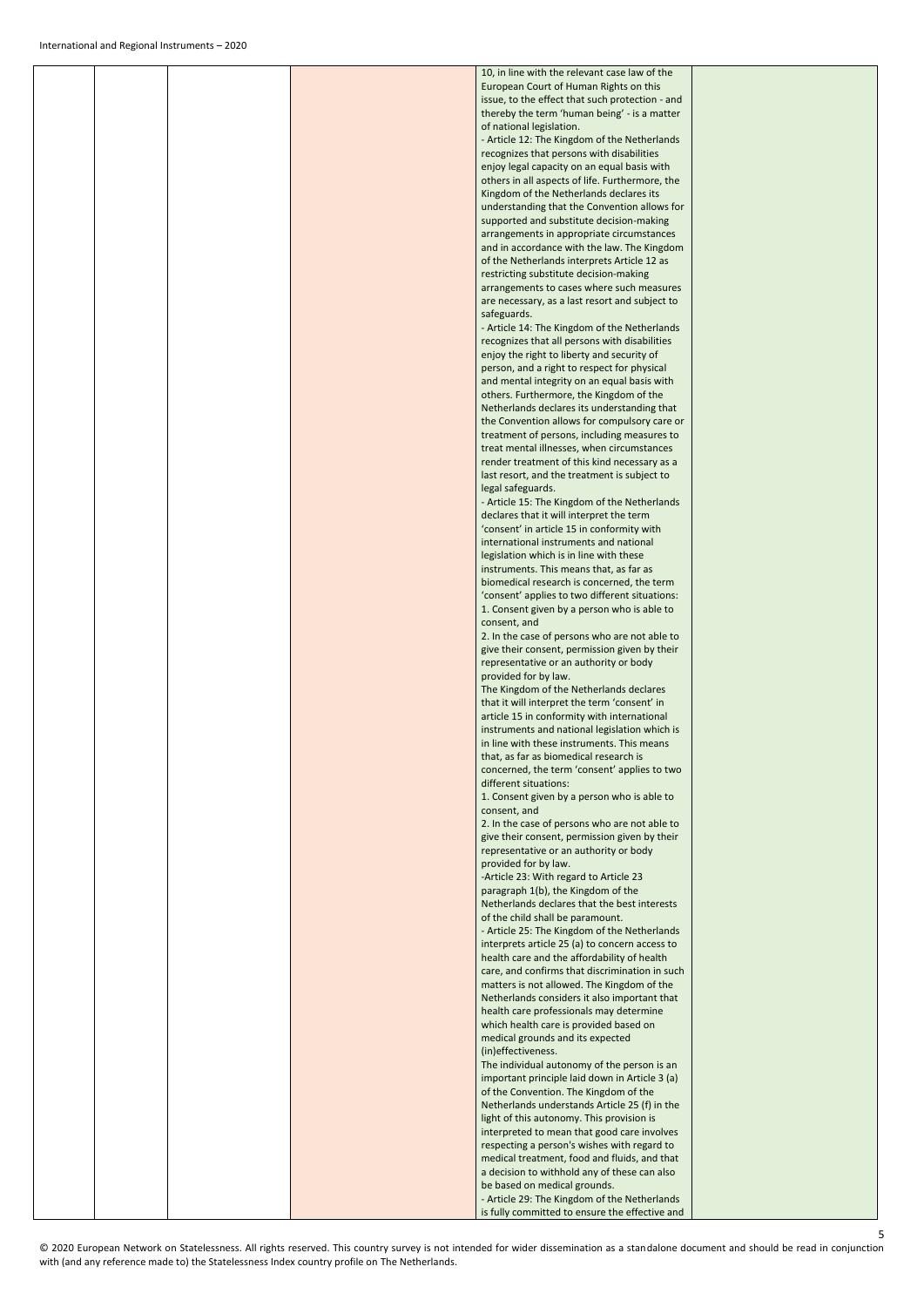|  |  |  |  | 10, in line with the relevant case law of the European Court of Human Rights on this issue, to the effect that such protection - and thereby the term 'human being' - is a matter of national legislation.<br>- Article 12: The Kingdom of the Netherlands recognizes that persons with disabilities enjoy legal capacity on an equal basis with others in all aspects of life. Furthermore, the Kingdom of the Netherlands declares its understanding that the Convention allows for supported and substitute decision-making arrangements in appropriate circumstances and in accordance with the law. The Kingdom of the Netherlands interprets Article 12 as restricting substitute decision-making arrangements to cases where such measures are necessary, as a last resort and subject to safeguards.<br>- Article 14: The Kingdom of the Netherlands recognizes that all persons with disabilities enjoy the right to liberty and security of person, and a right to respect for physical and mental integrity on an equal basis with others. Furthermore, the Kingdom of the Netherlands declares its understanding that the Convention allows for compulsory care or treatment of persons, including measures to treat mental illnesses, when circumstances render treatment of this kind necessary as a last resort, and the treatment is subject to legal safeguards.<br>- Article 15: The Kingdom of the Netherlands declares that it will interpret the term 'consent' in article 15 in conformity with international instruments and national legislation which is in line with these instruments. This means that, as far as biomedical research is concerned, the term 'consent' applies to two different situations:<br>1. Consent given by a person who is able to consent, and<br>2. In the case of persons who are not able to give their consent, permission given by their representative or an authority or body provided for by law.<br>The Kingdom of the Netherlands declares that it will interpret the term 'consent' in article 15 in conformity with international instruments and national legislation which is in line with these instruments. This means that, as far as biomedical research is concerned, the term 'consent' applies to two different situations:<br>1. Consent given by a person who is able to consent, and<br>2. In the case of persons who are not able to give their consent, permission given by their representative or an authority or body provided for by law.<br>-Article 23: With regard to Article 23 paragraph 1(b), the Kingdom of the Netherlands declares that the best interests of the child shall be paramount.<br>- Article 25: The Kingdom of the Netherlands interprets article 25 (a) to concern access to health care and the affordability of health care, and confirms that discrimination in such matters is not allowed. The Kingdom of the Netherlands considers it also important that health care professionals may determine which health care is provided based on medical grounds and its expected (in)effectiveness.<br>The individual autonomy of the person is an important principle laid down in Article 3 (a) of the Convention. The Kingdom of the Netherlands understands Article 25 (f) in the light of this autonomy. This provision is interpreted to mean that good care involves respecting a person's wishes with regard to medical treatment, food and fluids, and that a decision to withhold any of these can also be based on medical grounds.<br>- Article 29: The Kingdom of the Netherlands is fully committed to ensure the effective and |  |
|---|---|---|---|---|---|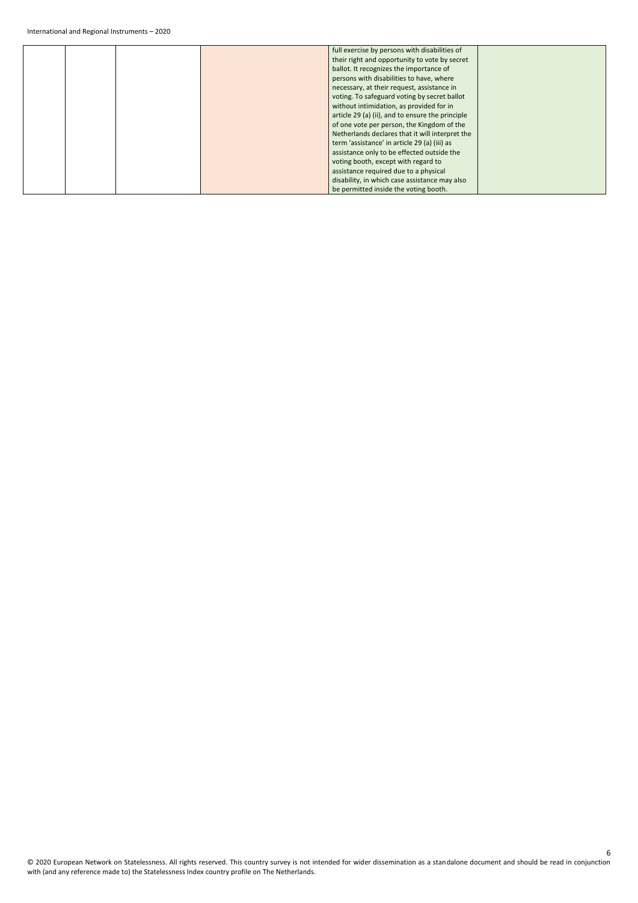|  |  |  |  | full exercise by persons with disabilities of their right and opportunity to vote by secret ballot. It recognizes the importance of persons with disabilities to have, where necessary, at their request, assistance in voting. To safeguard voting by secret ballot without intimidation, as provided for in article 29 (a) (ii), and to ensure the principle of one vote per person, the Kingdom of the Netherlands declares that it will interpret the term 'assistance' in article 29 (a) (iii) as assistance only to be effected outside the voting booth, except with regard to assistance required due to a physical disability, in which case assistance may also be permitted inside the voting booth. |  |
|---|---|---|---|---|---|

© 2020 European Network on Statelessness. All rights reserved. This country survey is not intended for wider dissemination as a standalone document and should be read in conjunction with (and any reference made to) the Statelessness Index country profile on The Netherlands.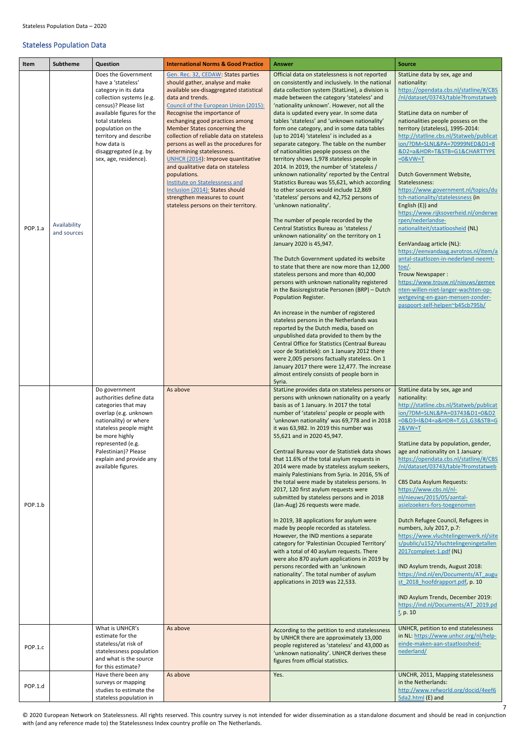## Stateless Population Data

| Item | Subtheme | Question | International Norms & Good Practice | Answer | Source |
|---|---|---|---|---|---|
| POP.1.a | Availability and sources | Does the Government have a 'stateless' category in its data collection systems (e.g. census)? Please list available figures for the total stateless population on the territory and describe how data is disaggregated (e.g. by sex, age, residence). | Gen. Rec. 32, CEDAW: States parties should gather, analyse and make available sex-disaggregated statistical data and trends.<br>Council of the European Union (2015): Recognise the importance of exchanging good practices among Member States concerning the collection of reliable data on stateless persons as well as the procedures for determining statelessness.<br>UNHCR (2014): Improve quantitative and qualitative data on stateless populations.<br>Institute on Statelessness and Inclusion (2014): States should strengthen measures to count stateless persons on their territory. | Official data on statelessness is not reported on consistently and inclusively. In the national data collection system (StatLine), a division is made between the category 'stateless' and 'nationality unknown'. However, not all the data is updated every year. In some data tables 'stateless' and 'unknown nationality' form one category, and in some data tables (up to 2014) 'stateless' is included as a separate category. The table on the number of nationalities people possess on the territory shows 1,978 stateless people in 2014. In 2019, the number of 'stateless / unknown nationality' reported by the Central Statistics Bureau was 55,621, which according to other sources would include 12,869 'stateless' persons and 42,752 persons of 'unknown nationality'.<br><br>The number of people recorded by the Central Statistics Bureau as 'stateless / unknown nationality' on the territory on 1 January 2020 is 45,947.<br><br>The Dutch Government updated its website to state that there are now more than 12,000 stateless persons and more than 40,000 persons with unknown nationality registered in the Basisregistratie Personen (BRP) – Dutch Population Register.<br><br>An increase in the number of registered stateless persons in the Netherlands was reported by the Dutch media, based on unpublished data provided to them by the Central Office for Statistics (Centraal Bureau voor de Statistiek): on 1 January 2012 there were 2,005 persons factually stateless. On 1 January 2017 there were 12,477. The increase almost entirely consists of people born in Syria. | StatLine data by sex, age and nationality:<br>https://opendata.cbs.nl/statline/#/CBS/nl/dataset/03743/table?fromstatweb<br><br>StatLine data on number of nationalities people possess on the territory (stateless), 1995-2014:<br>http://statline.cbs.nl/Statweb/publication/?DM=SLNL&PA=70999NED&D1=8&D2=a&HDR=T&STB=G1&CHARTTYPE=0&VW=T<br><br>Dutch Government Website, Statelessness:<br>https://www.government.nl/topics/dutch-nationality/statelessness (in English (E)) and<br>https://www.rijksoverheid.nl/onderwerpen/nederlandse-nationaliteit/staatloosheid (NL)<br><br>EenVandaag article (NL):<br>https://eenvandaag.avrotros.nl/item/aantal-staatlozen-in-nederland-neemt-toe/.<br>Trouw Newspaper :<br>https://www.trouw.nl/nieuws/gemeenten-willen-niet-langer-wachten-op-wetgeving-en-gaan-mensen-zonder-paspoort-zelf-helpen~b45cb795b/ |
| POP.1.b | | Do government authorities define data categories that may overlap (e.g. unknown nationality) or where stateless people might be more highly represented (e.g. Palestinian)? Please explain and provide any available figures. | As above | StatLine provides data on stateless persons or persons with unknown nationality on a yearly basis as of 1 January. In 2017 the total number of 'stateless' people or people with 'unknown nationality' was 69,778 and in 2018 it was 63,982. In 2019 this number was 55,621 and in 2020 45,947.<br><br>Centraal Bureau voor de Statistiek data shows that 11.6% of the total asylum requests in 2014 were made by stateless asylum seekers, mainly Palestinians from Syria. In 2016, 5% of the total were made by stateless persons. In 2017, 120 first asylum requests were submitted by stateless persons and in 2018 (Jan-Aug) 26 requests were made.<br><br>In 2019, 38 applications for asylum were made by people recorded as stateless. However, the IND mentions a separate category for 'Palestinian Occupied Territory' with a total of 40 asylum requests. There were also 870 asylum applications in 2019 by persons recorded with an 'unknown nationality'. The total number of asylum applications in 2019 was 22,533. | StatLine data by sex, age and nationality:<br>http://statline.cbs.nl/Statweb/publication/?DM=SLNL&PA=03743&D1=0&D2=0&D3=l&D4=a&HDR=T,G1,G3&STB=G2&VW=T<br><br>StatLine data by population, gender, age and nationality on 1 January:<br>https://opendata.cbs.nl/statline/#/CBS/nl/dataset/03743/table?fromstatweb<br><br>CBS Data Asylum Requests:<br>https://www.cbs.nl/nl-nl/nieuws/2015/05/aantal-asielzoekers-fors-toegenomen<br><br>Dutch Refugee Council, Refugees in numbers, July 2017, p.7:<br>https://www.vluchtelingenwerk.nl/sites/public/u152/Vluchtelingeningetallen2017compleet-1.pdf (NL)<br><br>IND Asylum trends, August 2018:<br>https://ind.nl/en/Documents/AT_august_2018_hoofdrapport.pdf, p. 10<br><br>IND Asylum Trends, December 2019:<br>https://ind.nl/Documents/AT_2019.pdf, p. 10 |
| POP.1.c | | What is UNHCR's estimate for the stateless/at risk of statelessness population and what is the source for this estimate? | As above | According to the petition to end statelessness by UNHCR there are approximately 13,000 people registered as 'stateless' and 43,000 as 'unknown nationality'. UNHCR derives these figures from official statistics. | UNHCR, petition to end statelessness in NL: https://www.unhcr.org/nl/help-einde-maken-aan-staatloosheid-nederland/ |
| POP.1.d | | Have there been any surveys or mapping studies to estimate the stateless population in | As above | Yes. | UNCHR, 2011, Mapping statelessness in the Netherlands:<br>http://www.refworld.org/docid/4eef65da2.html (E) and |

© 2020 European Network on Statelessness. All rights reserved. This country survey is not intended for wider dissemination as a standalone document and should be read in conjunction with (and any reference made to) the Statelessness Index country profile on The Netherlands.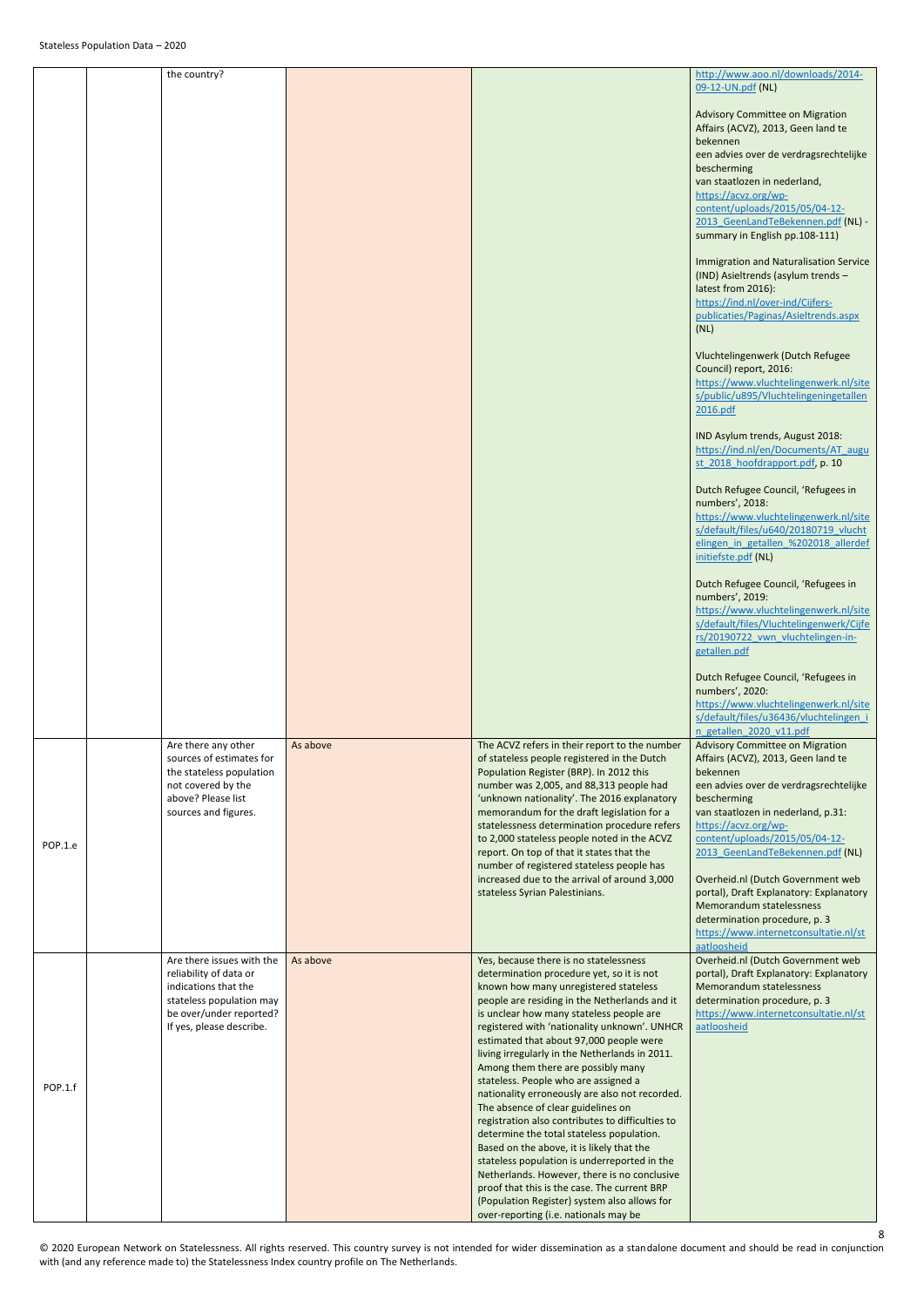| | | | | | |
|---|---|---|---|---|---|
| | | the country? | | | http://www.aoo.nl/downloads/2014-09-12-UN.pdf (NL)<br><br>Advisory Committee on Migration Affairs (ACVZ), 2013, Geen land te bekennen een advies over de verdragsrechtelijke bescherming van staatlozen in nederland, https://acvz.org/wp-content/uploads/2015/05/04-12-2013_GeenLandTeBekennen.pdf (NL) - summary in English pp.108-111)<br><br>Immigration and Naturalisation Service (IND) Asieltrends (asylum trends – latest from 2016): https://ind.nl/over-ind/Cijfers-publicaties/Paginas/Asieltrends.aspx (NL)<br><br>Vluchtelingenwerk (Dutch Refugee Council) report, 2016: https://www.vluchtelingenwerk.nl/sites/public/u895/Vluchtelingeningetallen2016.pdf<br><br>IND Asylum trends, August 2018: https://ind.nl/en/Documents/AT_august_2018_hoofdrapport.pdf, p. 10<br><br>Dutch Refugee Council, 'Refugees in numbers', 2018: https://www.vluchtelingenwerk.nl/sites/default/files/u640/20180719_vluchtelingen_in_getallen_%202018_allerdefinitiefste.pdf (NL)<br><br>Dutch Refugee Council, 'Refugees in numbers', 2019: https://www.vluchtelingenwerk.nl/sites/default/files/Vluchtelingenwerk/Cijfers/20190722_vwn_vluchtelingen-in-getallen.pdf<br><br>Dutch Refugee Council, 'Refugees in numbers', 2020: https://www.vluchtelingenwerk.nl/sites/default/files/u36436/vluchtelingen_in_getallen_2020_v11.pdf |
| POP.1.e | | Are there any other sources of estimates for the stateless population not covered by the above? Please list sources and figures. | As above | The ACVZ refers in their report to the number of stateless people registered in the Dutch Population Register (BRP). In 2012 this number was 2,005, and 88,313 people had 'unknown nationality'. The 2016 explanatory memorandum for the draft legislation for a statelessness determination procedure refers to 2,000 stateless people noted in the ACVZ report. On top of that it states that the number of registered stateless people has increased due to the arrival of around 3,000 stateless Syrian Palestinians. | Advisory Committee on Migration Affairs (ACVZ), 2013, Geen land te bekennen een advies over de verdragsrechtelijke bescherming van staatlozen in nederland, p.31: https://acvz.org/wp-content/uploads/2015/05/04-12-2013_GeenLandTeBekennen.pdf (NL)<br><br>Overheid.nl (Dutch Government web portal), Draft Explanatory: Explanatory Memorandum statelessness determination procedure, p. 3 https://www.internetconsultatie.nl/staatloosheid |
| POP.1.f | | Are there issues with the reliability of data or indications that the stateless population may be over/under reported? If yes, please describe. | As above | Yes, because there is no statelessness determination procedure yet, so it is not known how many unregistered stateless people are residing in the Netherlands and it is unclear how many stateless people are registered with 'nationality unknown'. UNHCR estimated that about 97,000 people were living irregularly in the Netherlands in 2011. Among them there are possibly many stateless. People who are assigned a nationality erroneously are also not recorded. The absence of clear guidelines on registration also contributes to difficulties to determine the total stateless population. Based on the above, it is likely that the stateless population is underreported in the Netherlands. However, there is no conclusive proof that this is the case. The current BRP (Population Register) system also allows for over-reporting (i.e. nationals may be | Overheid.nl (Dutch Government web portal), Draft Explanatory: Explanatory Memorandum statelessness determination procedure, p. 3 https://www.internetconsultatie.nl/staatloosheid |

© 2020 European Network on Statelessness. All rights reserved. This country survey is not intended for wider dissemination as a standalone document and should be read in conjunction with (and any reference made to) the Statelessness Index country profile on The Netherlands.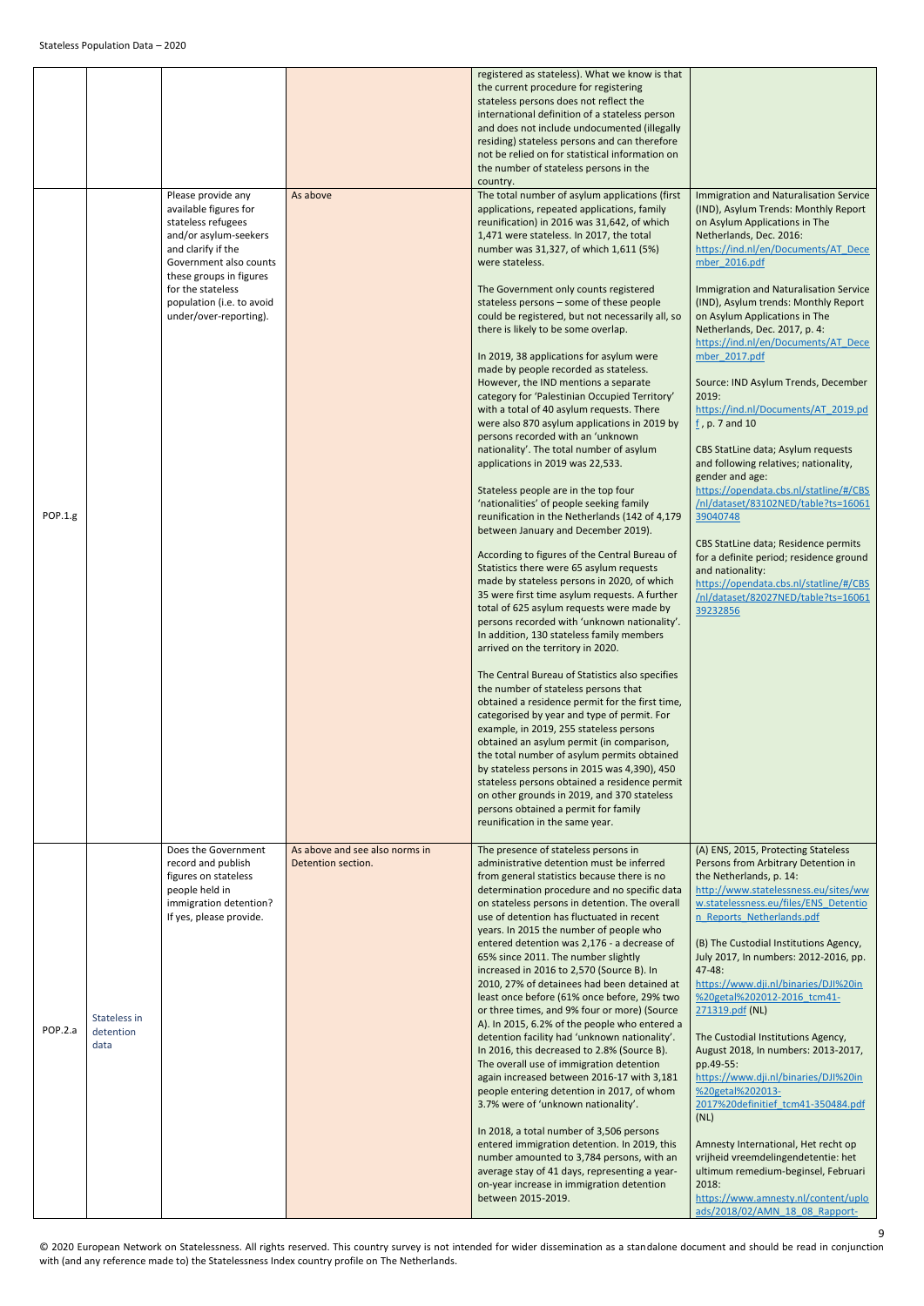| | | | | | |
|---|---|---|---|---|---|
| | | | | registered as stateless). What we know is that the current procedure for registering stateless persons does not reflect the international definition of a stateless person and does not include undocumented (illegally residing) stateless persons and can therefore not be relied on for statistical information on the number of stateless persons in the country. | |
| POP.1.g | | Please provide any available figures for stateless refugees and/or asylum-seekers and clarify if the Government also counts these groups in figures for the stateless population (i.e. to avoid under/over-reporting). | As above | The total number of asylum applications (first applications, repeated applications, family reunification) in 2016 was 31,642, of which 1,471 were stateless. In 2017, the total number was 31,327, of which 1,611 (5%) were stateless.<br><br>The Government only counts registered stateless persons – some of these people could be registered, but not necessarily all, so there is likely to be some overlap.<br><br>In 2019, 38 applications for asylum were made by people recorded as stateless. However, the IND mentions a separate category for 'Palestinian Occupied Territory' with a total of 40 asylum requests. There were also 870 asylum applications in 2019 by persons recorded with an 'unknown nationality'. The total number of asylum applications in 2019 was 22,533.<br><br>Stateless people are in the top four 'nationalities' of people seeking family reunification in the Netherlands (142 of 4,179 between January and December 2019).<br><br>According to figures of the Central Bureau of Statistics there were 65 asylum requests made by stateless persons in 2020, of which 35 were first time asylum requests. A further total of 625 asylum requests were made by persons recorded with 'unknown nationality'. In addition, 130 stateless family members arrived on the territory in 2020.<br><br>The Central Bureau of Statistics also specifies the number of stateless persons that obtained a residence permit for the first time, categorised by year and type of permit. For example, in 2019, 255 stateless persons obtained an asylum permit (in comparison, the total number of asylum permits obtained by stateless persons in 2015 was 4,390), 450 stateless persons obtained a residence permit on other grounds in 2019, and 370 stateless persons obtained a permit for family reunification in the same year. | Immigration and Naturalisation Service (IND), Asylum Trends: Monthly Report on Asylum Applications in The Netherlands, Dec. 2016: https://ind.nl/en/Documents/AT_December_2016.pdf<br><br>Immigration and Naturalisation Service (IND), Asylum trends: Monthly Report on Asylum Applications in The Netherlands, Dec. 2017, p. 4: https://ind.nl/en/Documents/AT_December_2017.pdf<br><br>Source: IND Asylum Trends, December 2019: https://ind.nl/Documents/AT_2019.pdf , p. 7 and 10<br><br>CBS StatLine data; Asylum requests and following relatives; nationality, gender and age: https://opendata.cbs.nl/statline/#/CBS/nl/dataset/83102NED/table?ts=1606139040748<br><br>CBS StatLine data; Residence permits for a definite period; residence ground and nationality: https://opendata.cbs.nl/statline/#/CBS/nl/dataset/82027NED/table?ts=1606139232856 |
| POP.2.a | Stateless in detention data | Does the Government record and publish figures on stateless people held in immigration detention? If yes, please provide. | As above and see also norms in Detention section. | The presence of stateless persons in administrative detention must be inferred from general statistics because there is no determination procedure and no specific data on stateless persons in detention. The overall use of detention has fluctuated in recent years. In 2015 the number of people who entered detention was 2,176 - a decrease of 65% since 2011. The number slightly increased in 2016 to 2,570 (Source B). In 2010, 27% of detainees had been detained at least once before (61% once before, 29% two or three times, and 9% four or more) (Source A). In 2015, 6.2% of the people who entered a detention facility had 'unknown nationality'. In 2016, this decreased to 2.8% (Source B). The overall use of immigration detention again increased between 2016-17 with 3,181 people entering detention in 2017, of whom 3.7% were of 'unknown nationality'.<br><br>In 2018, a total number of 3,506 persons entered immigration detention. In 2019, this number amounted to 3,784 persons, with an average stay of 41 days, representing a year-on-year increase in immigration detention between 2015-2019. | (A) ENS, 2015, Protecting Stateless Persons from Arbitrary Detention in the Netherlands, p. 14: http://www.statelessness.eu/sites/www.statelessness.eu/files/ENS_Detention_Reports_Netherlands.pdf<br><br>(B) The Custodial Institutions Agency, July 2017, In numbers: 2012-2016, pp. 47-48: https://www.dji.nl/binaries/DJI%20in%20getal%202012-2016_tcm41-271319.pdf (NL)<br><br>The Custodial Institutions Agency, August 2018, In numbers: 2013-2017, pp.49-55: https://www.dji.nl/binaries/DJI%20in%20getal%202013-2017%20definitief_tcm41-350484.pdf (NL)<br><br>Amnesty International, Het recht op vrijheid vreemdelingendetentie: het ultimum remedium-beginsel, Februari 2018: https://www.amnesty.nl/content/uploads/2018/02/AMN_18_08_Rapport- |

© 2020 European Network on Statelessness. All rights reserved. This country survey is not intended for wider dissemination as a standalone document and should be read in conjunction with (and any reference made to) the Statelessness Index country profile on The Netherlands.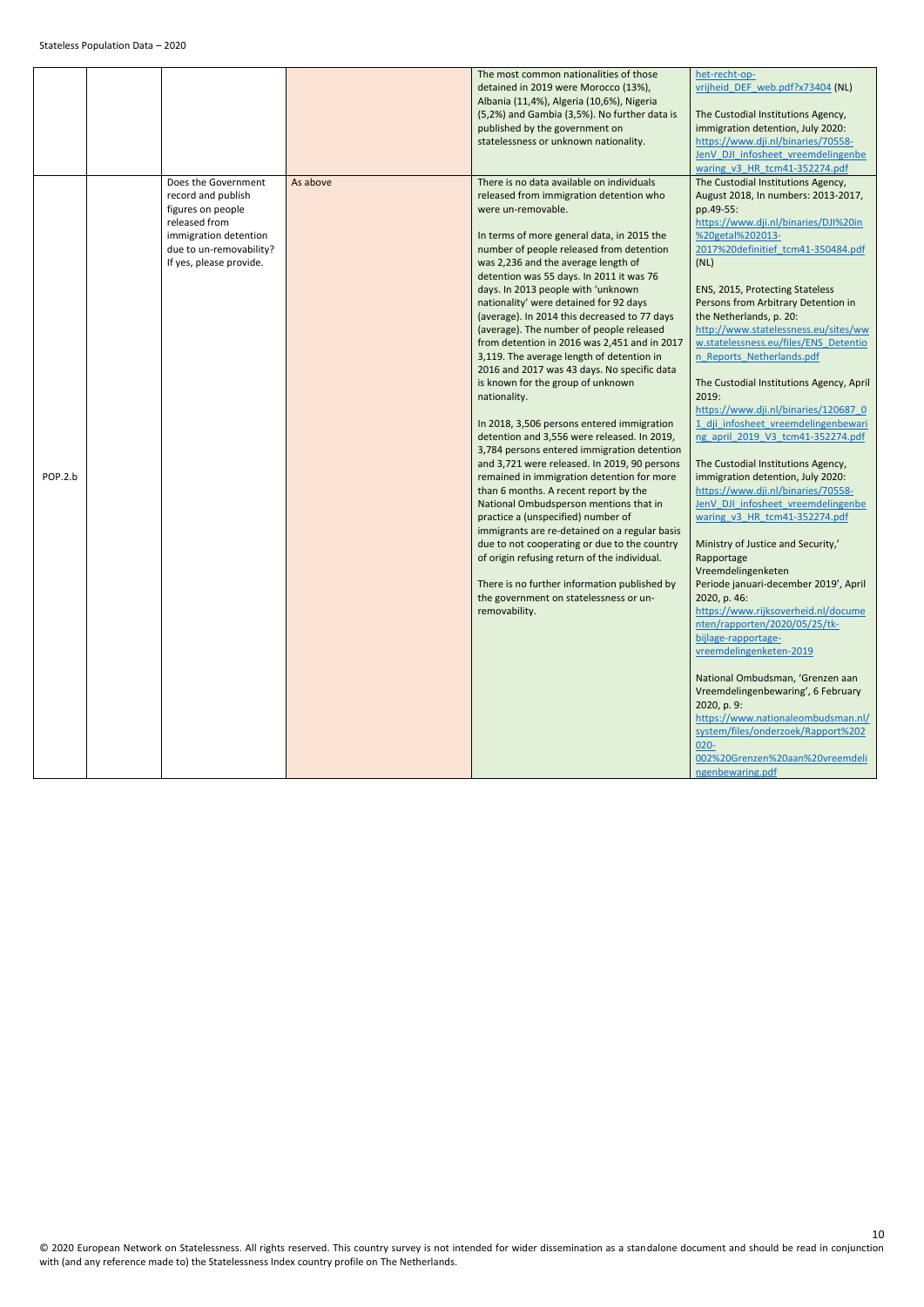| | | | | | |
|---|---|---|---|---|---|
| | | | | The most common nationalities of those detained in 2019 were Morocco (13%), Albania (11,4%), Algeria (10,6%), Nigeria (5,2%) and Gambia (3,5%). No further data is published by the government on statelessness or unknown nationality. | het-recht-op-vrijheid_DEF_web.pdf?x73404 (NL)<br><br>The Custodial Institutions Agency, immigration detention, July 2020: https://www.dji.nl/binaries/70558-JenV_DJI_infosheet_vreemdelingenbewaring_v3_HR_tcm41-352274.pdf |
| POP.2.b | | Does the Government record and publish figures on people released from immigration detention due to un-removability? If yes, please provide. | As above | There is no data available on individuals released from immigration detention who were un-removable.<br><br>In terms of more general data, in 2015 the number of people released from detention was 2,236 and the average length of detention was 55 days. In 2011 it was 76 days. In 2013 people with 'unknown nationality' were detained for 92 days (average). In 2014 this decreased to 77 days (average). The number of people released from detention in 2016 was 2,451 and in 2017 3,119. The average length of detention in 2016 and 2017 was 43 days. No specific data is known for the group of unknown nationality.<br><br>In 2018, 3,506 persons entered immigration detention and 3,556 were released. In 2019, 3,784 persons entered immigration detention and 3,721 were released. In 2019, 90 persons remained in immigration detention for more than 6 months. A recent report by the National Ombudsperson mentions that in practice a (unspecified) number of immigrants are re-detained on a regular basis due to not cooperating or due to the country of origin refusing return of the individual.<br><br>There is no further information published by the government on statelessness or un-removability. | The Custodial Institutions Agency, August 2018, In numbers: 2013-2017, pp.49-55: https://www.dji.nl/binaries/DJI%20in%20getal%202013-2017%20definitief_tcm41-350484.pdf (NL)<br><br>ENS, 2015, Protecting Stateless Persons from Arbitrary Detention in the Netherlands, p. 20: http://www.statelessness.eu/sites/www.statelessness.eu/files/ENS_Detention_Reports_Netherlands.pdf<br><br>The Custodial Institutions Agency, April 2019: https://www.dji.nl/binaries/120687_01_dji_infosheet_vreemdelingenbewaring_april_2019_V3_tcm41-352274.pdf<br><br>The Custodial Institutions Agency, immigration detention, July 2020: https://www.dji.nl/binaries/70558-JenV_DJI_infosheet_vreemdelingenbewaring_v3_HR_tcm41-352274.pdf<br><br>Ministry of Justice and Security,' Rapportage Vreemdelingenketen Periode januari-december 2019', April 2020, p. 46: https://www.rijksoverheid.nl/documenten/rapporten/2020/05/25/tk-bijlage-rapportage-vreemdelingenketen-2019<br><br>National Ombudsman, 'Grenzen aan Vreemdelingenbewaring', 6 February 2020, p. 9: https://www.nationaleombudsman.nl/system/files/onderzoek/Rapport%202020-002%20Grenzen%20aan%20vreemdelingenbewaring.pdf |

© 2020 European Network on Statelessness. All rights reserved. This country survey is not intended for wider dissemination as a standalone document and should be read in conjunction with (and any reference made to) the Statelessness Index country profile on The Netherlands.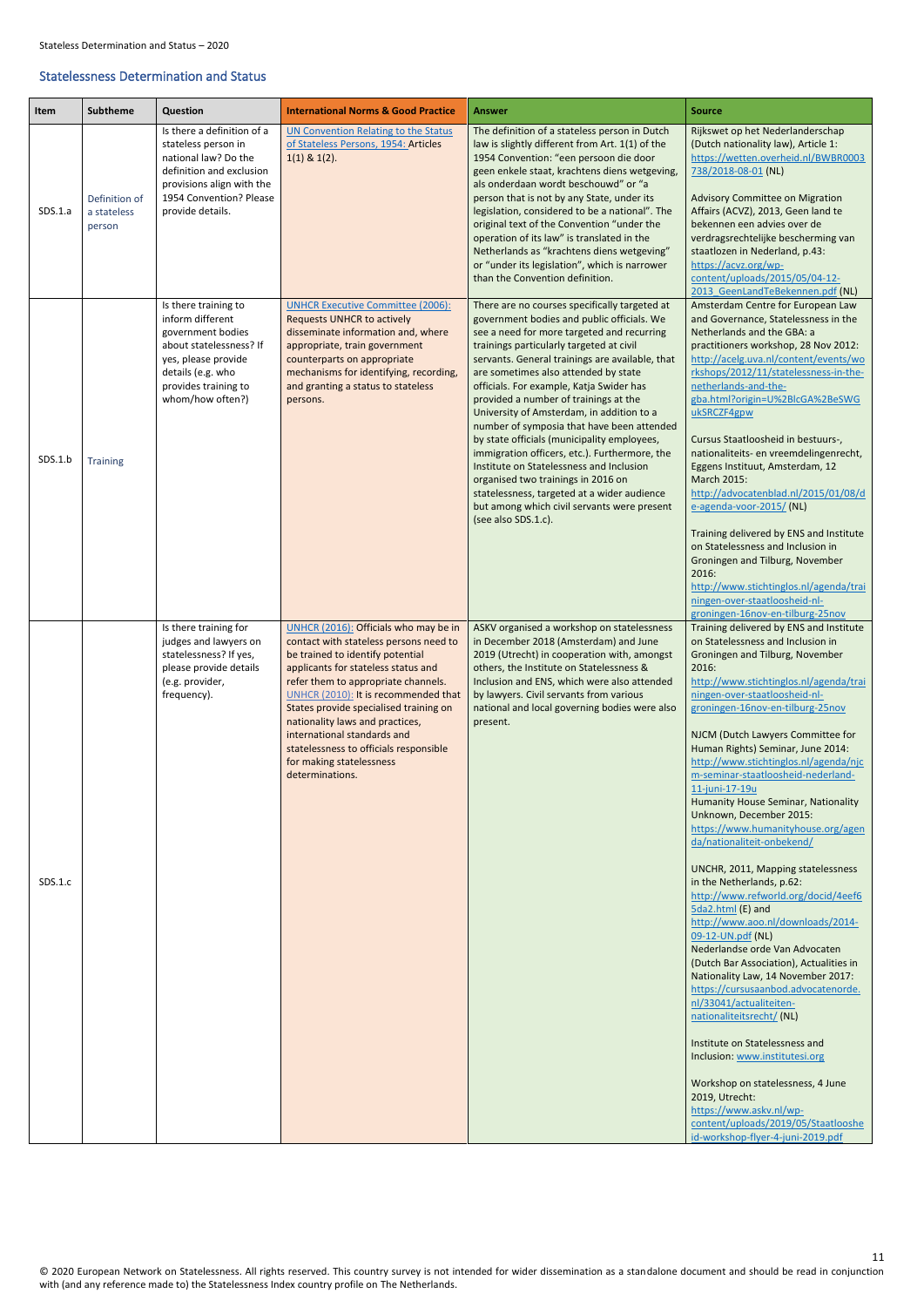## Statelessness Determination and Status

| Item | Subtheme | Question | International Norms & Good Practice | Answer | Source |
|---|---|---|---|---|---|
| SDS.1.a | Definition of a stateless person | Is there a definition of a stateless person in national law? Do the definition and exclusion provisions align with the 1954 Convention? Please provide details. | UN Convention Relating to the Status of Stateless Persons, 1954: Articles 1(1) & 1(2). | The definition of a stateless person in Dutch law is slightly different from Art. 1(1) of the 1954 Convention: "een persoon die door geen enkele staat, krachtens diens wetgeving, als onderdaan wordt beschouwd" or "a person that is not by any State, under its legislation, considered to be a national". The original text of the Convention "under the operation of its law" is translated in the Netherlands as "krachtens diens wetgeving" or "under its legislation", which is narrower than the Convention definition. | Rijkswet op het Nederlanderschap (Dutch nationality law), Article 1: https://wetten.overheid.nl/BWBR0003738/2018-08-01 (NL)<br><br>Advisory Committee on Migration Affairs (ACVZ), 2013, Geen land te bekennen een advies over de verdragsrechtelijke bescherming van staatlozen in Nederland, p.43: https://acvz.org/wp-content/uploads/2015/05/04-12-2013_GeenLandTeBekennen.pdf (NL) |
| SDS.1.b | Training | Is there training to inform different government bodies about statelessness? If yes, please provide details (e.g. who provides training to whom/how often?) | UNHCR Executive Committee (2006): Requests UNHCR to actively disseminate information and, where appropriate, train government counterparts on appropriate mechanisms for identifying, recording, and granting a status to stateless persons. | There are no courses specifically targeted at government bodies and public officials. We see a need for more targeted and recurring trainings particularly targeted at civil servants. General trainings are available, that are sometimes also attended by state officials. For example, Katja Swider has provided a number of trainings at the University of Amsterdam, in addition to a number of symposia that have been attended by state officials (municipality employees, immigration officers, etc.). Furthermore, the Institute on Statelessness and Inclusion organised two trainings in 2016 on statelessness, targeted at a wider audience but among which civil servants were present (see also SDS.1.c). | Amsterdam Centre for European Law and Governance, Statelessness in the Netherlands and the GBA: a practitioners workshop, 28 Nov 2012: http://acelg.uva.nl/content/events/workshops/2012/11/statelessness-in-the-netherlands-and-the-gba.html?origin=U%2BlcGA%2BeSWGukSRCZF4gpw<br><br>Cursus Staatloosheid in bestuurs-, nationaliteits- en vreemdelingenrecht, Eggens Instituut, Amsterdam, 12 March 2015: http://advocatenblad.nl/2015/01/08/de-agenda-voor-2015/ (NL)<br><br>Training delivered by ENS and Institute on Statelessness and Inclusion in Groningen and Tilburg, November 2016: http://www.stichtinglos.nl/agenda/trainingen-over-staatloosheid-nl-groningen-16nov-en-tilburg-25nov |
| SDS.1.c | | Is there training for judges and lawyers on statelessness? If yes, please provide details (e.g. provider, frequency). | UNHCR (2016): Officials who may be in contact with stateless persons need to be trained to identify potential applicants for stateless status and refer them to appropriate channels. UNHCR (2010): It is recommended that States provide specialised training on nationality laws and practices, international standards and statelessness to officials responsible for making statelessness determinations. | ASKV organised a workshop on statelessness in December 2018 (Amsterdam) and June 2019 (Utrecht) in cooperation with, amongst others, the Institute on Statelessness & Inclusion and ENS, which were also attended by lawyers. Civil servants from various national and local governing bodies were also present. | Training delivered by ENS and Institute on Statelessness and Inclusion in Groningen and Tilburg, November 2016: http://www.stichtinglos.nl/agenda/trainingen-over-staatloosheid-nl-groningen-16nov-en-tilburg-25nov<br><br>NJCM (Dutch Lawyers Committee for Human Rights) Seminar, June 2014: http://www.stichtinglos.nl/agenda/njcm-seminar-staatloosheid-nederland-11-juni-17-19u<br>Humanity House Seminar, Nationality Unknown, December 2015: https://www.humanityhouse.org/agenda/nationaliteit-onbekend/<br><br>UNCHR, 2011, Mapping statelessness in the Netherlands, p.62: http://www.refworld.org/docid/4eef65da2.html (E) and http://www.aoo.nl/downloads/2014-09-12-UN.pdf (NL)<br>Nederlandse orde Van Advocaten (Dutch Bar Association), Actualities in Nationality Law, 14 November 2017: https://cursusaanbod.advocatenorde.nl/33041/actualiteiten-nationaliteitsrecht/ (NL)<br><br>Institute on Statelessness and Inclusion: www.institutesi.org<br><br>Workshop on statelessness, 4 June 2019, Utrecht: https://www.askv.nl/wp-content/uploads/2019/05/Staatloosheid-workshop-flyer-4-juni-2019.pdf |

© 2020 European Network on Statelessness. All rights reserved. This country survey is not intended for wider dissemination as a standalone document and should be read in conjunction with (and any reference made to) the Statelessness Index country profile on The Netherlands.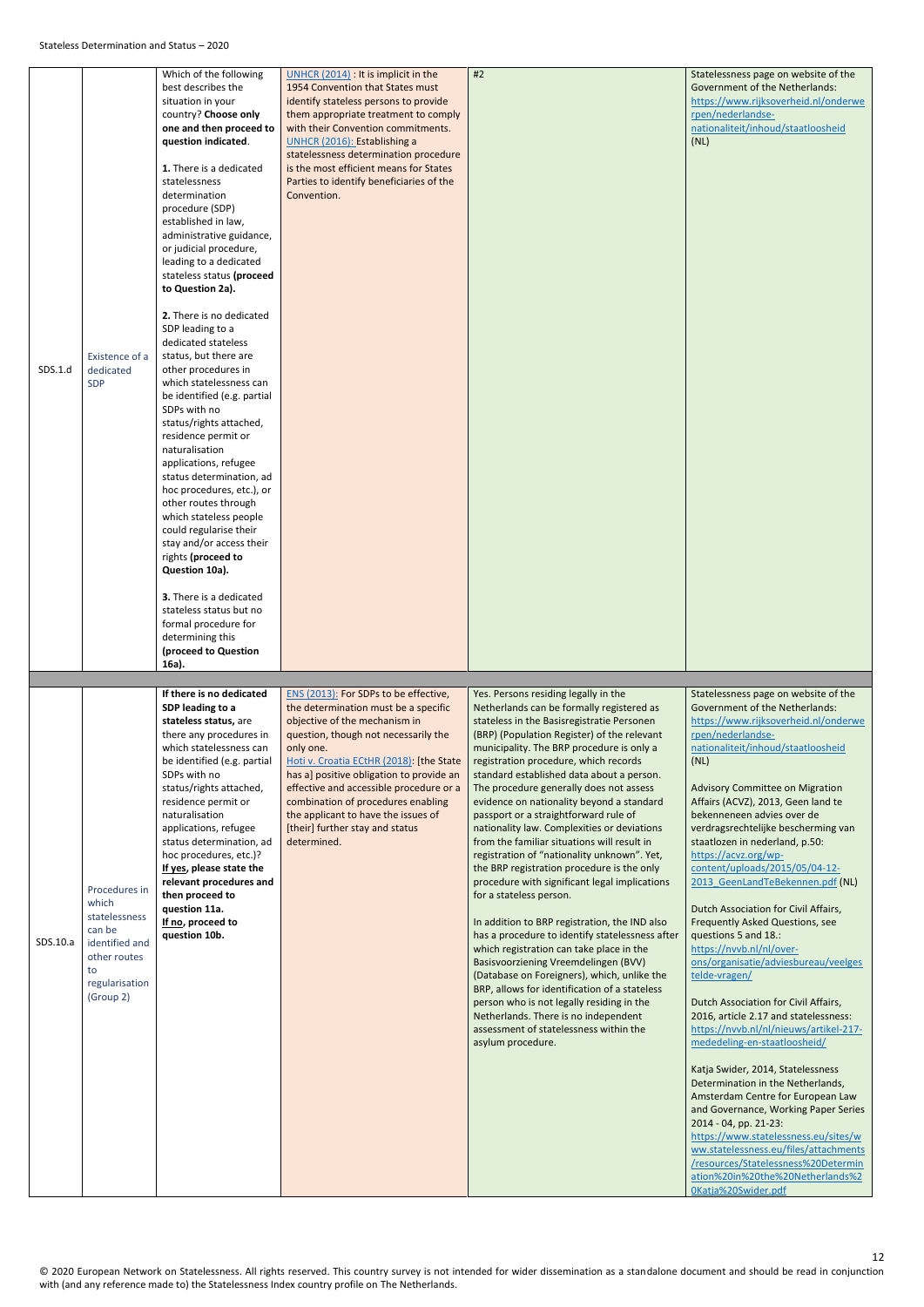| | | | | | |
|---|---|---|---|---|---|
| SDS.1.d | Existence of a dedicated SDP | Which of the following best describes the situation in your country? **Choose only one and then proceed to question indicated**.<br><br>**1.** There is a dedicated statelessness determination procedure (SDP) established in law, administrative guidance, or judicial procedure, leading to a dedicated stateless status **(proceed to Question 2a).**<br><br>**2.** There is no dedicated SDP leading to a dedicated stateless status, but there are other procedures in which statelessness can be identified (e.g. partial SDPs with no status/rights attached, residence permit or naturalisation applications, refugee status determination, ad hoc procedures, etc.), or other routes through which stateless people could regularise their stay and/or access their rights **(proceed to Question 10a).**<br><br>**3.** There is a dedicated stateless status but no formal procedure for determining this **(proceed to Question 16a).** | UNHCR (2014) : It is implicit in the 1954 Convention that States must identify stateless persons to provide them appropriate treatment to comply with their Convention commitments.<br>UNHCR (2016): Establishing a statelessness determination procedure is the most efficient means for States Parties to identify beneficiaries of the Convention. | #2 | Statelessness page on website of the Government of the Netherlands: https://www.rijksoverheid.nl/onderwerpen/nederlandse-nationaliteit/inhoud/staatloosheid (NL) |
| | | | | | |
| SDS.10.a | Procedures in which statelessness can be identified and other routes to regularisation (Group 2) | **If there is no dedicated SDP leading to a stateless status,** are there any procedures in which statelessness can be identified (e.g. partial SDPs with no status/rights attached, residence permit or naturalisation applications, refugee status determination, ad hoc procedures, etc.)?<br>**If yes, please state the relevant procedures and then proceed to question 11a.**<br>**If no, proceed to question 10b.** | ENS (2013): For SDPs to be effective, the determination must be a specific objective of the mechanism in question, though not necessarily the only one.<br>Hoti v. Croatia ECtHR (2018): [the State has a] positive obligation to provide an effective and accessible procedure or a combination of procedures enabling the applicant to have the issues of [their] further stay and status determined. | Yes. Persons residing legally in the Netherlands can be formally registered as stateless in the Basisregistratie Personen (BRP) (Population Register) of the relevant municipality. The BRP procedure is only a registration procedure, which records standard established data about a person. The procedure generally does not assess evidence on nationality beyond a standard passport or a straightforward rule of nationality law. Complexities or deviations from the familiar situations will result in registration of "nationality unknown". Yet, the BRP registration procedure is the only procedure with significant legal implications for a stateless person.<br><br>In addition to BRP registration, the IND also has a procedure to identify statelessness after which registration can take place in the Basisvoorziening Vreemdelingen (BVV) (Database on Foreigners), which, unlike the BRP, allows for identification of a stateless person who is not legally residing in the Netherlands. There is no independent assessment of statelessness within the asylum procedure. | Statelessness page on website of the Government of the Netherlands: https://www.rijksoverheid.nl/onderwerpen/nederlandse-nationaliteit/inhoud/staatloosheid (NL)<br><br>Advisory Committee on Migration Affairs (ACVZ), 2013, Geen land te bekenneneen advies over de verdragsrechtelijke bescherming van staatlozen in nederland, p.50: https://acvz.org/wp-content/uploads/2015/05/04-12-2013_GeenLandTeBekennen.pdf (NL)<br><br>Dutch Association for Civil Affairs, Frequently Asked Questions, see questions 5 and 18.: https://nvvb.nl/nl/over-ons/organisatie/adviesbureau/veelgestelde-vragen/<br><br>Dutch Association for Civil Affairs, 2016, article 2.17 and statelessness: https://nvvb.nl/nl/nieuws/artikel-217-mededeling-en-staatloosheid/<br><br>Katja Swider, 2014, Statelessness Determination in the Netherlands, Amsterdam Centre for European Law and Governance, Working Paper Series 2014 - 04, pp. 21-23: https://www.statelessness.eu/sites/www.statelessness.eu/files/attachments/resources/Statelessness%20Determination%20in%20the%20Netherlands%20Katja%20Swider.pdf |

© 2020 European Network on Statelessness. All rights reserved. This country survey is not intended for wider dissemination as a standalone document and should be read in conjunction with (and any reference made to) the Statelessness Index country profile on The Netherlands.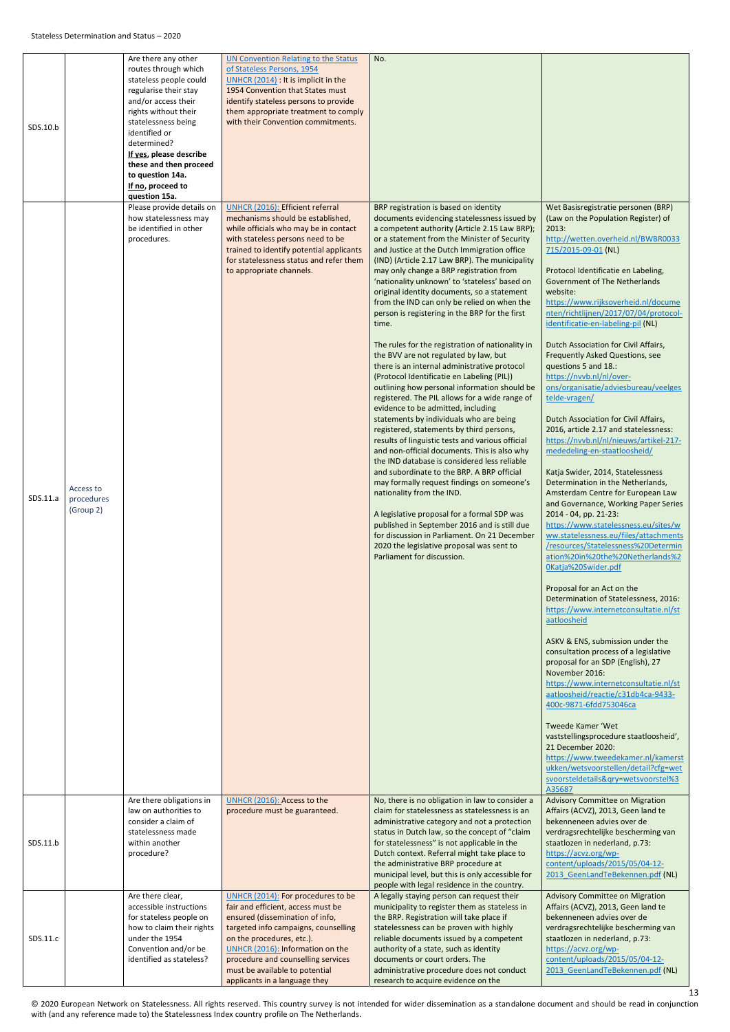| | | | | | |
|---|---|---|---|---|---|
| SDS.10.b | | Are there any other routes through which stateless people could regularise their stay and/or access their rights without their statelessness being identified or determined? **If yes, please describe these and then proceed to question 14a. If no, proceed to question 15a.** | UN Convention Relating to the Status of Stateless Persons, 1954 UNHCR (2014) : It is implicit in the 1954 Convention that States must identify stateless persons to provide them appropriate treatment to comply with their Convention commitments. | No. | |
| SDS.11.a | Access to procedures (Group 2) | Please provide details on how statelessness may be identified in other procedures. | UNHCR (2016): Efficient referral mechanisms should be established, while officials who may be in contact with stateless persons need to be trained to identify potential applicants for statelessness status and refer them to appropriate channels. | BRP registration is based on identity documents evidencing statelessness issued by a competent authority (Article 2.15 Law BRP); or a statement from the Minister of Security and Justice at the Dutch Immigration office (IND) (Article 2.17 Law BRP). The municipality may only change a BRP registration from 'nationality unknown' to 'stateless' based on original identity documents, so a statement from the IND can only be relied on when the person is registering in the BRP for the first time.<br><br>The rules for the registration of nationality in the BVV are not regulated by law, but there is an internal administrative protocol (Protocol Identificatie en Labeling (PIL)) outlining how personal information should be registered. The PIL allows for a wide range of evidence to be admitted, including statements by individuals who are being registered, statements by third persons, results of linguistic tests and various official and non-official documents. This is also why the IND database is considered less reliable and subordinate to the BRP. A BRP official may formally request findings on someone's nationality from the IND.<br><br>A legislative proposal for a formal SDP was published in September 2016 and is still due for discussion in Parliament. On 21 December 2020 the legislative proposal was sent to Parliament for discussion. | Wet Basisregistratie personen (BRP) (Law on the Population Register) of 2013: http://wetten.overheid.nl/BWBR0033715/2015-09-01 (NL)<br><br>Protocol Identificatie en Labeling, Government of The Netherlands website: https://www.rijksoverheid.nl/documenten/richtlijnen/2017/07/04/protocol-identificatie-en-labeling-pil (NL)<br><br>Dutch Association for Civil Affairs, Frequently Asked Questions, see questions 5 and 18.: https://nvvb.nl/nl/over-ons/organisatie/adviesbureau/veelgestelde-vragen/<br><br>Dutch Association for Civil Affairs, 2016, article 2.17 and statelessness: https://nvvb.nl/nl/nieuws/artikel-217-mededeling-en-staatloosheid/<br><br>Katja Swider, 2014, Statelessness Determination in the Netherlands, Amsterdam Centre for European Law and Governance, Working Paper Series 2014 - 04, pp. 21-23: https://www.statelessness.eu/sites/www.statelessness.eu/files/attachments/resources/Statelessness%20Determination%20in%20the%20Netherlands%20Katja%20Swider.pdf<br><br>Proposal for an Act on the Determination of Statelessness, 2016: https://www.internetconsultatie.nl/staatloosheid<br><br>ASKV & ENS, submission under the consultation process of a legislative proposal for an SDP (English), 27 November 2016: https://www.internetconsultatie.nl/staatloosheid/reactie/c31db4ca-9433-400c-9871-6fdd753046ca<br><br>Tweede Kamer 'Wet vaststellingsprocedure staatloosheid', 21 December 2020: https://www.tweedekamer.nl/kamerstukken/wetsvoorstellen/detail?cfg=wetsvoorsteldetails&qry=wetsvoorstel%3A35687 |
| SDS.11.b | | Are there obligations in law on authorities to consider a claim of statelessness made within another procedure? | UNHCR (2016): Access to the procedure must be guaranteed. | No, there is no obligation in law to consider a claim for statelessness as statelessness is an administrative category and not a protection status in Dutch law, so the concept of "claim for statelessness" is not applicable in the Dutch context. Referral might take place to the administrative BRP procedure at municipal level, but this is only accessible for people with legal residence in the country. | Advisory Committee on Migration Affairs (ACVZ), 2013, Geen land te bekenneneen advies over de verdragsrechtelijke bescherming van staatlozen in nederland, p.73: https://acvz.org/wp-content/uploads/2015/05/04-12-2013_GeenLandTeBekennen.pdf (NL) |
| SDS.11.c | | Are there clear, accessible instructions for stateless people on how to claim their rights under the 1954 Convention and/or be identified as stateless? | UNHCR (2014): For procedures to be fair and efficient, access must be ensured (dissemination of info, targeted info campaigns, counselling on the procedures, etc.). UNHCR (2016): Information on the procedure and counselling services must be available to potential applicants in a language they | A legally staying person can request their municipality to register them as stateless in the BRP. Registration will take place if statelessness can be proven with highly reliable documents issued by a competent authority of a state, such as identity documents or court orders. The administrative procedure does not conduct research to acquire evidence on the | Advisory Committee on Migration Affairs (ACVZ), 2013, Geen land te bekenneneen advies over de verdragsrechtelijke bescherming van staatlozen in nederland, p.73: https://acvz.org/wp-content/uploads/2015/05/04-12-2013_GeenLandTeBekennen.pdf (NL) |

© 2020 European Network on Statelessness. All rights reserved. This country survey is not intended for wider dissemination as a standalone document and should be read in conjunction with (and any reference made to) the Statelessness Index country profile on The Netherlands.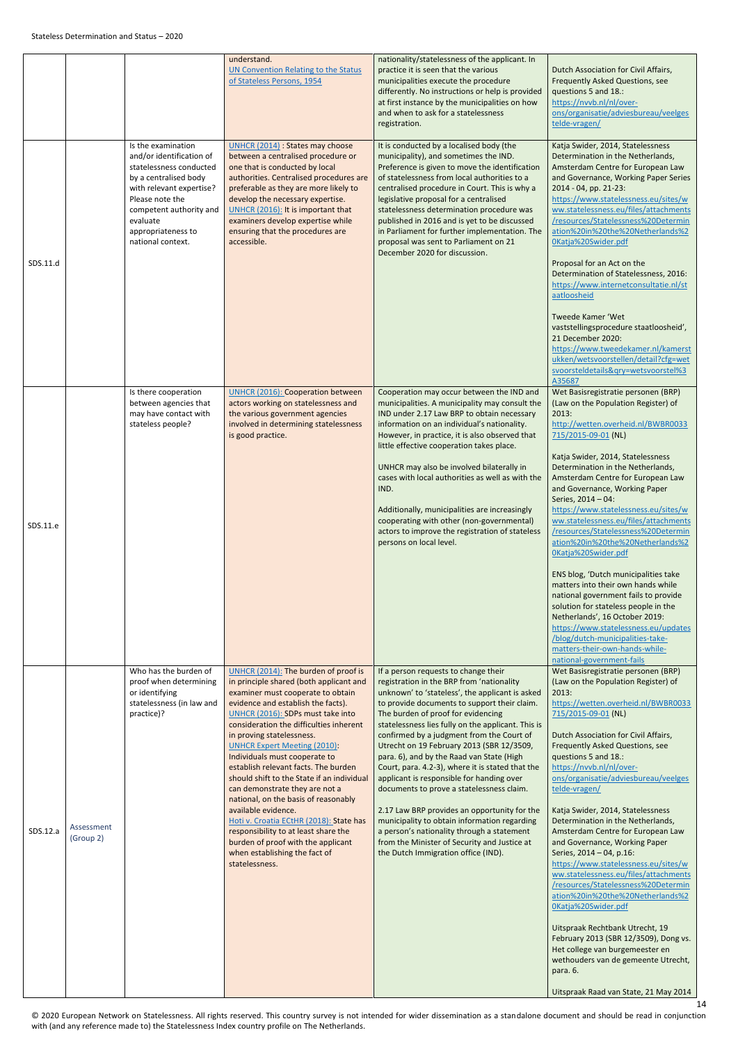| | | | | | |
|---|---|---|---|---|---|
| | | | understand. UN Convention Relating to the Status of Stateless Persons, 1954 | nationality/statelessness of the applicant. In practice it is seen that the various municipalities execute the procedure differently. No instructions or help is provided at first instance by the municipalities on how and when to ask for a statelessness registration. | Dutch Association for Civil Affairs, Frequently Asked Questions, see questions 5 and 18.: https://nvvb.nl/nl/over-ons/organisatie/adviesbureau/veelgestelde-vragen/ |
| SDS.11.d | | Is the examination and/or identification of statelessness conducted by a centralised body with relevant expertise? Please note the competent authority and evaluate appropriateness to national context. | UNHCR (2014) : States may choose between a centralised procedure or one that is conducted by local authorities. Centralised procedures are preferable as they are more likely to develop the necessary expertise. UNHCR (2016): It is important that examiners develop expertise while ensuring that the procedures are accessible. | It is conducted by a localised body (the municipality), and sometimes the IND. Preference is given to move the identification of statelessness from local authorities to a centralised procedure in Court. This is why a legislative proposal for a centralised statelessness determination procedure was published in 2016 and is yet to be discussed in Parliament for further implementation. The proposal was sent to Parliament on 21 December 2020 for discussion. | Katja Swider, 2014, Statelessness Determination in the Netherlands, Amsterdam Centre for European Law and Governance, Working Paper Series 2014 - 04, pp. 21-23: https://www.statelessness.eu/sites/www.statelessness.eu/files/attachments/resources/Statelessness%20Determination%20in%20the%20Netherlands%20Katja%20Swider.pdf<br><br>Proposal for an Act on the Determination of Statelessness, 2016: https://www.internetconsultatie.nl/staatloosheid<br><br>Tweede Kamer 'Wet vaststellingsprocedure staatloosheid', 21 December 2020: https://www.tweedekamer.nl/kamerstukken/wetsvoorstellen/detail?cfg=wetsvoorsteldetails&qry=wetsvoorstel%3A35687 |
| SDS.11.e | | Is there cooperation between agencies that may have contact with stateless people? | UNHCR (2016): Cooperation between actors working on statelessness and the various government agencies involved in determining statelessness is good practice. | Cooperation may occur between the IND and municipalities. A municipality may consult the IND under 2.17 Law BRP to obtain necessary information on an individual's nationality. However, in practice, it is also observed that little effective cooperation takes place.<br><br>UNHCR may also be involved bilaterally in cases with local authorities as well as with the IND.<br><br>Additionally, municipalities are increasingly cooperating with other (non-governmental) actors to improve the registration of stateless persons on local level. | Wet Basisregistratie personen (BRP) (Law on the Population Register) of 2013: http://wetten.overheid.nl/BWBR0033715/2015-09-01 (NL)<br><br>Katja Swider, 2014, Statelessness Determination in the Netherlands, Amsterdam Centre for European Law and Governance, Working Paper Series, 2014 – 04: https://www.statelessness.eu/sites/www.statelessness.eu/files/attachments/resources/Statelessness%20Determination%20in%20the%20Netherlands%20Katja%20Swider.pdf<br><br>ENS blog, 'Dutch municipalities take matters into their own hands while national government fails to provide solution for stateless people in the Netherlands', 16 October 2019: https://www.statelessness.eu/updates/blog/dutch-municipalities-take-matters-their-own-hands-while-national-government-fails |
| SDS.12.a | Assessment (Group 2) | Who has the burden of proof when determining or identifying statelessness (in law and practice)? | UNHCR (2014): The burden of proof is in principle shared (both applicant and examiner must cooperate to obtain evidence and establish the facts). UNHCR (2016): SDPs must take into consideration the difficulties inherent in proving statelessness. UNHCR Expert Meeting (2010): Individuals must cooperate to establish relevant facts. The burden should shift to the State if an individual can demonstrate they are not a national, on the basis of reasonably available evidence. Hoti v. Croatia ECtHR (2018): State has responsibility to at least share the burden of proof with the applicant when establishing the fact of statelessness. | If a person requests to change their registration in the BRP from 'nationality unknown' to 'stateless', the applicant is asked to provide documents to support their claim. The burden of proof for evidencing statelessness lies fully on the applicant. This is confirmed by a judgment from the Court of Utrecht on 19 February 2013 (SBR 12/3509, para. 6), and by the Raad van State (High Court, para. 4.2-3), where it is stated that the applicant is responsible for handing over documents to prove a statelessness claim.<br><br>2.17 Law BRP provides an opportunity for the municipality to obtain information regarding a person's nationality through a statement from the Minister of Security and Justice at the Dutch Immigration office (IND). | Wet Basisregistratie personen (BRP) (Law on the Population Register) of 2013: https://wetten.overheid.nl/BWBR0033715/2015-09-01 (NL)<br><br>Dutch Association for Civil Affairs, Frequently Asked Questions, see questions 5 and 18.: https://nvvb.nl/nl/over-ons/organisatie/adviesbureau/veelgestelde-vragen/<br><br>Katja Swider, 2014, Statelessness Determination in the Netherlands, Amsterdam Centre for European Law and Governance, Working Paper Series, 2014 – 04, p.16: https://www.statelessness.eu/sites/www.statelessness.eu/files/attachments/resources/Statelessness%20Determination%20in%20the%20Netherlands%20Katja%20Swider.pdf<br><br>Uitspraak Rechtbank Utrecht, 19 February 2013 (SBR 12/3509), Dong vs. Het college van burgemeester en wethouders van de gemeente Utrecht, para. 6.<br><br>Uitspraak Raad van State, 21 May 2014 |

© 2020 European Network on Statelessness. All rights reserved. This country survey is not intended for wider dissemination as a standalone document and should be read in conjunction with (and any reference made to) the Statelessness Index country profile on The Netherlands.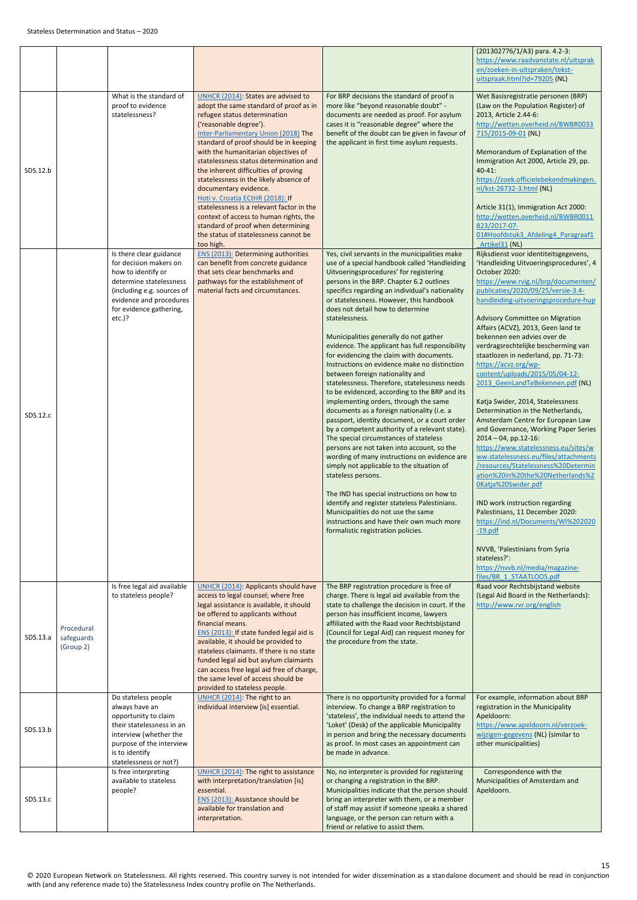| | | | | | (201302776/1/A3) para. 4.2-3: https://www.raadvanstate.nl/uitspraken/zoeken-in-uitspraken/tekst-uitspraak.html?id=79205 (NL) |
|---|---|---|---|---|---|
| SDS.12.b | | What is the standard of proof to evidence statelessness? | UNHCR (2014): States are advised to adopt the same standard of proof as in refugee status determination ('reasonable degree').<br>Inter-Parliamentary Union (2018) The standard of proof should be in keeping with the humanitarian objectives of statelessness status determination and the inherent difficulties of proving statelessness in the likely absence of documentary evidence.<br>Hoti v. Croatia ECtHR (2018): If statelessness is a relevant factor in the context of access to human rights, the standard of proof when determining the status of statelessness cannot be too high. | For BRP decisions the standard of proof is more like "beyond reasonable doubt" - documents are needed as proof. For asylum cases it is "reasonable degree" where the benefit of the doubt can be given in favour of the applicant in first time asylum requests. | Wet Basisregistratie personen (BRP) (Law on the Population Register) of 2013, Article 2.44-6: http://wetten.overheid.nl/BWBR0033715/2015-09-01 (NL)<br><br>Memorandum of Explanation of the Immigration Act 2000, Article 29, pp. 40-41: https://zoek.officielebekendmakingen.nl/kst-26732-3.html (NL)<br><br>Article 31(1), Immigration Act 2000: http://wetten.overheid.nl/BWBR0011823/2017-07-01#Hoofdstuk3_Afdeling4_Paragraaf1_Artikel31 (NL) |
| SDS.12.c | | Is there clear guidance for decision makers on how to identify or determine statelessness (including e.g. sources of evidence and procedures for evidence gathering, etc.)? | ENS (2013): Determining authorities can benefit from concrete guidance that sets clear benchmarks and pathways for the establishment of material facts and circumstances. | Yes, civil servants in the municipalities make use of a special handbook called 'Handleiding Uitvoeringsprocedures' for registering persons in the BRP. Chapter 6.2 outlines specifics regarding an individual's nationality or statelessness. However, this handbook does not detail how to determine statelessness.<br><br>Municipalities generally do not gather evidence. The applicant has full responsibility for evidencing the claim with documents. Instructions on evidence make no distinction between foreign nationality and statelessness. Therefore, statelessness needs to be evidenced, according to the BRP and its implementing orders, through the same documents as a foreign nationality (i.e. a passport, identity document, or a court order by a competent authority of a relevant state). The special circumstances of stateless persons are not taken into account, so the wording of many instructions on evidence are simply not applicable to the situation of stateless persons.<br><br>The IND has special instructions on how to identify and register stateless Palestinians. Municipalities do not use the same instructions and have their own much more formalistic registration policies. | Rijksdienst voor identiteitsgegevens, 'Handleiding Uitvoeringsprocedures', 4 October 2020: https://www.rvig.nl/brp/documenten/publicaties/2020/09/25/versie-3.4-handleiding-uitvoeringsprocedure-hup<br><br>Advisory Committee on Migration Affairs (ACVZ), 2013, Geen land te bekennen een advies over de verdragsrechtelijke bescherming van staatlozen in nederland, pp. 71-73: https://acvz.org/wp-content/uploads/2015/05/04-12-2013_GeenLandTeBekennen.pdf (NL)<br><br>Katja Swider, 2014, Statelessness Determination in the Netherlands, Amsterdam Centre for European Law and Governance, Working Paper Series 2014 – 04, pp.12-16: https://www.statelessness.eu/sites/www.statelessness.eu/files/attachments/resources/Statelessness%20Determination%20in%20the%20Netherlands%20Katja%20Swider.pdf<br><br>IND work instruction regarding Palestinians, 11 December 2020: https://ind.nl/Documents/WI%202020-19.pdf<br><br>NVVB, 'Palestinians from Syria stateless?': https://nvvb.nl/media/magazine-files/BR_1_STAATLOOS.pdf |
| SDS.13.a | Procedural safeguards (Group 2) | Is free legal aid available to stateless people? | UNHCR (2014): Applicants should have access to legal counsel; where free legal assistance is available, it should be offered to applicants without financial means.<br>ENS (2013): If state funded legal aid is available, it should be provided to stateless claimants. If there is no state funded legal aid but asylum claimants can access free legal aid free of charge, the same level of access should be provided to stateless people. | The BRP registration procedure is free of charge. There is legal aid available from the state to challenge the decision in court. If the person has insufficient income, lawyers affiliated with the Raad voor Rechtsbijstand (Council for Legal Aid) can request money for the procedure from the state. | Raad voor Rechtsbijstand website (Legal Aid Board in the Netherlands): http://www.rvr.org/english |
| SDS.13.b | | Do stateless people always have an opportunity to claim their statelessness in an interview (whether the purpose of the interview is to identify statelessness or not?) | UNHCR (2014): The right to an individual interview [is] essential. | There is no opportunity provided for a formal interview. To change a BRP registration to 'stateless', the individual needs to attend the 'Loket' (Desk) of the applicable Municipality in person and bring the necessary documents as proof. In most cases an appointment can be made in advance. | For example, information about BRP registration in the Municipality Apeldoorn: https://www.apeldoorn.nl/verzoek-wijzigen-gegevens (NL) (similar to other municipalities) |
| SDS.13.c | | Is free interpreting available to stateless people? | UNHCR (2014): The right to assistance with interpretation/translation [is] essential.<br>ENS (2013): Assistance should be available for translation and interpretation. | No, no interpreter is provided for registering or changing a registration in the BRP. Municipalities indicate that the person should bring an interpreter with them, or a member of staff may assist if someone speaks a shared language, or the person can return with a friend or relative to assist them. | Correspondence with the Municipalities of Amsterdam and Apeldoorn. |

© 2020 European Network on Statelessness. All rights reserved. This country survey is not intended for wider dissemination as a standalone document and should be read in conjunction with (and any reference made to) the Statelessness Index country profile on The Netherlands.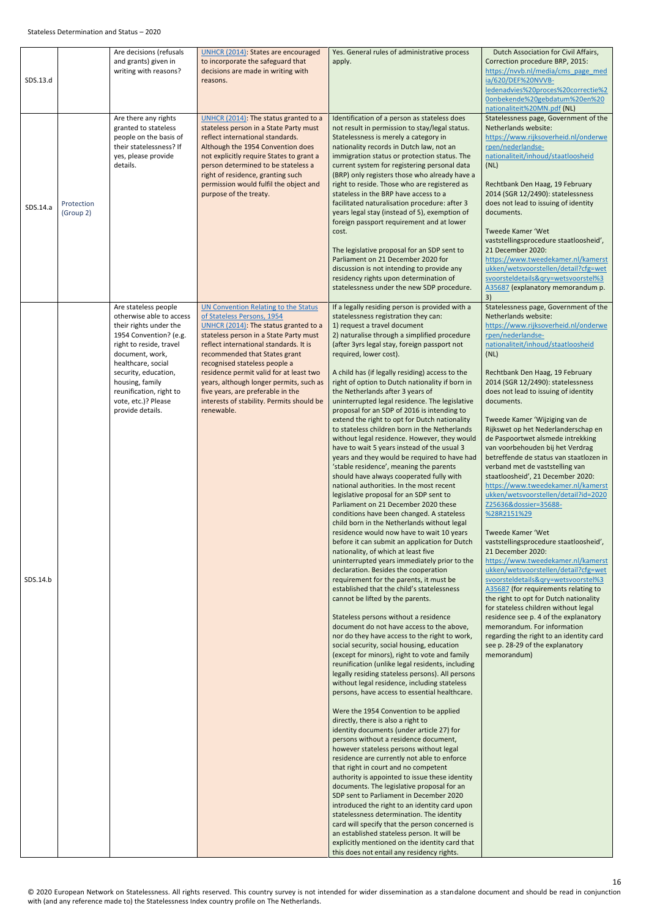| | | | | | |
|---|---|---|---|---|---|
| SDS.13.d | | Are decisions (refusals and grants) given in writing with reasons? | UNHCR (2014): States are encouraged to incorporate the safeguard that decisions are made in writing with reasons. | Yes. General rules of administrative process apply. | Dutch Association for Civil Affairs, Correction procedure BRP, 2015: https://nvvb.nl/media/cms_page_media/620/DEF%20NVVB-ledenadvies%20proces%20correctie%20onbekende%20gebdatum%20en%20nationaliteit%20MN.pdf (NL) |
| SDS.14.a | Protection (Group 2) | Are there any rights granted to stateless people on the basis of their statelessness? If yes, please provide details. | UNHCR (2014): The status granted to a stateless person in a State Party must reflect international standards. Although the 1954 Convention does not explicitly require States to grant a person determined to be stateless a right of residence, granting such permission would fulfil the object and purpose of the treaty. | Identification of a person as stateless does not result in permission to stay/legal status. Statelessness is merely a category in nationality records in Dutch law, not an immigration status or protection status. The current system for registering personal data (BRP) only registers those who already have a right to reside. Those who are registered as stateless in the BRP have access to a facilitated naturalisation procedure: after 3 years legal stay (instead of 5), exemption of foreign passport requirement and at lower cost.<br><br>The legislative proposal for an SDP sent to Parliament on 21 December 2020 for discussion is not intending to provide any residency rights upon determination of statelessness under the new SDP procedure. | Statelessness page, Government of the Netherlands website: https://www.rijksoverheid.nl/onderwerpen/nederlandse-nationaliteit/inhoud/staatloosheid (NL)<br><br>Rechtbank Den Haag, 19 February 2014 (SGR 12/2490): statelessness does not lead to issuing of identity documents.<br><br>Tweede Kamer 'Wet vaststellingsprocedure staatloosheid', 21 December 2020: https://www.tweedekamer.nl/kamerstukken/wetsvoorstellen/detail?cfg=wetsvoorsteldetails&qry=wetsvoorstel%3A35687 (explanatory memorandum p. 3) |
| SDS.14.b | | Are stateless people otherwise able to access their rights under the 1954 Convention? (e.g. right to reside, travel document, work, healthcare, social security, education, housing, family reunification, right to vote, etc.)? Please provide details. | UN Convention Relating to the Status of Stateless Persons, 1954<br>UNHCR (2014): The status granted to a stateless person in a State Party must reflect international standards. It is recommended that States grant recognised stateless people a residence permit valid for at least two years, although longer permits, such as five years, are preferable in the interests of stability. Permits should be renewable. | If a legally residing person is provided with a statelessness registration they can:<br>1) request a travel document<br>2) naturalise through a simplified procedure (after 3yrs legal stay, foreign passport not required, lower cost).<br><br>A child has (if legally residing) access to the right of option to Dutch nationality if born in the Netherlands after 3 years of uninterrupted legal residence. The legislative proposal for an SDP of 2016 is intending to extend the right to opt for Dutch nationality to stateless children born in the Netherlands without legal residence. However, they would have to wait 5 years instead of the usual 3 years and they would be required to have had 'stable residence', meaning the parents should have always cooperated fully with national authorities. In the most recent legislative proposal for an SDP sent to Parliament on 21 December 2020 these conditions have been changed. A stateless child born in the Netherlands without legal residence would now have to wait 10 years before it can submit an application for Dutch nationality, of which at least five uninterrupted years immediately prior to the declaration. Besides the cooperation requirement for the parents, it must be established that the child's statelessness cannot be lifted by the parents.<br><br>Stateless persons without a residence document do not have access to the above, nor do they have access to the right to work, social security, social housing, education (except for minors), right to vote and family reunification (unlike legal residents, including legally residing stateless persons). All persons without legal residence, including stateless persons, have access to essential healthcare.<br><br>Were the 1954 Convention to be applied directly, there is also a right to identity documents (under article 27) for persons without a residence document, however stateless persons without legal residence are currently not able to enforce that right in court and no competent authority is appointed to issue these identity documents. The legislative proposal for an SDP sent to Parliament in December 2020 introduced the right to an identity card upon statelessness determination. The identity card will specify that the person concerned is an established stateless person. It will be explicitly mentioned on the identity card that this does not entail any residency rights. | Statelessness page, Government of the Netherlands website: https://www.rijksoverheid.nl/onderwerpen/nederlandse-nationaliteit/inhoud/staatloosheid (NL)<br><br>Rechtbank Den Haag, 19 February 2014 (SGR 12/2490): statelessness does not lead to issuing of identity documents.<br><br>Tweede Kamer 'Wijziging van de Rijkswet op het Nederlanderschap en de Paspoortwet alsmede intrekking van voorbehouden bij het Verdrag betreffende de status van staatlozen in verband met de vaststelling van staatloosheid', 21 December 2020: https://www.tweedekamer.nl/kamerstukken/wetsvoorstellen/detail?id=2020Z25636&dossier=35688-%28R2151%29<br><br>Tweede Kamer 'Wet vaststellingsprocedure staatloosheid', 21 December 2020: https://www.tweedekamer.nl/kamerstukken/wetsvoorstellen/detail?cfg=wetsvoorsteldetails&qry=wetsvoorstel%3A35687 (for requirements relating to the right to opt for Dutch nationality for stateless children without legal residence see p. 4 of the explanatory memorandum. For information regarding the right to an identity card see p. 28-29 of the explanatory memorandum) |

© 2020 European Network on Statelessness. All rights reserved. This country survey is not intended for wider dissemination as a standalone document and should be read in conjunction with (and any reference made to) the Statelessness Index country profile on The Netherlands.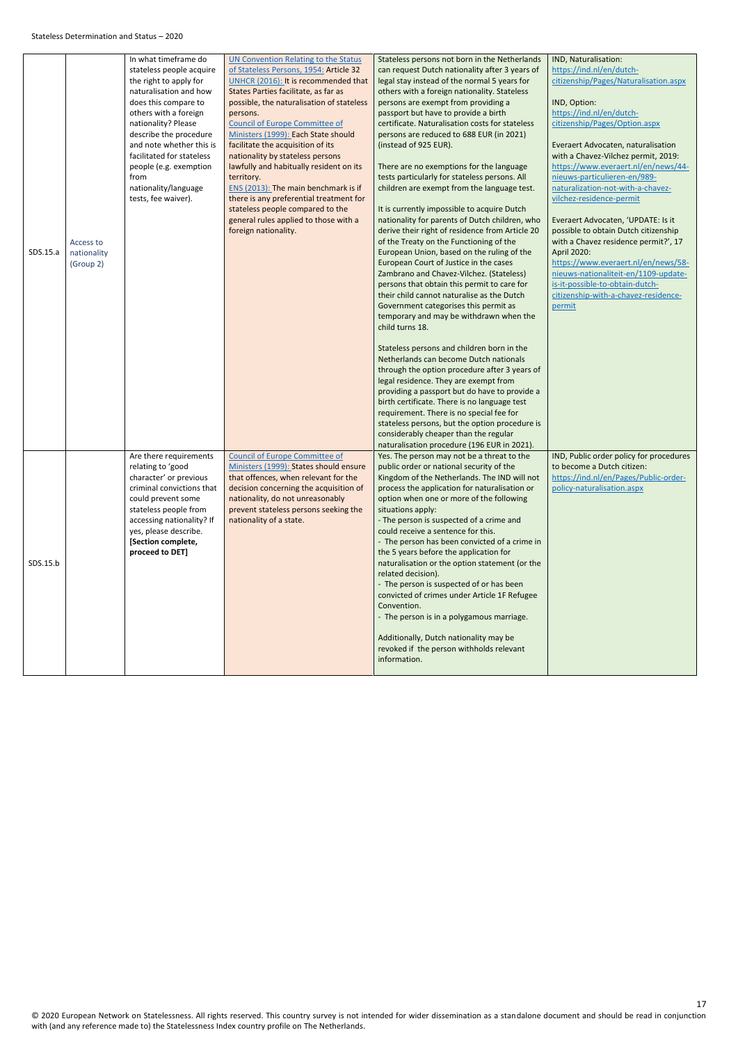| | | | | | |
|---|---|---|---|---|---|
| SDS.15.a | Access to nationality (Group 2) | In what timeframe do stateless people acquire the right to apply for naturalisation and how does this compare to others with a foreign nationality? Please describe the procedure and note whether this is facilitated for stateless people (e.g. exemption from nationality/language tests, fee waiver). | UN Convention Relating to the Status of Stateless Persons, 1954: Article 32<br>UNHCR (2016): It is recommended that States Parties facilitate, as far as possible, the naturalisation of stateless persons.<br>Council of Europe Committee of Ministers (1999): Each State should facilitate the acquisition of its nationality by stateless persons lawfully and habitually resident on its territory.<br>ENS (2013): The main benchmark is if there is any preferential treatment for stateless people compared to the general rules applied to those with a foreign nationality. | Stateless persons not born in the Netherlands can request Dutch nationality after 3 years of legal stay instead of the normal 5 years for others with a foreign nationality. Stateless persons are exempt from providing a passport but have to provide a birth certificate. Naturalisation costs for stateless persons are reduced to 688 EUR (in 2021) (instead of 925 EUR).<br><br>There are no exemptions for the language tests particularly for stateless persons. All children are exempt from the language test.<br><br>It is currently impossible to acquire Dutch nationality for parents of Dutch children, who derive their right of residence from Article 20 of the Treaty on the Functioning of the European Union, based on the ruling of the European Court of Justice in the cases Zambrano and Chavez-Vilchez. (Stateless) persons that obtain this permit to care for their child cannot naturalise as the Dutch Government categorises this permit as temporary and may be withdrawn when the child turns 18.<br><br>Stateless persons and children born in the Netherlands can become Dutch nationals through the option procedure after 3 years of legal residence. They are exempt from providing a passport but do have to provide a birth certificate. There is no language test requirement. There is no special fee for stateless persons, but the option procedure is considerably cheaper than the regular naturalisation procedure (196 EUR in 2021). | IND, Naturalisation: https://ind.nl/en/dutch-citizenship/Pages/Naturalisation.aspx<br><br>IND, Option: https://ind.nl/en/dutch-citizenship/Pages/Option.aspx<br><br>Everaert Advocaten, naturalisation with a Chavez-Vilchez permit, 2019: https://www.everaert.nl/en/news/44-nieuws-particulieren-en/989-naturalization-not-with-a-chavez-vilchez-residence-permit<br><br>Everaert Advocaten, 'UPDATE: Is it possible to obtain Dutch citizenship with a Chavez residence permit?', 17 April 2020: https://www.everaert.nl/en/news/58-nieuws-nationaliteit-en/1109-update-is-it-possible-to-obtain-dutch-citizenship-with-a-chavez-residence-permit |
| SDS.15.b | | Are there requirements relating to 'good character' or previous criminal convictions that could prevent some stateless people from accessing nationality? If yes, please describe.<br>**[Section complete, proceed to DET]** | Council of Europe Committee of Ministers (1999): States should ensure that offences, when relevant for the decision concerning the acquisition of nationality, do not unreasonably prevent stateless persons seeking the nationality of a state. | Yes. The person may not be a threat to the public order or national security of the Kingdom of the Netherlands. The IND will not process the application for naturalisation or option when one or more of the following situations apply:<br>- The person is suspected of a crime and could receive a sentence for this.<br>- The person has been convicted of a crime in the 5 years before the application for naturalisation or the option statement (or the related decision).<br>- The person is suspected of or has been convicted of crimes under Article 1F Refugee Convention.<br>- The person is in a polygamous marriage.<br><br>Additionally, Dutch nationality may be revoked if the person withholds relevant information. | IND, Public order policy for procedures to become a Dutch citizen: https://ind.nl/en/Pages/Public-order-policy-naturalisation.aspx |

© 2020 European Network on Statelessness. All rights reserved. This country survey is not intended for wider dissemination as a standalone document and should be read in conjunction with (and any reference made to) the Statelessness Index country profile on The Netherlands.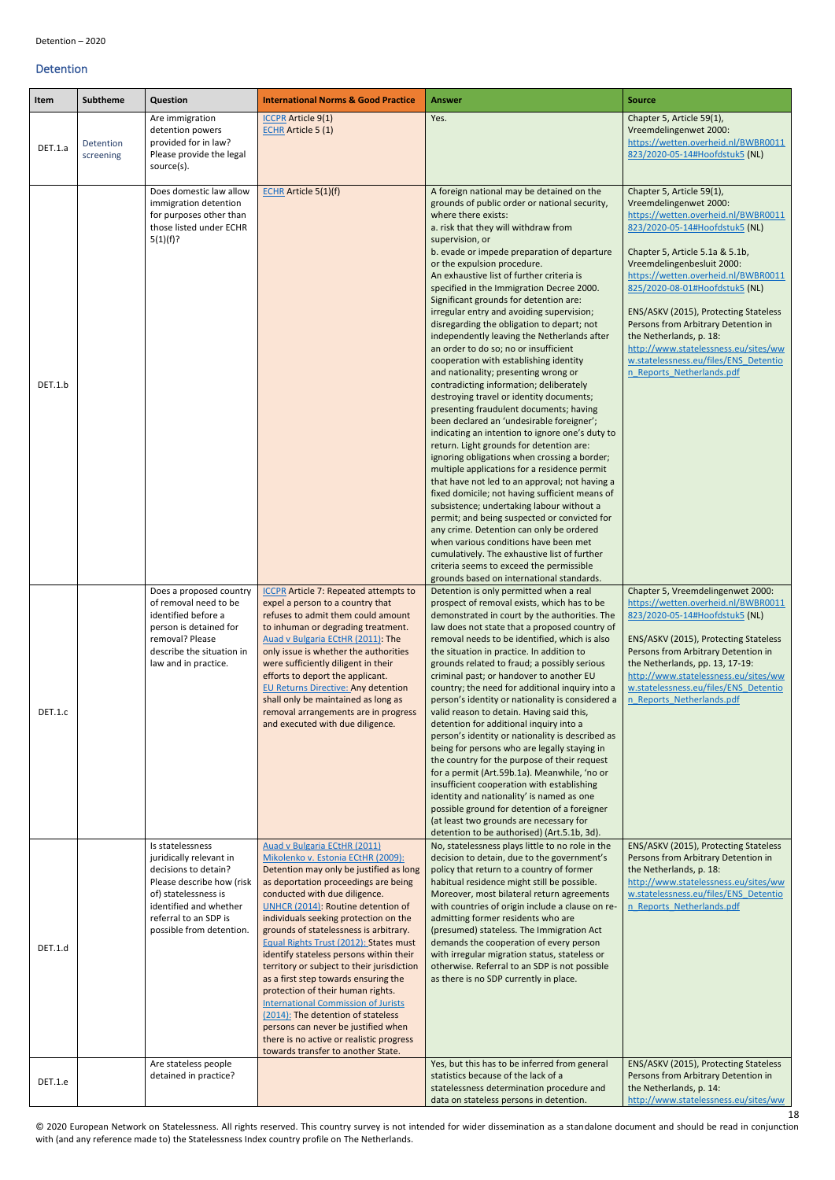## Detention

| Item | Subtheme | Question | International Norms & Good Practice | Answer | Source |
|---|---|---|---|---|---|
| DET.1.a | Detention screening | Are immigration detention powers provided for in law? Please provide the legal source(s). | ICCPR Article 9(1) ECHR Article 5 (1) | Yes. | Chapter 5, Article 59(1), Vreemdelingenwet 2000: https://wetten.overheid.nl/BWBR0011823/2020-05-14#Hoofdstuk5 (NL) |
| DET.1.b | | Does domestic law allow immigration detention for purposes other than those listed under ECHR 5(1)(f)? | ECHR Article 5(1)(f) | A foreign national may be detained on the grounds of public order or national security, where there exists: a. risk that they will withdraw from supervision, or b. evade or impede preparation of departure or the expulsion procedure. An exhaustive list of further criteria is specified in the Immigration Decree 2000. Significant grounds for detention are: irregular entry and avoiding supervision; disregarding the obligation to depart; not independently leaving the Netherlands after an order to do so; no or insufficient cooperation with establishing identity and nationality; presenting wrong or contradicting information; deliberately destroying travel or identity documents; presenting fraudulent documents; having been declared an 'undesirable foreigner'; indicating an intention to ignore one's duty to return. Light grounds for detention are: ignoring obligations when crossing a border; multiple applications for a residence permit that have not led to an approval; not having a fixed domicile; not having sufficient means of subsistence; undertaking labour without a permit; and being suspected or convicted for any crime. Detention can only be ordered when various conditions have been met cumulatively. The exhaustive list of further criteria seems to exceed the permissible grounds based on international standards. | Chapter 5, Article 59(1), Vreemdelingenwet 2000: https://wetten.overheid.nl/BWBR0011823/2020-05-14#Hoofdstuk5 (NL)<br><br>Chapter 5, Article 5.1a & 5.1b, Vreemdelingenbesluit 2000: https://wetten.overheid.nl/BWBR0011825/2020-08-01#Hoofdstuk5 (NL)<br><br>ENS/ASKV (2015), Protecting Stateless Persons from Arbitrary Detention in the Netherlands, p. 18: http://www.statelessness.eu/sites/www.statelessness.eu/files/ENS_Detention_Reports_Netherlands.pdf |
| DET.1.c | | Does a proposed country of removal need to be identified before a person is detained for removal? Please describe the situation in law and in practice. | ICCPR Article 7: Repeated attempts to expel a person to a country that refuses to admit them could amount to inhuman or degrading treatment. Auad v Bulgaria ECtHR (2011): The only issue is whether the authorities were sufficiently diligent in their efforts to deport the applicant. EU Returns Directive: Any detention shall only be maintained as long as removal arrangements are in progress and executed with due diligence. | Detention is only permitted when a real prospect of removal exists, which has to be demonstrated in court by the authorities. The law does not state that a proposed country of removal needs to be identified, which is also the situation in practice. In addition to grounds related to fraud; a possibly serious criminal past; or handover to another EU country; the need for additional inquiry into a person's identity or nationality is considered a valid reason to detain. Having said this, detention for additional inquiry into a person's identity or nationality is described as being for persons who are legally staying in the country for the purpose of their request for a permit (Art.59b.1a). Meanwhile, 'no or insufficient cooperation with establishing identity and nationality' is named as one possible ground for detention of a foreigner (at least two grounds are necessary for detention to be authorised) (Art.5.1b, 3d). | Chapter 5, Vreemdelingenwet 2000: https://wetten.overheid.nl/BWBR0011823/2020-05-14#Hoofdstuk5 (NL)<br><br>ENS/ASKV (2015), Protecting Stateless Persons from Arbitrary Detention in the Netherlands, pp. 13, 17-19: http://www.statelessness.eu/sites/www.statelessness.eu/files/ENS_Detention_Reports_Netherlands.pdf |
| DET.1.d | | Is statelessness juridically relevant in decisions to detain? Please describe how (risk of) statelessness is identified and whether referral to an SDP is possible from detention. | Auad v Bulgaria ECtHR (2011) Mikolenko v. Estonia ECtHR (2009): Detention may only be justified as long as deportation proceedings are being conducted with due diligence. UNHCR (2014): Routine detention of individuals seeking protection on the grounds of statelessness is arbitrary. Equal Rights Trust (2012): States must identify stateless persons within their territory or subject to their jurisdiction as a first step towards ensuring the protection of their human rights. International Commission of Jurists (2014): The detention of stateless persons can never be justified when there is no active or realistic progress towards transfer to another State. | No, statelessness plays little to no role in the decision to detain, due to the government's policy that return to a country of former habitual residence might still be possible. Moreover, most bilateral return agreements with countries of origin include a clause on re-admitting former residents who are (presumed) stateless. The Immigration Act demands the cooperation of every person with irregular migration status, stateless or otherwise. Referral to an SDP is not possible as there is no SDP currently in place. | ENS/ASKV (2015), Protecting Stateless Persons from Arbitrary Detention in the Netherlands, p. 18: http://www.statelessness.eu/sites/www.statelessness.eu/files/ENS_Detention_Reports_Netherlands.pdf |
| DET.1.e | | Are stateless people detained in practice? | | Yes, but this has to be inferred from general statistics because of the lack of a statelessness determination procedure and data on stateless persons in detention. | ENS/ASKV (2015), Protecting Stateless Persons from Arbitrary Detention in the Netherlands, p. 14: http://www.statelessness.eu/sites/ww |

© 2020 European Network on Statelessness. All rights reserved. This country survey is not intended for wider dissemination as a standalone document and should be read in conjunction with (and any reference made to) the Statelessness Index country profile on The Netherlands.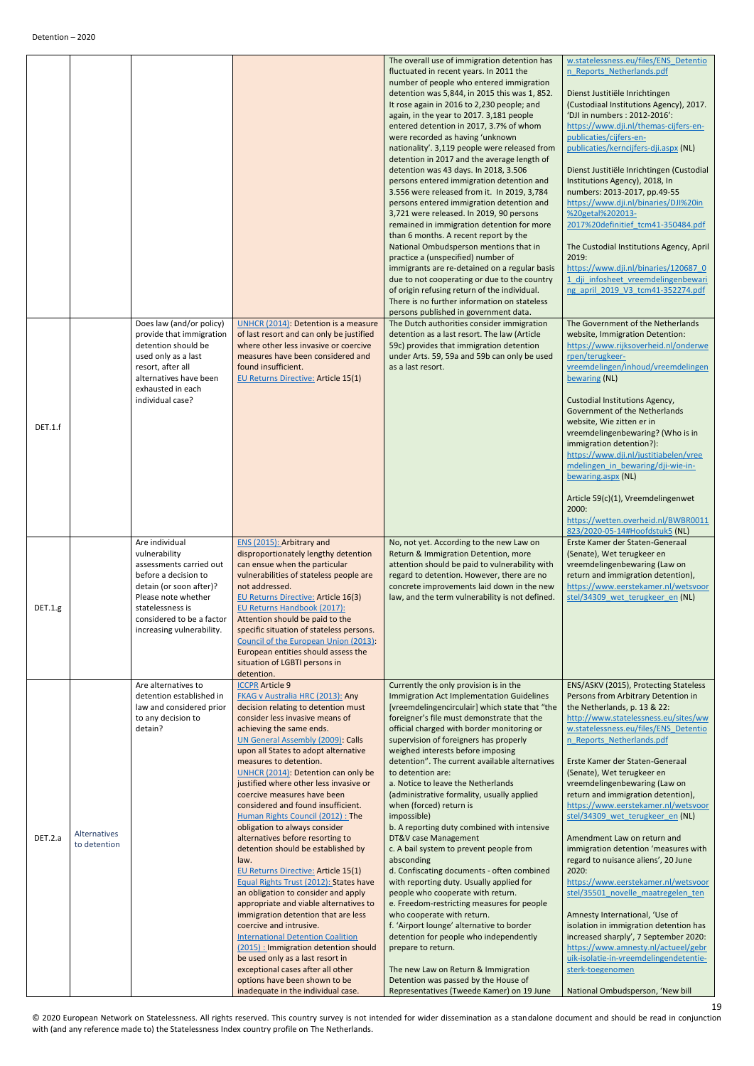| | | | | | |
|---|---|---|---|---|---|
| | | | | The overall use of immigration detention has fluctuated in recent years. In 2011 the number of people who entered immigration detention was 5,844, in 2015 this was 1, 852. It rose again in 2016 to 2,230 people; and again, in the year to 2017. 3,181 people entered detention in 2017, 3.7% of whom were recorded as having 'unknown nationality'. 3,119 people were released from detention in 2017 and the average length of detention was 43 days. In 2018, 3.506 persons entered immigration detention and 3.556 were released from it. In 2019, 3,784 persons entered immigration detention and 3,721 were released. In 2019, 90 persons remained in immigration detention for more than 6 months. A recent report by the National Ombudsperson mentions that in practice a (unspecified) number of immigrants are re-detained on a regular basis due to not cooperating or due to the country of origin refusing return of the individual. There is no further information on stateless persons published in government data. | w.statelessness.eu/files/ENS_Detention_Reports_Netherlands.pdf<br><br>Dienst Justitiële Inrichtingen (Custodiaal Institutions Agency), 2017. 'DJI in numbers : 2012-2016': https://www.dji.nl/themas-cijfers-en-publicaties/cijfers-en-publicaties/kerncijfers-dji.aspx (NL)<br><br>Dienst Justitiële Inrichtingen (Custodial Institutions Agency), 2018, In numbers: 2013-2017, pp.49-55 https://www.dji.nl/binaries/DJI%20in%20getal%202013-2017%20definitief_tcm41-350484.pdf<br><br>The Custodial Institutions Agency, April 2019: https://www.dji.nl/binaries/120687_01_dji_infosheet_vreemdelingenbewaring_april_2019_V3_tcm41-352274.pdf |
| DET.1.f | | Does law (and/or policy) provide that immigration detention should be used only as a last resort, after all alternatives have been exhausted in each individual case? | UNHCR (2014): Detention is a measure of last resort and can only be justified where other less invasive or coercive measures have been considered and found insufficient.<br>EU Returns Directive: Article 15(1) | The Dutch authorities consider immigration detention as a last resort. The law (Article 59c) provides that immigration detention under Arts. 59, 59a and 59b can only be used as a last resort. | The Government of the Netherlands website, Immigration Detention: https://www.rijksoverheid.nl/onderwerpen/terugkeer-vreemdelingen/inhoud/vreemdelingenbewaring (NL)<br><br>Custodial Institutions Agency, Government of the Netherlands website, Wie zitten er in vreemdelingenbewaring? (Who is in immigration detention?): https://www.dji.nl/justitiabelen/vreemdelingen_in_bewaring/dji-wie-in-bewaring.aspx (NL)<br><br>Article 59(c)(1), Vreemdelingenwet 2000: https://wetten.overheid.nl/BWBR0011823/2020-05-14#Hoofdstuk5 (NL) |
| DET.1.g | | Are individual vulnerability assessments carried out before a decision to detain (or soon after)? Please note whether statelessness is considered to be a factor increasing vulnerability. | ENS (2015): Arbitrary and disproportionately lengthy detention can ensue when the particular vulnerabilities of stateless people are not addressed.<br>EU Returns Directive: Article 16(3)<br>EU Returns Handbook (2017): Attention should be paid to the specific situation of stateless persons.<br>Council of the European Union (2013): European entities should assess the situation of LGBTI persons in detention. | No, not yet. According to the new Law on Return & Immigration Detention, more attention should be paid to vulnerability with regard to detention. However, there are no concrete improvements laid down in the new law, and the term vulnerability is not defined. | Erste Kamer der Staten-Generaal (Senate), Wet terugkeer en vreemdelingenbewaring (Law on return and immigration detention), https://www.eerstekamer.nl/wetsvoorstel/34309_wet_terugkeer_en (NL) |
| DET.2.a | Alternatives to detention | Are alternatives to detention established in law and considered prior to any decision to detain? | ICCPR Article 9<br>FKAG v Australia HRC (2013): Any decision relating to detention must consider less invasive means of achieving the same ends.<br>UN General Assembly (2009): Calls upon all States to adopt alternative measures to detention.<br>UNHCR (2014): Detention can only be justified where other less invasive or coercive measures have been considered and found insufficient.<br>Human Rights Council (2012) : The obligation to always consider alternatives before resorting to detention should be established by law.<br>EU Returns Directive: Article 15(1)<br>Equal Rights Trust (2012): States have an obligation to consider and apply appropriate and viable alternatives to immigration detention that are less coercive and intrusive.<br>International Detention Coalition (2015) : Immigration detention should be used only as a last resort in exceptional cases after all other options have been shown to be inadequate in the individual case. | Currently the only provision is in the Immigration Act Implementation Guidelines [vreemdelingencirculair] which state that "the foreigner's file must demonstrate that the official charged with border monitoring or supervision of foreigners has properly weighed interests before imposing detention". The current available alternatives to detention are:<br>a. Notice to leave the Netherlands (administrative formality, usually applied when (forced) return is impossible)<br>b. A reporting duty combined with intensive DT&V case Management<br>c. A bail system to prevent people from absconding<br>d. Confiscating documents - often combined with reporting duty. Usually applied for people who cooperate with return.<br>e. Freedom-restricting measures for people who cooperate with return.<br>f. 'Airport lounge' alternative to border detention for people who independently prepare to return.<br><br>The new Law on Return & Immigration Detention was passed by the House of Representatives (Tweede Kamer) on 19 June | ENS/ASKV (2015), Protecting Stateless Persons from Arbitrary Detention in the Netherlands, p. 13 & 22: http://www.statelessness.eu/sites/www.statelessness.eu/files/ENS_Detention_Reports_Netherlands.pdf<br><br>Erste Kamer der Staten-Generaal (Senate), Wet terugkeer en vreemdelingenbewaring (Law on return and immigration detention), https://www.eerstekamer.nl/wetsvoorstel/34309_wet_terugkeer_en (NL)<br><br>Amendment Law on return and immigration detention 'measures with regard to nuisance aliens', 20 June 2020: https://www.eerstekamer.nl/wetsvoorstel/35501_novelle_maatregelen_ten<br><br>Amnesty International, 'Use of isolation in immigration detention has increased sharply', 7 September 2020: https://www.amnesty.nl/actueel/gebruik-isolatie-in-vreemdelingendetentie-sterk-toegenomen<br><br>National Ombudsperson, 'New bill |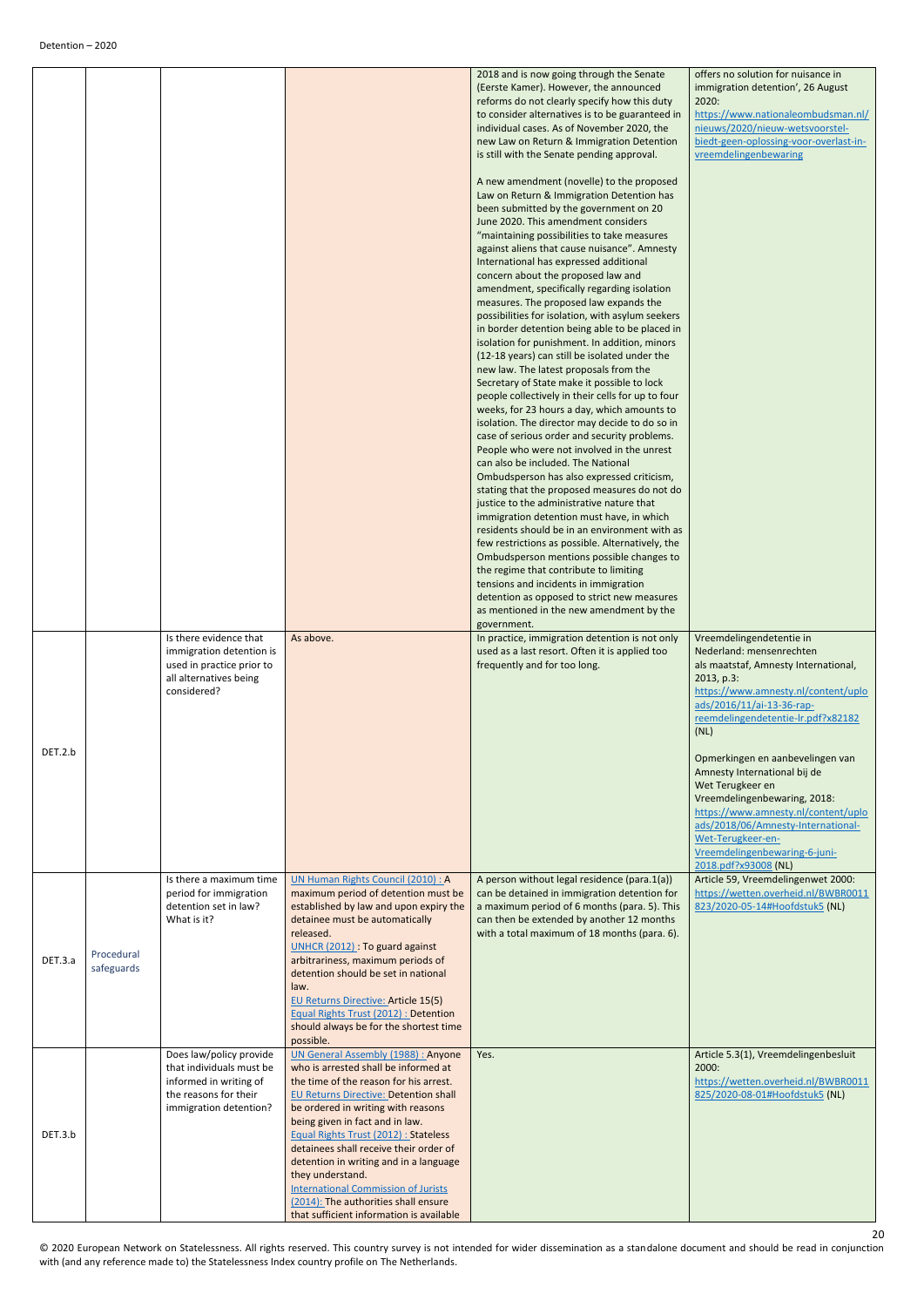| | | | | | |
|---|---|---|---|---|---|
| | | | | 2018 and is now going through the Senate (Eerste Kamer). However, the announced reforms do not clearly specify how this duty to consider alternatives is to be guaranteed in individual cases. As of November 2020, the new Law on Return & Immigration Detention is still with the Senate pending approval.<br><br>A new amendment (novelle) to the proposed Law on Return & Immigration Detention has been submitted by the government on 20 June 2020. This amendment considers "maintaining possibilities to take measures against aliens that cause nuisance". Amnesty International has expressed additional concern about the proposed law and amendment, specifically regarding isolation measures. The proposed law expands the possibilities for isolation, with asylum seekers in border detention being able to be placed in isolation for punishment. In addition, minors (12-18 years) can still be isolated under the new law. The latest proposals from the Secretary of State make it possible to lock people collectively in their cells for up to four weeks, for 23 hours a day, which amounts to isolation. The director may decide to do so in case of serious order and security problems. People who were not involved in the unrest can also be included. The National Ombudsperson has also expressed criticism, stating that the proposed measures do not do justice to the administrative nature that immigration detention must have, in which residents should be in an environment with as few restrictions as possible. Alternatively, the Ombudsperson mentions possible changes to the regime that contribute to limiting tensions and incidents in immigration detention as opposed to strict new measures as mentioned in the new amendment by the government. | offers no solution for nuisance in immigration detention', 26 August 2020:<br>https://www.nationaleombudsman.nl/nieuws/2020/nieuw-wetsvoorstel-biedt-geen-oplossing-voor-overlast-in-vreemdelingenbewaring |
| DET.2.b | | Is there evidence that immigration detention is used in practice prior to all alternatives being considered? | As above. | In practice, immigration detention is not only used as a last resort. Often it is applied too frequently and for too long. | Vreemdelingendetentie in Nederland: mensenrechten als maatstaf, Amnesty International, 2013, p.3:<br>https://www.amnesty.nl/content/uploads/2016/11/ai-13-36-rap-reemdelingendetentie-lr.pdf?x82182 (NL)<br><br>Opmerkingen en aanbevelingen van Amnesty International bij de Wet Terugkeer en Vreemdelingenbewaring, 2018:<br>https://www.amnesty.nl/content/uploads/2018/06/Amnesty-International-Wet-Terugkeer-en-Vreemdelingenbewaring-6-juni-2018.pdf?x93008 (NL) |
| DET.3.a | Procedural safeguards | Is there a maximum time period for immigration detention set in law? What is it? | UN Human Rights Council (2010) : A maximum period of detention must be established by law and upon expiry the detainee must be automatically released.<br>UNHCR (2012) : To guard against arbitrariness, maximum periods of detention should be set in national law.<br>EU Returns Directive: Article 15(5)<br>Equal Rights Trust (2012) : Detention should always be for the shortest time possible. | A person without legal residence (para.1(a)) can be detained in immigration detention for a maximum period of 6 months (para. 5). This can then be extended by another 12 months with a total maximum of 18 months (para. 6). | Article 59, Vreemdelingenwet 2000:<br>https://wetten.overheid.nl/BWBR0011823/2020-05-14#Hoofdstuk5 (NL) |
| DET.3.b | | Does law/policy provide that individuals must be informed in writing of the reasons for their immigration detention? | UN General Assembly (1988) : Anyone who is arrested shall be informed at the time of the reason for his arrest.<br>EU Returns Directive: Detention shall be ordered in writing with reasons being given in fact and in law.<br>Equal Rights Trust (2012) : Stateless detainees shall receive their order of detention in writing and in a language they understand.<br>International Commission of Jurists (2014): The authorities shall ensure that sufficient information is available | Yes. | Article 5.3(1), Vreemdelingenbesluit 2000:<br>https://wetten.overheid.nl/BWBR0011825/2020-08-01#Hoofdstuk5 (NL) |

© 2020 European Network on Statelessness. All rights reserved. This country survey is not intended for wider dissemination as a standalone document and should be read in conjunction with (and any reference made to) the Statelessness Index country profile on The Netherlands.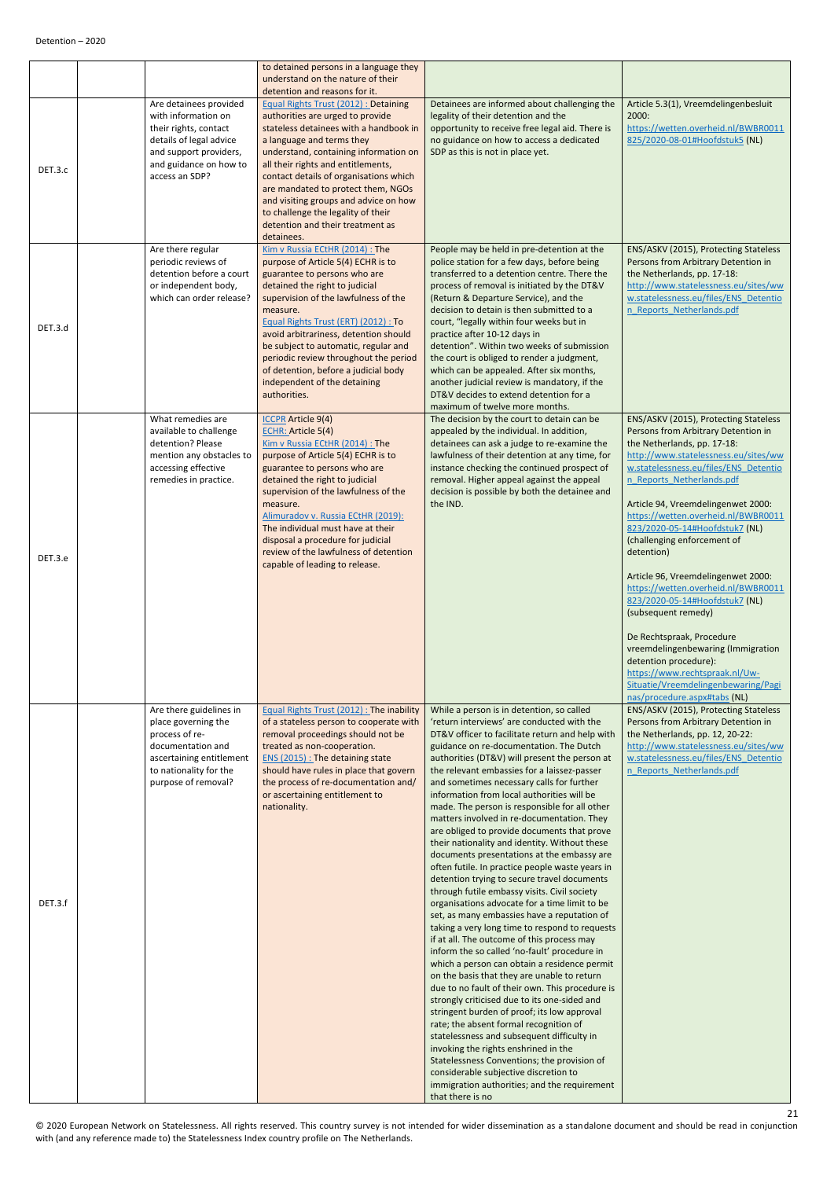| | | | | | |
|---|---|---|---|---|---|
| | | | to detained persons in a language they understand on the nature of their detention and reasons for it. | | |
| DET.3.c | | Are detainees provided with information on their rights, contact details of legal advice and support providers, and guidance on how to access an SDP? | Equal Rights Trust (2012) : Detaining authorities are urged to provide stateless detainees with a handbook in a language and terms they understand, containing information on all their rights and entitlements, contact details of organisations which are mandated to protect them, NGOs and visiting groups and advice on how to challenge the legality of their detention and their treatment as detainees. | Detainees are informed about challenging the legality of their detention and the opportunity to receive free legal aid. There is no guidance on how to access a dedicated SDP as this is not in place yet. | Article 5.3(1), Vreemdelingenbesluit 2000: https://wetten.overheid.nl/BWBR0011825/2020-08-01#Hoofdstuk5 (NL) |
| DET.3.d | | Are there regular periodic reviews of detention before a court or independent body, which can order release? | Kim v Russia ECtHR (2014) : The purpose of Article 5(4) ECHR is to guarantee to persons who are detained the right to judicial supervision of the lawfulness of the measure. Equal Rights Trust (ERT) (2012) : To avoid arbitrariness, detention should be subject to automatic, regular and periodic review throughout the period of detention, before a judicial body independent of the detaining authorities. | People may be held in pre-detention at the police station for a few days, before being transferred to a detention centre. There the process of removal is initiated by the DT&V (Return & Departure Service), and the decision to detain is then submitted to a court, "legally within four weeks but in practice after 10-12 days in detention". Within two weeks of submission the court is obliged to render a judgment, which can be appealed. After six months, another judicial review is mandatory, if the DT&V decides to extend detention for a maximum of twelve more months. | ENS/ASKV (2015), Protecting Stateless Persons from Arbitrary Detention in the Netherlands, pp. 17-18: http://www.statelessness.eu/sites/www.statelessness.eu/files/ENS_Detention_Reports_Netherlands.pdf |
| DET.3.e | | What remedies are available to challenge detention? Please mention any obstacles to accessing effective remedies in practice. | ICCPR Article 9(4) ECHR: Article 5(4) Kim v Russia ECtHR (2014) : The purpose of Article 5(4) ECHR is to guarantee to persons who are detained the right to judicial supervision of the lawfulness of the measure. Alimuradov v. Russia ECtHR (2019): The individual must have at their disposal a procedure for judicial review of the lawfulness of detention capable of leading to release. | The decision by the court to detain can be appealed by the individual. In addition, detainees can ask a judge to re-examine the lawfulness of their detention at any time, for instance checking the continued prospect of removal. Higher appeal against the appeal decision is possible by both the detainee and the IND. | ENS/ASKV (2015), Protecting Stateless Persons from Arbitrary Detention in the Netherlands, pp. 17-18: http://www.statelessness.eu/sites/www.statelessness.eu/files/ENS_Detention_Reports_Netherlands.pdf<br><br>Article 94, Vreemdelingenwet 2000: https://wetten.overheid.nl/BWBR0011823/2020-05-14#Hoofdstuk7 (NL) (challenging enforcement of detention)<br><br>Article 96, Vreemdelingenwet 2000: https://wetten.overheid.nl/BWBR0011823/2020-05-14#Hoofdstuk7 (NL) (subsequent remedy)<br><br>De Rechtspraak, Procedure vreemdelingenbewaring (Immigration detention procedure): https://www.rechtspraak.nl/Uw-Situatie/Vreemdelingenbewaring/Paginas/procedure.aspx#tabs (NL) |
| DET.3.f | | Are there guidelines in place governing the process of re-documentation and ascertaining entitlement to nationality for the purpose of removal? | Equal Rights Trust (2012) : The inability of a stateless person to cooperate with removal proceedings should not be treated as non-cooperation. ENS (2015) : The detaining state should have rules in place that govern the process of re-documentation and/ or ascertaining entitlement to nationality. | While a person is in detention, so called 'return interviews' are conducted with the DT&V officer to facilitate return and help with guidance on re-documentation. The Dutch authorities (DT&V) will present the person at the relevant embassies for a laissez-passer and sometimes necessary calls for further information from local authorities will be made. The person is responsible for all other matters involved in re-documentation. They are obliged to provide documents that prove their nationality and identity. Without these documents presentations at the embassy are often futile. In practice people waste years in detention trying to secure travel documents through futile embassy visits. Civil society organisations advocate for a time limit to be set, as many embassies have a reputation of taking a very long time to respond to requests if at all. The outcome of this process may inform the so called 'no-fault' procedure in which a person can obtain a residence permit on the basis that they are unable to return due to no fault of their own. This procedure is strongly criticised due to its one-sided and stringent burden of proof; its low approval rate; the absent formal recognition of statelessness and subsequent difficulty in invoking the rights enshrined in the Statelessness Conventions; the provision of considerable subjective discretion to immigration authorities; and the requirement that there is no | ENS/ASKV (2015), Protecting Stateless Persons from Arbitrary Detention in the Netherlands, pp. 12, 20-22: http://www.statelessness.eu/sites/www.statelessness.eu/files/ENS_Detention_Reports_Netherlands.pdf |

© 2020 European Network on Statelessness. All rights reserved. This country survey is not intended for wider dissemination as a standalone document and should be read in conjunction with (and any reference made to) the Statelessness Index country profile on The Netherlands.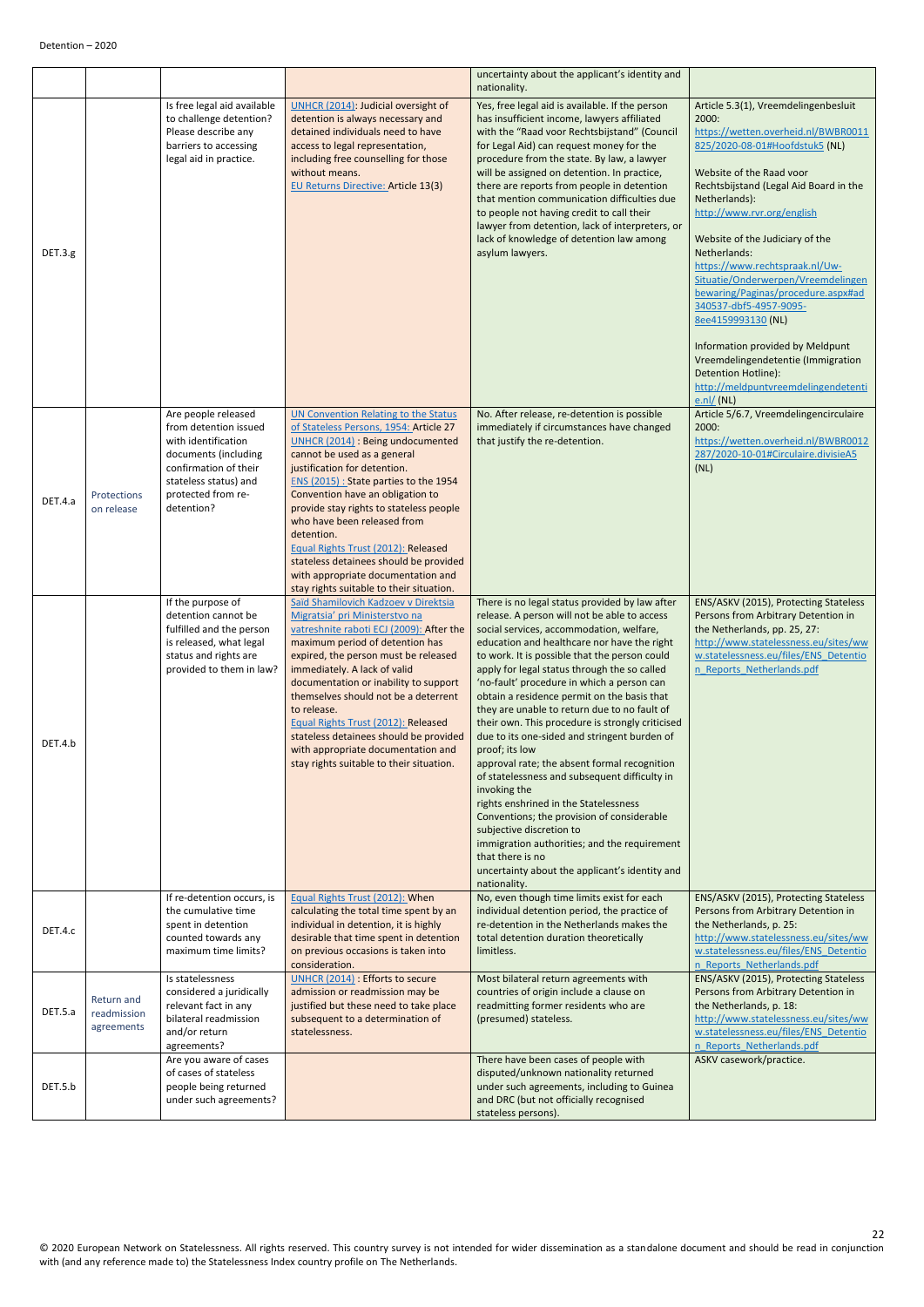| | | | | | |
|---|---|---|---|---|---|
| | | | | uncertainty about the applicant's identity and nationality. | |
| DET.3.g | | Is free legal aid available to challenge detention? Please describe any barriers to accessing legal aid in practice. | UNHCR (2014): Judicial oversight of detention is always necessary and detained individuals need to have access to legal representation, including free counselling for those without means.<br>EU Returns Directive: Article 13(3) | Yes, free legal aid is available. If the person has insufficient income, lawyers affiliated with the "Raad voor Rechtsbijstand" (Council for Legal Aid) can request money for the procedure from the state. By law, a lawyer will be assigned on detention. In practice, there are reports from people in detention that mention communication difficulties due to people not having credit to call their lawyer from detention, lack of interpreters, or lack of knowledge of detention law among asylum lawyers. | Article 5.3(1), Vreemdelingenbesluit 2000: https://wetten.overheid.nl/BWBR0011825/2020-08-01#Hoofdstuk5 (NL)<br><br>Website of the Raad voor Rechtsbijstand (Legal Aid Board in the Netherlands): http://www.rvr.org/english<br><br>Website of the Judiciary of the Netherlands: https://www.rechtspraak.nl/Uw-Situatie/Onderwerpen/Vreemdelingenbewaring/Paginas/procedure.aspx#ad340537-dbf5-4957-9095-8ee4159993130 (NL)<br><br>Information provided by Meldpunt Vreemdelingendetentie (Immigration Detention Hotline): http://meldpuntvreemdelingendetentie.nl/ (NL) |
| DET.4.a | Protections on release | Are people released from detention issued with identification documents (including confirmation of their stateless status) and protected from re-detention? | UN Convention Relating to the Status of Stateless Persons, 1954: Article 27<br>UNHCR (2014) : Being undocumented cannot be used as a general justification for detention.<br>ENS (2015) : State parties to the 1954 Convention have an obligation to provide stay rights to stateless people who have been released from detention.<br>Equal Rights Trust (2012): Released stateless detainees should be provided with appropriate documentation and stay rights suitable to their situation. | No. After release, re-detention is possible immediately if circumstances have changed that justify the re-detention. | Article 5/6.7, Vreemdelingencirculaire 2000: https://wetten.overheid.nl/BWBR0012287/2020-10-01#Circulaire.divisieA5 (NL) |
| DET.4.b | | If the purpose of detention cannot be fulfilled and the person is released, what legal status and rights are provided to them in law? | Saïd Shamilovich Kadzoev v Direktsia Migratsia' pri Ministerstvo na vatreshnite raboti ECJ (2009): After the maximum period of detention has expired, the person must be released immediately. A lack of valid documentation or inability to support themselves should not be a deterrent to release.<br>Equal Rights Trust (2012): Released stateless detainees should be provided with appropriate documentation and stay rights suitable to their situation. | There is no legal status provided by law after release. A person will not be able to access social services, accommodation, welfare, education and healthcare nor have the right to work. It is possible that the person could apply for legal status through the so called 'no-fault' procedure in which a person can obtain a residence permit on the basis that they are unable to return due to no fault of their own. This procedure is strongly criticised due to its one-sided and stringent burden of proof; its low approval rate; the absent formal recognition of statelessness and subsequent difficulty in invoking the rights enshrined in the Statelessness Conventions; the provision of considerable subjective discretion to immigration authorities; and the requirement that there is no uncertainty about the applicant's identity and nationality. | ENS/ASKV (2015), Protecting Stateless Persons from Arbitrary Detention in the Netherlands, pp. 25, 27: http://www.statelessness.eu/sites/www.statelessness.eu/files/ENS_Detention_Reports_Netherlands.pdf |
| DET.4.c | | If re-detention occurs, is the cumulative time spent in detention counted towards any maximum time limits? | Equal Rights Trust (2012): When calculating the total time spent by an individual in detention, it is highly desirable that time spent in detention on previous occasions is taken into consideration. | No, even though time limits exist for each individual detention period, the practice of re-detention in the Netherlands makes the total detention duration theoretically limitless. | ENS/ASKV (2015), Protecting Stateless Persons from Arbitrary Detention in the Netherlands, p. 25: http://www.statelessness.eu/sites/www.statelessness.eu/files/ENS_Detention_Reports_Netherlands.pdf |
| DET.5.a | Return and readmission agreements | Is statelessness considered a juridically relevant fact in any bilateral readmission and/or return agreements? | UNHCR (2014) : Efforts to secure admission or readmission may be justified but these need to take place subsequent to a determination of statelessness. | Most bilateral return agreements with countries of origin include a clause on readmitting former residents who are (presumed) stateless. | ENS/ASKV (2015), Protecting Stateless Persons from Arbitrary Detention in the Netherlands, p. 18: http://www.statelessness.eu/sites/www.statelessness.eu/files/ENS_Detention_Reports_Netherlands.pdf |
| DET.5.b | | Are you aware of cases of stateless people being returned under such agreements? | | There have been cases of people with disputed/unknown nationality returned under such agreements, including to Guinea and DRC (but not officially recognised stateless persons). | ASKV casework/practice. |

© 2020 European Network on Statelessness. All rights reserved. This country survey is not intended for wider dissemination as a standalone document and should be read in conjunction with (and any reference made to) the Statelessness Index country profile on The Netherlands.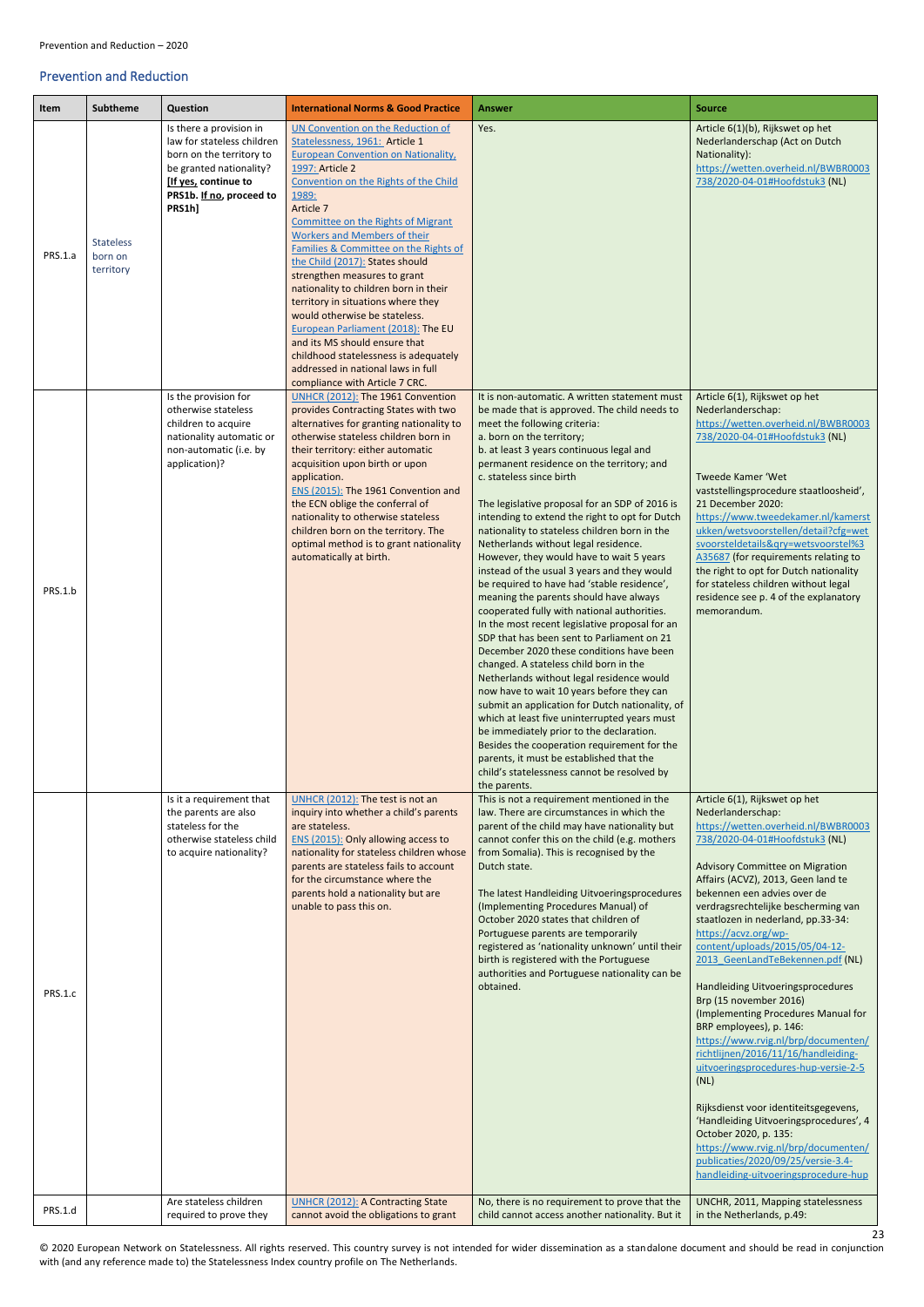## Prevention and Reduction

| Item | Subtheme | Question | International Norms & Good Practice | Answer | Source |
|---|---|---|---|---|---|
| PRS.1.a | Stateless born on territory | Is there a provision in law for stateless children born on the territory to be granted nationality? **[If yes, continue to PRS1b. If no, proceed to PRS1h]** | UN Convention on the Reduction of Statelessness, 1961: Article 1<br>European Convention on Nationality, 1997: Article 2<br>Convention on the Rights of the Child 1989: Article 7<br>Committee on the Rights of Migrant Workers and Members of their Families & Committee on the Rights of the Child (2017): States should strengthen measures to grant nationality to children born in their territory in situations where they would otherwise be stateless.<br>European Parliament (2018): The EU and its MS should ensure that childhood statelessness is adequately addressed in national laws in full compliance with Article 7 CRC. | Yes. | Article 6(1)(b), Rijkswet op het Nederlanderschap (Act on Dutch Nationality): https://wetten.overheid.nl/BWBR0003738/2020-04-01#Hoofdstuk3 (NL) |
| PRS.1.b | | Is the provision for otherwise stateless children to acquire nationality automatic or non-automatic (i.e. by application)? | UNHCR (2012): The 1961 Convention provides Contracting States with two alternatives for granting nationality to otherwise stateless children born in their territory: either automatic acquisition upon birth or upon application.<br>ENS (2015): The 1961 Convention and the ECN oblige the conferral of nationality to otherwise stateless children born on the territory. The optimal method is to grant nationality automatically at birth. | It is non-automatic. A written statement must be made that is approved. The child needs to meet the following criteria:<br>a. born on the territory;<br>b. at least 3 years continuous legal and permanent residence on the territory; and<br>c. stateless since birth<br><br>The legislative proposal for an SDP of 2016 is intending to extend the right to opt for Dutch nationality to stateless children born in the Netherlands without legal residence. However, they would have to wait 5 years instead of the usual 3 years and they would be required to have had 'stable residence', meaning the parents should have always cooperated fully with national authorities. In the most recent legislative proposal for an SDP that has been sent to Parliament on 21 December 2020 these conditions have been changed. A stateless child born in the Netherlands without legal residence would now have to wait 10 years before they can submit an application for Dutch nationality, of which at least five uninterrupted years must be immediately prior to the declaration. Besides the cooperation requirement for the parents, it must be established that the child's statelessness cannot be resolved by the parents. | Article 6(1), Rijkswet op het Nederlanderschap: https://wetten.overheid.nl/BWBR0003738/2020-04-01#Hoofdstuk3 (NL)<br><br>Tweede Kamer 'Wet vaststellingsprocedure staatloosheid', 21 December 2020: https://www.tweedekamer.nl/kamerstukken/wetsvoorstellen/detail?cfg=wetsvoorsteldetails&qry=wetsvoorstel%3A35687 (for requirements relating to the right to opt for Dutch nationality for stateless children without legal residence see p. 4 of the explanatory memorandum. |
| PRS.1.c | | Is it a requirement that the parents are also stateless for the otherwise stateless child to acquire nationality? | UNHCR (2012): The test is not an inquiry into whether a child's parents are stateless.<br>ENS (2015): Only allowing access to nationality for stateless children whose parents are stateless fails to account for the circumstance where the parents hold a nationality but are unable to pass this on. | This is not a requirement mentioned in the law. There are circumstances in which the parent of the child may have nationality but cannot confer this on the child (e.g. mothers from Somalia). This is recognised by the Dutch state.<br><br>The latest Handleiding Uitvoeringsprocedures (Implementing Procedures Manual) of October 2020 states that children of Portuguese parents are temporarily registered as 'nationality unknown' until their birth is registered with the Portuguese authorities and Portuguese nationality can be obtained. | Article 6(1), Rijkswet op het Nederlanderschap: https://wetten.overheid.nl/BWBR0003738/2020-04-01#Hoofdstuk3 (NL)<br><br>Advisory Committee on Migration Affairs (ACVZ), 2013, Geen land te bekennen een advies over de verdragsrechtelijke bescherming van staatlozen in nederland, pp.33-34: https://acvz.org/wp-content/uploads/2015/05/04-12-2013_GeenLandTeBekennen.pdf (NL)<br><br>Handleiding Uitvoeringsprocedures Brp (15 november 2016) (Implementing Procedures Manual for BRP employees), p. 146: https://www.rvig.nl/brp/documenten/richtlijnen/2016/11/16/handleiding-uitvoeringsprocedures-hup-versie-2-5 (NL)<br><br>Rijksdienst voor identiteitsgegevens, 'Handleiding Uitvoeringsprocedures', 4 October 2020, p. 135: https://www.rvig.nl/brp/documenten/publicaties/2020/09/25/versie-3.4-handleiding-uitvoeringsprocedure-hup |
| PRS.1.d | | Are stateless children required to prove they | UNHCR (2012): A Contracting State cannot avoid the obligations to grant | No, there is no requirement to prove that the child cannot access another nationality. But it | UNCHR, 2011, Mapping statelessness in the Netherlands, p.49: |

© 2020 European Network on Statelessness. All rights reserved. This country survey is not intended for wider dissemination as a standalone document and should be read in conjunction with (and any reference made to) the Statelessness Index country profile on The Netherlands.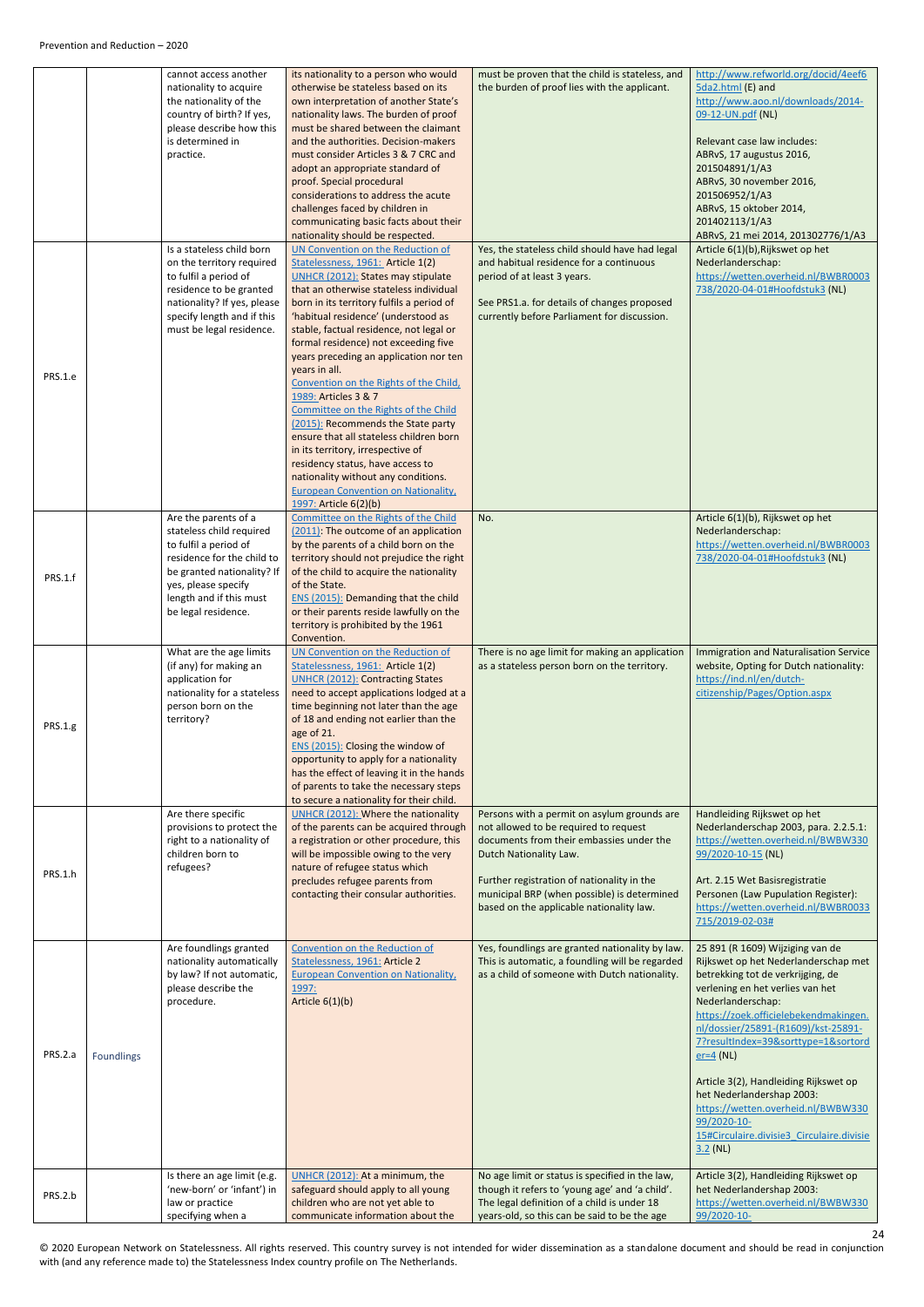| | | | | | |
|---|---|---|---|---|---|
| | | cannot access another nationality to acquire the nationality of the country of birth? If yes, please describe how this is determined in practice. | its nationality to a person who would otherwise be stateless based on its own interpretation of another State's nationality laws. The burden of proof must be shared between the claimant and the authorities. Decision-makers must consider Articles 3 & 7 CRC and adopt an appropriate standard of proof. Special procedural considerations to address the acute challenges faced by children in communicating basic facts about their nationality should be respected. | must be proven that the child is stateless, and the burden of proof lies with the applicant. | http://www.refworld.org/docid/4eef65da2.html (E) and http://www.aoo.nl/downloads/2014-09-12-UN.pdf (NL)<br><br>Relevant case law includes:<br>ABRvS, 17 augustus 2016, 201504891/1/A3<br>ABRvS, 30 november 2016, 201506952/1/A3<br>ABRvS, 15 oktober 2014, 201402113/1/A3<br>ABRvS, 21 mei 2014, 201302776/1/A3 |
| PRS.1.e | | Is a stateless child born on the territory required to fulfil a period of residence to be granted nationality? If yes, please specify length and if this must be legal residence. | UN Convention on the Reduction of Statelessness, 1961: Article 1(2)<br>UNHCR (2012): States may stipulate that an otherwise stateless individual born in its territory fulfils a period of 'habitual residence' (understood as stable, factual residence, not legal or formal residence) not exceeding five years preceding an application nor ten years in all.<br>Convention on the Rights of the Child, 1989: Articles 3 & 7<br>Committee on the Rights of the Child (2015): Recommends the State party ensure that all stateless children born in its territory, irrespective of residency status, have access to nationality without any conditions.<br>European Convention on Nationality, 1997: Article 6(2)(b) | Yes, the stateless child should have had legal and habitual residence for a continuous period of at least 3 years.<br><br>See PRS1.a. for details of changes proposed currently before Parliament for discussion. | Article 6(1)(b),Rijkswet op het Nederlanderschap:<br>https://wetten.overheid.nl/BWBR0003738/2020-04-01#Hoofdstuk3 (NL) |
| PRS.1.f | | Are the parents of a stateless child required to fulfil a period of residence for the child to be granted nationality? If yes, please specify length and if this must be legal residence. | Committee on the Rights of the Child (2011): The outcome of an application by the parents of a child born on the territory should not prejudice the right of the child to acquire the nationality of the State.<br>ENS (2015): Demanding that the child or their parents reside lawfully on the territory is prohibited by the 1961 Convention. | No. | Article 6(1)(b), Rijkswet op het Nederlanderschap:<br>https://wetten.overheid.nl/BWBR0003738/2020-04-01#Hoofdstuk3 (NL) |
| PRS.1.g | | What are the age limits (if any) for making an application for nationality for a stateless person born on the territory? | UN Convention on the Reduction of Statelessness, 1961: Article 1(2)<br>UNHCR (2012): Contracting States need to accept applications lodged at a time beginning not later than the age of 18 and ending not earlier than the age of 21.<br>ENS (2015): Closing the window of opportunity to apply for a nationality has the effect of leaving it in the hands of parents to take the necessary steps to secure a nationality for their child. | There is no age limit for making an application as a stateless person born on the territory. | Immigration and Naturalisation Service website, Opting for Dutch nationality:<br>https://ind.nl/en/dutch-citizenship/Pages/Option.aspx |
| PRS.1.h | | Are there specific provisions to protect the right to a nationality of children born to refugees? | UNHCR (2012): Where the nationality of the parents can be acquired through a registration or other procedure, this will be impossible owing to the very nature of refugee status which precludes refugee parents from contacting their consular authorities. | Persons with a permit on asylum grounds are not allowed to be required to request documents from their embassies under the Dutch Nationality Law.<br><br>Further registration of nationality in the municipal BRP (when possible) is determined based on the applicable nationality law. | Handleiding Rijkswet op het Nederlanderschap 2003, para. 2.2.5.1:<br>https://wetten.overheid.nl/BWBW33099/2020-10-15 (NL)<br><br>Art. 2.15 Wet Basisregistratie Personen (Law Population Register):<br>https://wetten.overheid.nl/BWBR0033715/2019-02-03# |
| PRS.2.a | Foundlings | Are foundlings granted nationality automatically by law? If not automatic, please describe the procedure. | Convention on the Reduction of Statelessness, 1961: Article 2<br>European Convention on Nationality, 1997:<br>Article 6(1)(b) | Yes, foundlings are granted nationality by law. This is automatic, a foundling will be regarded as a child of someone with Dutch nationality. | 25 891 (R 1609) Wijziging van de Rijkswet op het Nederlanderschap met betrekking tot de verkrijging, de verlening en het verlies van het Nederlanderschap:<br>https://zoek.officielebekendmakingen.nl/dossier/25891-(R1609)/kst-25891-7?resultIndex=39&sorttype=1&sortorder=4 (NL)<br><br>Article 3(2), Handleiding Rijkswet op het Nederlandership 2003:<br>https://wetten.overheid.nl/BWBW33099/2020-10-15#Circulaire.divisie3_Circulaire.divisie3.2 (NL) |
| PRS.2.b | | Is there an age limit (e.g. 'new-born' or 'infant') in law or practice specifying when a | UNHCR (2012): At a minimum, the safeguard should apply to all young children who are not yet able to communicate information about the | No age limit or status is specified in the law, though it refers to 'young age' and 'a child'. The legal definition of a child is under 18 years-old, so this can be said to be the age | Article 3(2), Handleiding Rijkswet op het Nederlandership 2003:<br>https://wetten.overheid.nl/BWBW33099/2020-10- |

© 2020 European Network on Statelessness. All rights reserved. This country survey is not intended for wider dissemination as a standalone document and should be read in conjunction with (and any reference made to) the Statelessness Index country profile on The Netherlands.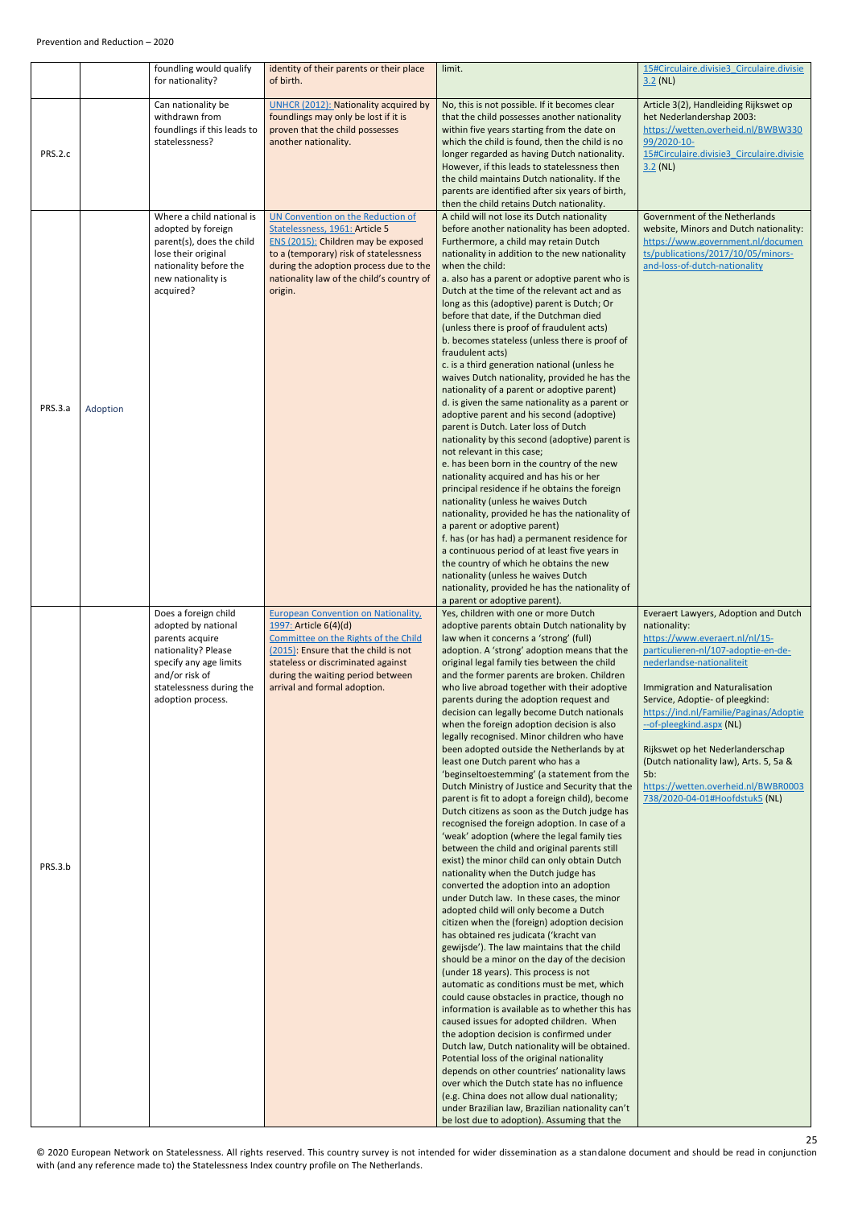| | | | | | |
|---|---|---|---|---|---|
| | | foundling would qualify for nationality? | identity of their parents or their place of birth. | limit. | 15#Circulaire.divisie3_Circulaire.divisie3.2 (NL) |
| PRS.2.c | | Can nationality be withdrawn from foundlings if this leads to statelessness? | UNHCR (2012): Nationality acquired by foundlings may only be lost if it is proven that the child possesses another nationality. | No, this is not possible. If it becomes clear that the child possesses another nationality within five years starting from the date on which the child is found, then the child is no longer regarded as having Dutch nationality. However, if this leads to statelessness then the child maintains Dutch nationality. If the parents are identified after six years of birth, then the child retains Dutch nationality. | Article 3(2), Handleiding Rijkswet op het Nederlanderschap 2003: https://wetten.overheid.nl/BWBW33099/2020-10-15#Circulaire.divisie3_Circulaire.divisie3.2 (NL) |
| PRS.3.a | Adoption | Where a child national is adopted by foreign parent(s), does the child lose their original nationality before the new nationality is acquired? | UN Convention on the Reduction of Statelessness, 1961: Article 5<br>ENS (2015): Children may be exposed to a (temporary) risk of statelessness during the adoption process due to the nationality law of the child's country of origin. | A child will not lose its Dutch nationality before another nationality has been adopted. Furthermore, a child may retain Dutch nationality in addition to the new nationality when the child:<br>a. also has a parent or adoptive parent who is Dutch at the time of the relevant act and as long as this (adoptive) parent is Dutch; Or before that date, if the Dutchman died (unless there is proof of fraudulent acts)<br>b. becomes stateless (unless there is proof of fraudulent acts)<br>c. is a third generation national (unless he waives Dutch nationality, provided he has the nationality of a parent or adoptive parent)<br>d. is given the same nationality as a parent or adoptive parent and his second (adoptive) parent is Dutch. Later loss of Dutch nationality by this second (adoptive) parent is not relevant in this case;<br>e. has been born in the country of the new nationality acquired and has his or her principal residence if he obtains the foreign nationality (unless he waives Dutch nationality, provided he has the nationality of a parent or adoptive parent)<br>f. has (or has had) a permanent residence for a continuous period of at least five years in the country of which he obtains the new nationality (unless he waives Dutch nationality, provided he has the nationality of a parent or adoptive parent). | Government of the Netherlands website, Minors and Dutch nationality: https://www.government.nl/documents/publications/2017/10/05/minors-and-loss-of-dutch-nationality |
| PRS.3.b | | Does a foreign child adopted by national parents acquire nationality? Please specify any age limits and/or risk of statelessness during the adoption process. | European Convention on Nationality, 1997: Article 6(4)(d)<br>Committee on the Rights of the Child (2015): Ensure that the child is not stateless or discriminated against during the waiting period between arrival and formal adoption. | Yes, children with one or more Dutch adoptive parents obtain Dutch nationality by law when it concerns a 'strong' (full) adoption. A 'strong' adoption means that the original legal family ties between the child and the former parents are broken. Children who live abroad together with their adoptive parents during the adoption request and decision can legally become Dutch nationals when the foreign adoption decision is also legally recognised. Minor children who have been adopted outside the Netherlands by at least one Dutch parent who has a 'beginseltoestemming' (a statement from the Dutch Ministry of Justice and Security that the parent is fit to adopt a foreign child), become Dutch citizens as soon as the Dutch judge has recognised the foreign adoption. In case of a 'weak' adoption (where the legal family ties between the child and original parents still exist) the minor child can only obtain Dutch nationality when the Dutch judge has converted the adoption into an adoption under Dutch law. In these cases, the minor adopted child will only become a Dutch citizen when the (foreign) adoption decision has obtained res judicata ('kracht van gewijsde'). The law maintains that the child should be a minor on the day of the decision (under 18 years). This process is not automatic as conditions must be met, which could cause obstacles in practice, though no information is available as to whether this has caused issues for adopted children. When the adoption decision is confirmed under Dutch law, Dutch nationality will be obtained. Potential loss of the original nationality depends on other countries' nationality laws over which the Dutch state has no influence (e.g. China does not allow dual nationality; under Brazilian law, Brazilian nationality can't be lost due to adoption). Assuming that the | Everaert Lawyers, Adoption and Dutch nationality: https://www.everaert.nl/nl/15-particulieren-nl/107-adoptie-en-de-nederlandse-nationaliteit<br><br>Immigration and Naturalisation Service, Adoptie- of pleegkind: https://ind.nl/Familie/Paginas/Adoptie--of-pleegkind.aspx (NL)<br><br>Rijkswet op het Nederlanderschap (Dutch nationality law), Arts. 5, 5a & 5b: https://wetten.overheid.nl/BWBR0003738/2020-04-01#Hoofdstuk5 (NL) |

© 2020 European Network on Statelessness. All rights reserved. This country survey is not intended for wider dissemination as a standalone document and should be read in conjunction with (and any reference made to) the Statelessness Index country profile on The Netherlands.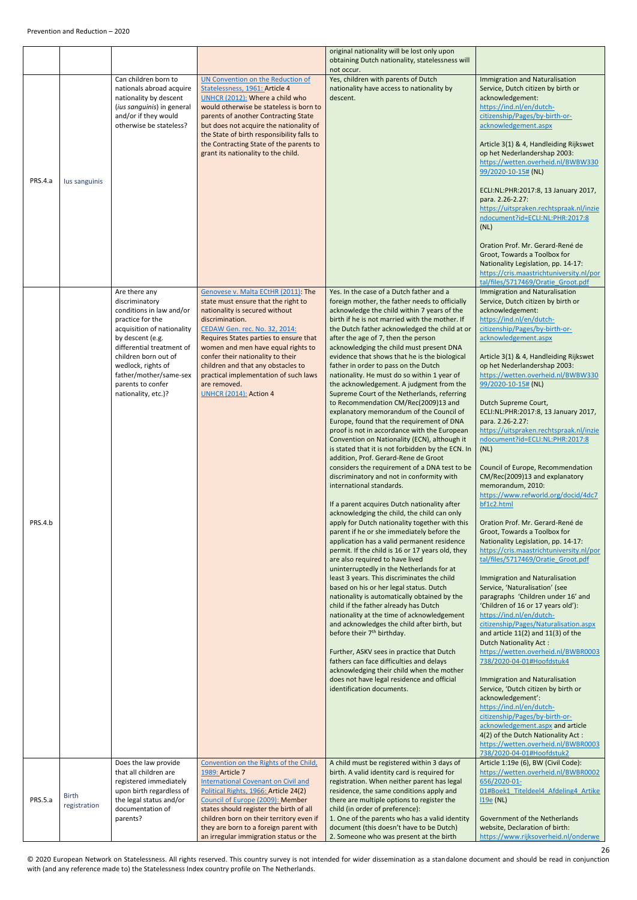| | | | | original nationality will be lost only upon obtaining Dutch nationality, statelessness will not occur. | |
|---|---|---|---|---|---|
| PRS.4.a | Ius sanguinis | Can children born to nationals abroad acquire nationality by descent (*ius sanguinis*) in general and/or if they would otherwise be stateless? | UN Convention on the Reduction of Statelessness, 1961: Article 4<br>UNHCR (2012): Where a child who would otherwise be stateless is born to parents of another Contracting State but does not acquire the nationality of the State of birth responsibility falls to the Contracting State of the parents to grant its nationality to the child. | Yes, children with parents of Dutch nationality have access to nationality by descent. | Immigration and Naturalisation Service, Dutch citizen by birth or acknowledgement: https://ind.nl/en/dutch-citizenship/Pages/by-birth-or-acknowledgement.aspx<br><br>Article 3(1) & 4, Handleiding Rijkswet op het Nederlandership 2003: https://wetten.overheid.nl/BWBW33099/2020-10-15# (NL)<br><br>ECLI:NL:PHR:2017:8, 13 January 2017, para. 2.26-2.27: https://uitspraken.rechtspraak.nl/inziendocument?id=ECLI:NL:PHR:2017:8 (NL)<br><br>Oration Prof. Mr. Gerard-René de Groot, Towards a Toolbox for Nationality Legislation, pp. 14-17: https://cris.maastrichtuniversity.nl/portal/files/5717469/Oratie_Groot.pdf |
| PRS.4.b | | Are there any discriminatory conditions in law and/or practice for the acquisition of nationality by descent (e.g. differential treatment of children born out of wedlock, rights of father/mother/same-sex parents to confer nationality, etc.)? | Genovese v. Malta ECtHR (2011): The state must ensure that the right to nationality is secured without discrimination.<br>CEDAW Gen. rec. No. 32, 2014: Requires States parties to ensure that women and men have equal rights to confer their nationality to their children and that any obstacles to practical implementation of such laws are removed.<br>UNHCR (2014): Action 4 | Yes. In the case of a Dutch father and a foreign mother, the father needs to officially acknowledge the child within 7 years of the birth if he is not married with the mother. If the Dutch father acknowledged the child at or after the age of 7, then the person acknowledging the child must present DNA evidence that shows that he is the biological father in order to pass on the Dutch nationality. He must do so within 1 year of the acknowledgement. A judgment from the Supreme Court of the Netherlands, referring to Recommendation CM/Rec(2009)13 and explanatory memorandum of the Council of Europe, found that the requirement of DNA proof is not in accordance with the European Convention on Nationality (ECN), although it is stated that it is not forbidden by the ECN. In addition, Prof. Gerard-Rene de Groot considers the requirement of a DNA test to be discriminatory and not in conformity with international standards.<br><br>If a parent acquires Dutch nationality after acknowledging the child, the child can only apply for Dutch nationality together with this parent if he or she immediately before the application has a valid permanent residence permit. If the child is 16 or 17 years old, they are also required to have lived uninterruptedly in the Netherlands for at least 3 years. This discriminates the child based on his or her legal status. Dutch nationality is automatically obtained by the child if the father already has Dutch nationality at the time of acknowledgement and acknowledges the child after birth, but before their 7th birthday.<br><br>Further, ASKV sees in practice that Dutch fathers can face difficulties and delays acknowledging their child when the mother does not have legal residence and official identification documents. | Immigration and Naturalisation Service, Dutch citizen by birth or acknowledgement: https://ind.nl/en/dutch-citizenship/Pages/by-birth-or-acknowledgement.aspx<br><br>Article 3(1) & 4, Handleiding Rijkswet op het Nederlandership 2003: https://wetten.overheid.nl/BWBW33099/2020-10-15# (NL)<br><br>Dutch Supreme Court, ECLI:NL:PHR:2017:8, 13 January 2017, para. 2.26-2.27: https://uitspraken.rechtspraak.nl/inziendocument?id=ECLI:NL:PHR:2017:8 (NL)<br><br>Council of Europe, Recommendation CM/Rec(2009)13 and explanatory memorandum, 2010: https://www.refworld.org/docid/4dc7bf1c2.html<br><br>Oration Prof. Mr. Gerard-René de Groot, Towards a Toolbox for Nationality Legislation, pp. 14-17: https://cris.maastrichtuniversity.nl/portal/files/5717469/Oratie_Groot.pdf<br><br>Immigration and Naturalisation Service, 'Naturalisation' (see paragraphs 'Children under 16' and 'Children of 16 or 17 years old'): https://ind.nl/en/dutch-citizenship/Pages/Naturalisation.aspx and article 11(2) and 11(3) of the Dutch Nationality Act : https://wetten.overheid.nl/BWBR0003738/2020-04-01#Hoofdstuk4<br><br>Immigration and Naturalisation Service, 'Dutch citizen by birth or acknowledgement': https://ind.nl/en/dutch-citizenship/Pages/by-birth-or-acknowledgement.aspx and article 4(2) of the Dutch Nationality Act : https://wetten.overheid.nl/BWBR0003738/2020-04-01#Hoofdstuk2 |
| PRS.5.a | Birth registration | Does the law provide that all children are registered immediately upon birth regardless of the legal status and/or documentation of parents? | Convention on the Rights of the Child, 1989: Article 7<br>International Covenant on Civil and Political Rights, 1966: Article 24(2)<br>Council of Europe (2009): Member states should register the birth of all children born on their territory even if they are born to a foreign parent with an irregular immigration status or the | A child must be registered within 3 days of birth. A valid identity card is required for registration. When neither parent has legal residence, the same conditions apply and there are multiple options to register the child (in order of preference):<br>1. One of the parents who has a valid identity document (this doesn't have to be Dutch)<br>2. Someone who was present at the birth | Article 1:19e (6), BW (Civil Code): https://wetten.overheid.nl/BWBR0002656/2020-01-01#Boek1_Titeldeel4_Afdeling4_Artikel19e (NL)<br><br>Government of the Netherlands website, Declaration of birth: https://www.rijksoverheid.nl/onderwe |

© 2020 European Network on Statelessness. All rights reserved. This country survey is not intended for wider dissemination as a standalone document and should be read in conjunction with (and any reference made to) the Statelessness Index country profile on The Netherlands.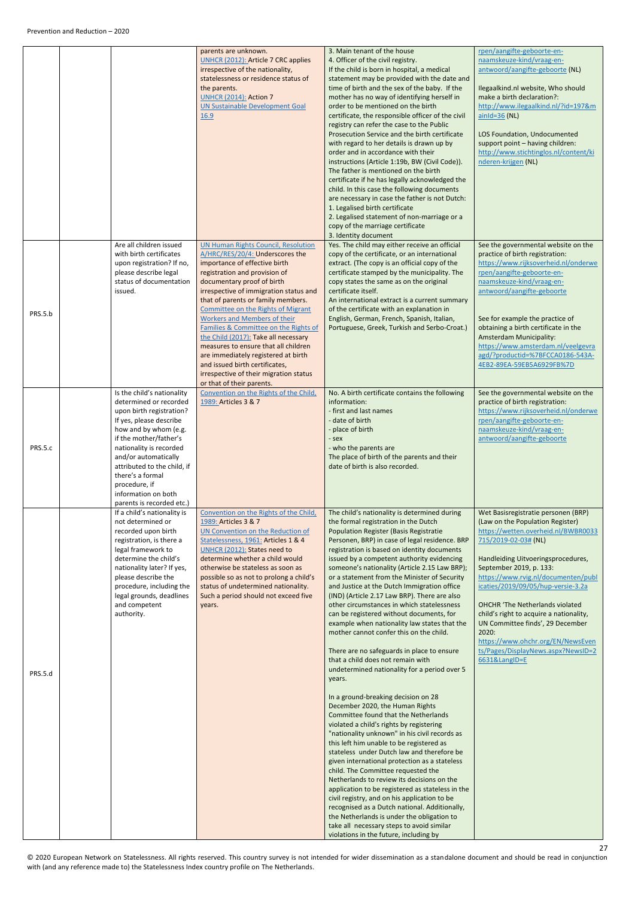| | | | | | |
|---|---|---|---|---|---|
| | | | parents are unknown. UNHCR (2012): Article 7 CRC applies irrespective of the nationality, statelessness or residence status of the parents. UNHCR (2014): Action 7 UN Sustainable Development Goal 16.9 | 3. Main tenant of the house<br>4. Officer of the civil registry.<br>If the child is born in hospital, a medical statement may be provided with the date and time of birth and the sex of the baby. If the mother has no way of identifying herself in order to be mentioned on the birth certificate, the responsible officer of the civil registry can refer the case to the Public Prosecution Service and the birth certificate with regard to her details is drawn up by order and in accordance with their instructions (Article 1:19b, BW (Civil Code)). The father is mentioned on the birth certificate if he has legally acknowledged the child. In this case the following documents are necessary in case the father is not Dutch:<br>1. Legalised birth certificate<br>2. Legalised statement of non-marriage or a copy of the marriage certificate<br>3. Identity document | rpen/aangifte-geboorte-en-naamskeuze-kind/vraag-en-antwoord/aangifte-geboorte (NL)<br><br>Ilegaalkind.nl website, Who should make a birth declaration?: http://www.ilegaalkind.nl/?id=197&mainId=36 (NL)<br><br>LOS Foundation, Undocumented support point – having children: http://www.stichtinglos.nl/content/kinderen-krijgen (NL) |
| PRS.5.b | | Are all children issued with birth certificates upon registration? If no, please describe legal status of documentation issued. | UN Human Rights Council, Resolution A/HRC/RES/20/4: Underscores the importance of effective birth registration and provision of documentary proof of birth irrespective of immigration status and that of parents or family members. Committee on the Rights of Migrant Workers and Members of their Families & Committee on the Rights of the Child (2017): Take all necessary measures to ensure that all children are immediately registered at birth and issued birth certificates, irrespective of their migration status or that of their parents. | Yes. The child may either receive an official copy of the certificate, or an international extract. (The copy is an official copy of the certificate stamped by the municipality. The copy states the same as on the original certificate itself.<br>An international extract is a current summary of the certificate with an explanation in English, German, French, Spanish, Italian, Portuguese, Greek, Turkish and Serbo-Croat.) | See the governmental website on the practice of birth registration: https://www.rijksoverheid.nl/onderwerpen/aangifte-geboorte-en-naamskeuze-kind/vraag-en-antwoord/aangifte-geboorte<br><br>See for example the practice of obtaining a birth certificate in the Amsterdam Municipality: https://www.amsterdam.nl/veelgevraagd/?productid=%7BFCCA0186-543A-4EB2-89EA-59EB5A6929FB%7D |
| PRS.5.c | | Is the child's nationality determined or recorded upon birth registration? If yes, please describe how and by whom (e.g. if the mother/father's nationality is recorded and/or automatically attributed to the child, if there's a formal procedure, if information on both parents is recorded etc.) | Convention on the Rights of the Child, 1989: Articles 3 & 7 | No. A birth certificate contains the following information:<br>- first and last names<br>- date of birth<br>- place of birth<br>- sex<br>- who the parents are<br>The place of birth of the parents and their date of birth is also recorded. | See the governmental website on the practice of birth registration: https://www.rijksoverheid.nl/onderwerpen/aangifte-geboorte-en-naamskeuze-kind/vraag-en-antwoord/aangifte-geboorte |
| PRS.5.d | | If a child's nationality is not determined or recorded upon birth registration, is there a legal framework to determine the child's nationality later? If yes, please describe the procedure, including the legal grounds, deadlines and competent authority. | Convention on the Rights of the Child, 1989: Articles 3 & 7<br>UN Convention on the Reduction of Statelessness, 1961: Articles 1 & 4<br>UNHCR (2012): States need to determine whether a child would otherwise be stateless as soon as possible so as not to prolong a child's status of undetermined nationality. Such a period should not exceed five years. | The child's nationality is determined during the formal registration in the Dutch Population Register (Basis Registratie Personen, BRP) in case of legal residence. BRP registration is based on identity documents issued by a competent authority evidencing someone's nationality (Article 2.15 Law BRP); or a statement from the Minister of Security and Justice at the Dutch Immigration office (IND) (Article 2.17 Law BRP). There are also other circumstances in which statelessness can be registered without documents, for example when nationality law states that the mother cannot confer this on the child.<br><br>There are no safeguards in place to ensure that a child does not remain with undetermined nationality for a period over 5 years.<br><br>In a ground-breaking decision on 28 December 2020, the Human Rights Committee found that the Netherlands violated a child's rights by registering "nationality unknown" in his civil records as this left him unable to be registered as stateless under Dutch law and therefore be given international protection as a stateless child. The Committee requested the Netherlands to review its decisions on the application to be registered as stateless in the civil registry, and on his application to be recognised as a Dutch national. Additionally, the Netherlands is under the obligation to take all necessary steps to avoid similar violations in the future, including by | Wet Basisregistratie personen (BRP) (Law on the Population Register) https://wetten.overheid.nl/BWBR0033715/2019-02-03# (NL)<br><br>Handleiding Uitvoeringsprocedures, September 2019, p. 133: https://www.rvig.nl/documenten/publicaties/2019/09/05/hup-versie-3.2a<br><br>OHCHR 'The Netherlands violated child's right to acquire a nationality, UN Committee finds', 29 December 2020: https://www.ohchr.org/EN/NewsEvents/Pages/DisplayNews.aspx?NewsID=26631&LangID=E |

© 2020 European Network on Statelessness. All rights reserved. This country survey is not intended for wider dissemination as a standalone document and should be read in conjunction with (and any reference made to) the Statelessness Index country profile on The Netherlands.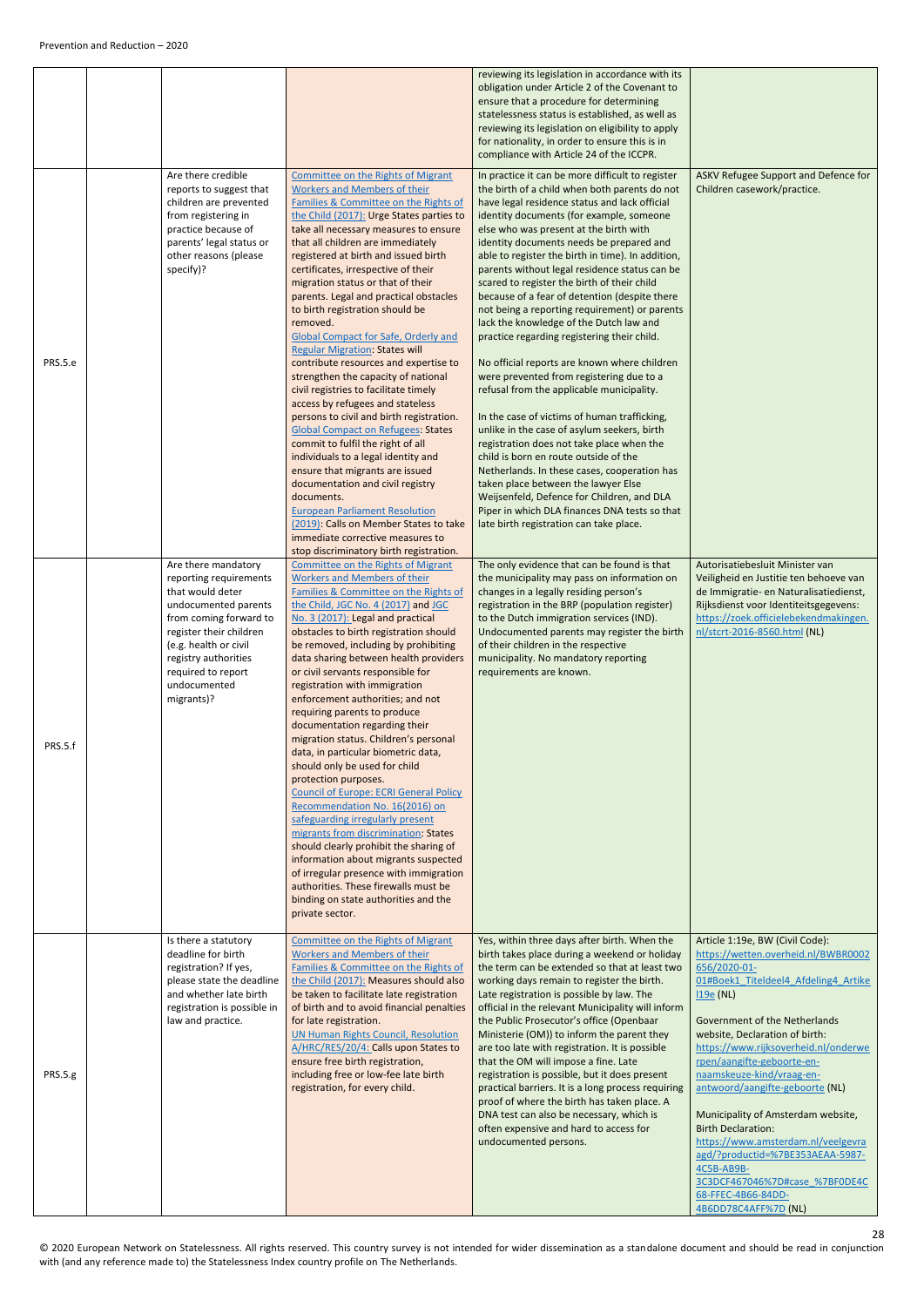| | | | | | |
|---|---|---|---|---|---|
| | | | | reviewing its legislation in accordance with its obligation under Article 2 of the Covenant to ensure that a procedure for determining statelessness status is established, as well as reviewing its legislation on eligibility to apply for nationality, in order to ensure this is in compliance with Article 24 of the ICCPR. | |
| PRS.5.e | | Are there credible reports to suggest that children are prevented from registering in practice because of parents' legal status or other reasons (please specify)? | Committee on the Rights of Migrant Workers and Members of their Families & Committee on the Rights of the Child (2017): Urge States parties to take all necessary measures to ensure that all children are immediately registered at birth and issued birth certificates, irrespective of their migration status or that of their parents. Legal and practical obstacles to birth registration should be removed.<br>Global Compact for Safe, Orderly and Regular Migration: States will contribute resources and expertise to strengthen the capacity of national civil registries to facilitate timely access by refugees and stateless persons to civil and birth registration.<br>Global Compact on Refugees: States commit to fulfil the right of all individuals to a legal identity and ensure that migrants are issued documentation and civil registry documents.<br>European Parliament Resolution (2019): Calls on Member States to take immediate corrective measures to stop discriminatory birth registration. | In practice it can be more difficult to register the birth of a child when both parents do not have legal residence status and lack official identity documents (for example, someone else who was present at the birth with identity documents needs be prepared and able to register the birth in time). In addition, parents without legal residence status can be scared to register the birth of their child because of a fear of detention (despite there not being a reporting requirement) or parents lack the knowledge of the Dutch law and practice regarding registering their child.<br><br>No official reports are known where children were prevented from registering due to a refusal from the applicable municipality.<br><br>In the case of victims of human trafficking, unlike in the case of asylum seekers, birth registration does not take place when the child is born en route outside of the Netherlands. In these cases, cooperation has taken place between the lawyer Else Weijsenfeld, Defence for Children, and DLA Piper in which DLA finances DNA tests so that late birth registration can take place. | ASKV Refugee Support and Defence for Children casework/practice. |
| PRS.5.f | | Are there mandatory reporting requirements that would deter undocumented parents from coming forward to register their children (e.g. health or civil registry authorities required to report undocumented migrants)? | Committee on the Rights of Migrant Workers and Members of their Families & Committee on the Rights of the Child, JGC No. 4 (2017) and JGC No. 3 (2017): Legal and practical obstacles to birth registration should be removed, including by prohibiting data sharing between health providers or civil servants responsible for registration with immigration enforcement authorities; and not requiring parents to produce documentation regarding their migration status. Children's personal data, in particular biometric data, should only be used for child protection purposes.<br>Council of Europe: ECRI General Policy Recommendation No. 16(2016) on safeguarding irregularly present migrants from discrimination: States should clearly prohibit the sharing of information about migrants suspected of irregular presence with immigration authorities. These firewalls must be binding on state authorities and the private sector. | The only evidence that can be found is that the municipality may pass on information on changes in a legally residing person's registration in the BRP (population register) to the Dutch immigration services (IND). Undocumented parents may register the birth of their children in the respective municipality. No mandatory reporting requirements are known. | Autorisatiebesluit Minister van Veiligheid en Justitie ten behoeve van de Immigratie- en Naturalisatiedienst, Rijksdienst voor Identiteitsgegevens: https://zoek.officielebekendmakingen.nl/stcrt-2016-8560.html (NL) |
| PRS.5.g | | Is there a statutory deadline for birth registration? If yes, please state the deadline and whether late birth registration is possible in law and practice. | Committee on the Rights of Migrant Workers and Members of their Families & Committee on the Rights of the Child (2017): Measures should also be taken to facilitate late registration of birth and to avoid financial penalties for late registration.<br>UN Human Rights Council, Resolution A/HRC/RES/20/4: Calls upon States to ensure free birth registration, including free or low-fee late birth registration, for every child. | Yes, within three days after birth. When the birth takes place during a weekend or holiday the term can be extended so that at least two working days remain to register the birth. Late registration is possible by law. The official in the relevant Municipality will inform the Public Prosecutor's office (Openbaar Ministerie (OM)) to inform the parent they are too late with registration. It is possible that the OM will impose a fine. Late registration is possible, but it does present practical barriers. It is a long process requiring proof of where the birth has taken place. A DNA test can also be necessary, which is often expensive and hard to access for undocumented persons. | Article 1:19e, BW (Civil Code): https://wetten.overheid.nl/BWBR0002656/2020-01-01#Boek1_Titeldeel4_Afdeling4_Artikel19e (NL)<br><br>Government of the Netherlands website, Declaration of birth: https://www.rijksoverheid.nl/onderwerpen/aangifte-geboorte-en-naamskeuze-kind/vraag-en-antwoord/aangifte-geboorte (NL)<br><br>Municipality of Amsterdam website, Birth Declaration: https://www.amsterdam.nl/veelgevraagd/?productid=%7BE353AEAA-5987-4C5B-AB9B-3C3DCF467046%7D#case_%7BF0DE4C68-FFEC-4B66-84DD-4B6DD78C4AFF%7D (NL) |

© 2020 European Network on Statelessness. All rights reserved. This country survey is not intended for wider dissemination as a standalone document and should be read in conjunction with (and any reference made to) the Statelessness Index country profile on The Netherlands.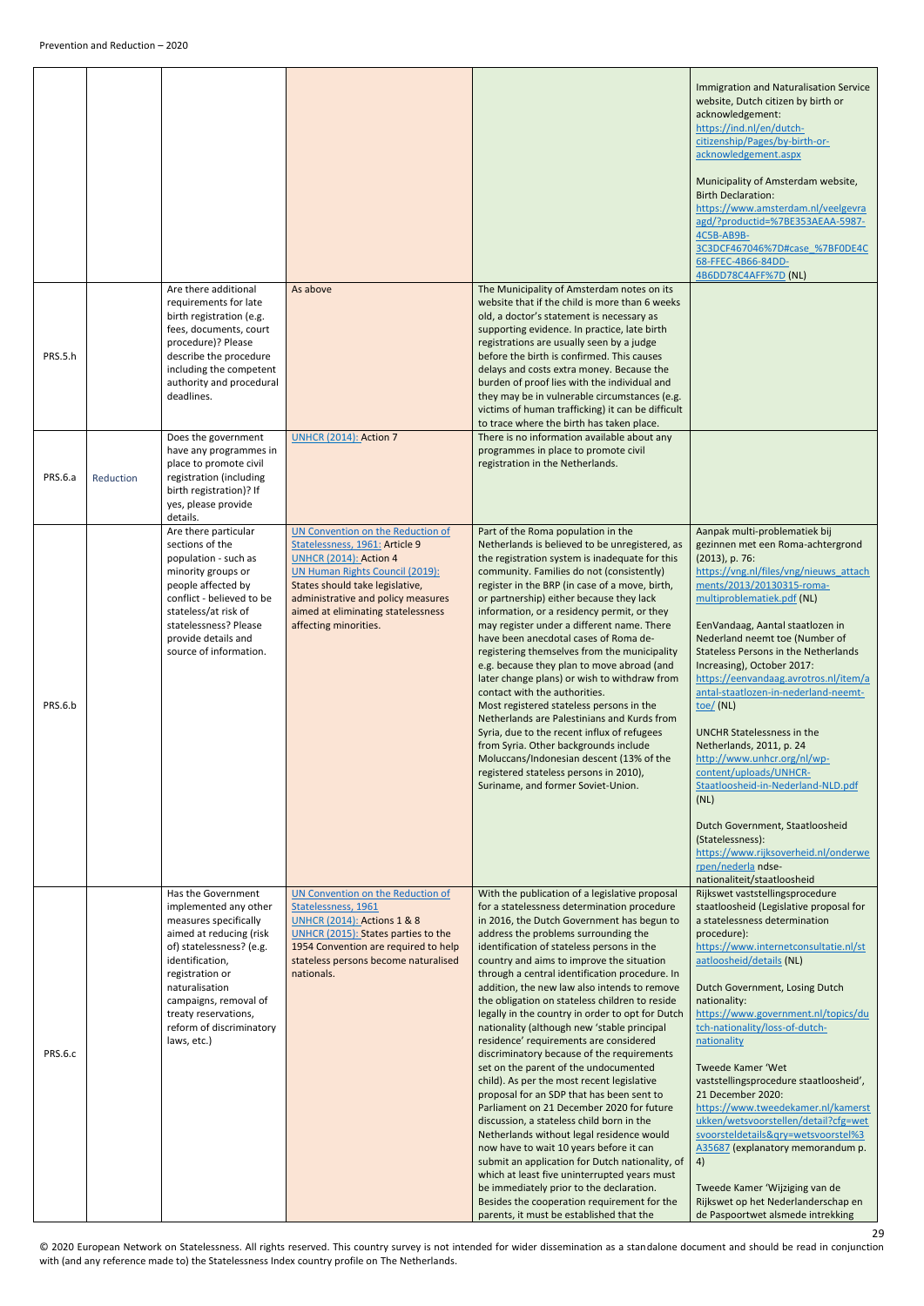| | | | | | |
|---|---|---|---|---|---|
| | | | | | Immigration and Naturalisation Service website, Dutch citizen by birth or acknowledgement: https://ind.nl/en/dutch-citizenship/Pages/by-birth-or-acknowledgement.aspx<br><br>Municipality of Amsterdam website, Birth Declaration: https://www.amsterdam.nl/veelgevraagd/?productid=%7BE353AEAA-5987-4C5B-AB9B-3C3DCF467046%7D#case_%7BF0DE4C68-FFEC-4B66-84DD-4B6DD78C4AFF%7D (NL) |
| PRS.5.h | | Are there additional requirements for late birth registration (e.g. fees, documents, court procedure)? Please describe the procedure including the competent authority and procedural deadlines. | As above | The Municipality of Amsterdam notes on its website that if the child is more than 6 weeks old, a doctor's statement is necessary as supporting evidence. In practice, late birth registrations are usually seen by a judge before the birth is confirmed. This causes delays and costs extra money. Because the burden of proof lies with the individual and they may be in vulnerable circumstances (e.g. victims of human trafficking) it can be difficult to trace where the birth has taken place. | |
| PRS.6.a | Reduction | Does the government have any programmes in place to promote civil registration (including birth registration)? If yes, please provide details. | UNHCR (2014): Action 7 | There is no information available about any programmes in place to promote civil registration in the Netherlands. | |
| PRS.6.b | | Are there particular sections of the population - such as minority groups or people affected by conflict - believed to be stateless/at risk of statelessness? Please provide details and source of information. | UN Convention on the Reduction of Statelessness, 1961: Article 9<br>UNHCR (2014): Action 4<br>UN Human Rights Council (2019): States should take legislative, administrative and policy measures aimed at eliminating statelessness affecting minorities. | Part of the Roma population in the Netherlands is believed to be unregistered, as the registration system is inadequate for this community. Families do not (consistently) register in the BRP (in case of a move, birth, or partnership) either because they lack information, or a residency permit, or they may register under a different name. There have been anecdotal cases of Roma de-registering themselves from the municipality e.g. because they plan to move abroad (and later change plans) or wish to withdraw from contact with the authorities.<br>Most registered stateless persons in the Netherlands are Palestinians and Kurds from Syria, due to the recent influx of refugees from Syria. Other backgrounds include Moluccans/Indonesian descent (13% of the registered stateless persons in 2010), Suriname, and former Soviet-Union. | Aanpak multi-problematiek bij gezinnen met een Roma-achtergrond (2013), p. 76: https://vng.nl/files/vng/nieuws_attachments/2013/20130315-roma-multiproblematiek.pdf (NL)<br><br>EenVandaag, Aantal staatlozen in Nederland neemt toe (Number of Stateless Persons in the Netherlands Increasing), October 2017: https://eenvandaag.avrotros.nl/item/aantal-staatlozen-in-nederland-neemt-toe/ (NL)<br><br>UNCHR Statelessness in the Netherlands, 2011, p. 24 http://www.unhcr.org/nl/wp-content/uploads/UNHCR-Staatloosheid-in-Nederland-NLD.pdf (NL)<br><br>Dutch Government, Staatloosheid (Statelessness): https://www.rijksoverheid.nl/onderwerpen/nederlandse-nationaliteit/staatloosheid |
| PRS.6.c | | Has the Government implemented any other measures specifically aimed at reducing (risk of) statelessness? (e.g. identification, registration or naturalisation campaigns, removal of treaty reservations, reform of discriminatory laws, etc.) | UN Convention on the Reduction of Statelessness, 1961<br>UNHCR (2014): Actions 1 & 8<br>UNHCR (2015): States parties to the 1954 Convention are required to help stateless persons become naturalised nationals. | With the publication of a legislative proposal for a statelessness determination procedure in 2016, the Dutch Government has begun to address the problems surrounding the identification of stateless persons in the country and aims to improve the situation through a central identification procedure. In addition, the new law also intends to remove the obligation on stateless children to reside legally in the country in order to opt for Dutch nationality (although new 'stable principal residence' requirements are considered discriminatory because of the requirements set on the parent of the undocumented child). As per the most recent legislative proposal for an SDP that has been sent to Parliament on 21 December 2020 for future discussion, a stateless child born in the Netherlands without legal residence would now have to wait 10 years before it can submit an application for Dutch nationality, of which at least five uninterrupted years must be immediately prior to the declaration. Besides the cooperation requirement for the parents, it must be established that the | Rijkswet vaststellingsprocedure staatloosheid (Legislative proposal for a statelessness determination procedure): https://www.internetconsultatie.nl/staatloosheid/details (NL)<br><br>Dutch Government, Losing Dutch nationality: https://www.government.nl/topics/dutch-nationality/loss-of-dutch-nationality<br><br>Tweede Kamer 'Wet vaststellingsprocedure staatloosheid', 21 December 2020: https://www.tweedekamer.nl/kamerstukken/wetsvoorstellen/detail?cfg=wetsvoorsteldetails&qry=wetsvoorstel%3A35687 (explanatory memorandum p. 4)<br><br>Tweede Kamer 'Wijziging van de Rijkswet op het Nederlanderschap en de Paspoortwet alsmede intrekking |

© 2020 European Network on Statelessness. All rights reserved. This country survey is not intended for wider dissemination as a standalone document and should be read in conjunction with (and any reference made to) the Statelessness Index country profile on The Netherlands.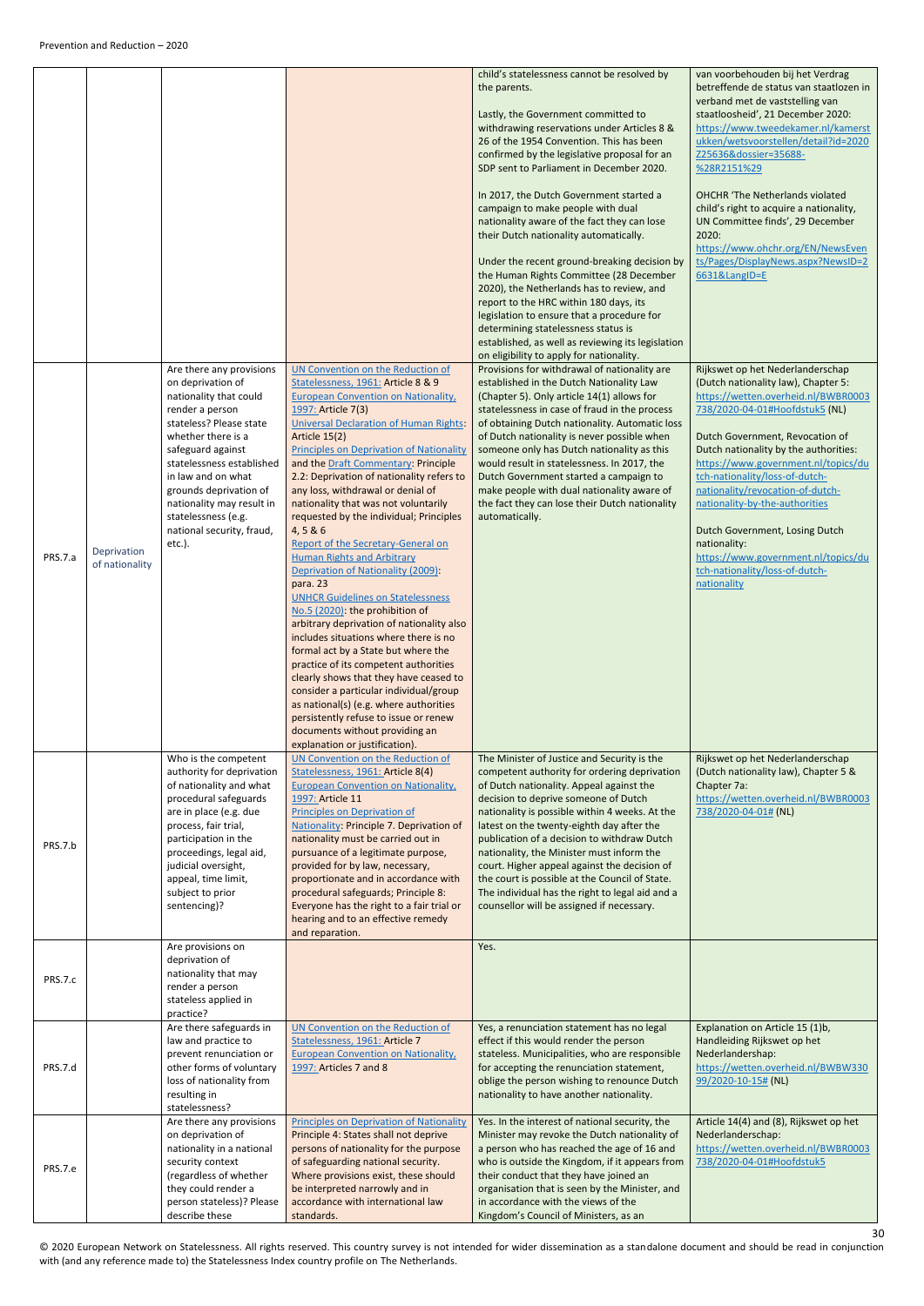|  |  |  |  | child's statelessness cannot be resolved by the parents.<br><br>Lastly, the Government committed to withdrawing reservations under Articles 8 & 26 of the 1954 Convention. This has been confirmed by the legislative proposal for an SDP sent to Parliament in December 2020.<br><br>In 2017, the Dutch Government started a campaign to make people with dual nationality aware of the fact they can lose their Dutch nationality automatically.<br><br>Under the recent ground-breaking decision by the Human Rights Committee (28 December 2020), the Netherlands has to review, and report to the HRC within 180 days, its legislation to ensure that a procedure for determining statelessness status is established, as well as reviewing its legislation on eligibility to apply for nationality. | van voorbehouden bij het Verdrag betreffende de status van staatlozen in verband met de vaststelling van staatloosheid', 21 December 2020: https://www.tweedekamer.nl/kamerstukken/wetsvoorstellen/detail?id=2020Z25636&dossier=35688-%28R2151%29<br><br>OHCHR 'The Netherlands violated child's right to acquire a nationality, UN Committee finds', 29 December 2020: https://www.ohchr.org/EN/NewsEvents/Pages/DisplayNews.aspx?NewsID=26631&LangID=E |
|---|---|---|---|---|---|
| PRS.7.a | Deprivation of nationality | Are there any provisions on deprivation of nationality that could render a person stateless? Please state whether there is a safeguard against statelessness established in law and on what grounds deprivation of nationality may result in statelessness (e.g. national security, fraud, etc.). | UN Convention on the Reduction of Statelessness, 1961: Article 8 & 9<br>European Convention on Nationality, 1997: Article 7(3)<br>Universal Declaration of Human Rights: Article 15(2)<br>Principles on Deprivation of Nationality and the Draft Commentary: Principle 2.2: Deprivation of nationality refers to any loss, withdrawal or denial of nationality that was not voluntarily requested by the individual; Principles 4, 5 & 6<br>Report of the Secretary-General on Human Rights and Arbitrary Deprivation of Nationality (2009): para. 23<br>UNHCR Guidelines on Statelessness No.5 (2020): the prohibition of arbitrary deprivation of nationality also includes situations where there is no formal act by a State but where the practice of its competent authorities clearly shows that they have ceased to consider a particular individual/group as national(s) (e.g. where authorities persistently refuse to issue or renew documents without providing an explanation or justification). | Provisions for withdrawal of nationality are established in the Dutch Nationality Law (Chapter 5). Only article 14(1) allows for statelessness in case of fraud in the process of obtaining Dutch nationality. Automatic loss of Dutch nationality is never possible when someone only has Dutch nationality as this would result in statelessness. In 2017, the Dutch Government started a campaign to make people with dual nationality aware of the fact they can lose their Dutch nationality automatically. | Rijkswet op het Nederlanderschap (Dutch nationality law), Chapter 5: https://wetten.overheid.nl/BWBR0003738/2020-04-01#Hoofdstuk5 (NL)<br><br>Dutch Government, Revocation of Dutch nationality by the authorities: https://www.government.nl/topics/dutch-nationality/loss-of-dutch-nationality/revocation-of-dutch-nationality-by-the-authorities<br><br>Dutch Government, Losing Dutch nationality: https://www.government.nl/topics/dutch-nationality/loss-of-dutch-nationality |
| PRS.7.b |  | Who is the competent authority for deprivation of nationality and what procedural safeguards are in place (e.g. due process, fair trial, participation in the proceedings, legal aid, judicial oversight, appeal, time limit, subject to prior sentencing)? | UN Convention on the Reduction of Statelessness, 1961: Article 8(4)<br>European Convention on Nationality, 1997: Article 11<br>Principles on Deprivation of Nationality: Principle 7. Deprivation of nationality must be carried out in pursuance of a legitimate purpose, provided for by law, necessary, proportionate and in accordance with procedural safeguards; Principle 8: Everyone has the right to a fair trial or hearing and to an effective remedy and reparation. | The Minister of Justice and Security is the competent authority for ordering deprivation of Dutch nationality. Appeal against the decision to deprive someone of Dutch nationality is possible within 4 weeks. At the latest on the twenty-eighth day after the publication of a decision to withdraw Dutch nationality, the Minister must inform the court. Higher appeal against the decision of the court is possible at the Council of State. The individual has the right to legal aid and a counsellor will be assigned if necessary. | Rijkswet op het Nederlanderschap (Dutch nationality law), Chapter 5 & Chapter 7a: https://wetten.overheid.nl/BWBR0003738/2020-04-01# (NL) |
| PRS.7.c |  | Are provisions on deprivation of nationality that may render a person stateless applied in practice? |  | Yes. |  |
| PRS.7.d |  | Are there safeguards in law and practice to prevent renunciation or other forms of voluntary loss of nationality from resulting in statelessness? | UN Convention on the Reduction of Statelessness, 1961: Article 7<br>European Convention on Nationality, 1997: Articles 7 and 8 | Yes, a renunciation statement has no legal effect if this would render the person stateless. Municipalities, who are responsible for accepting the renunciation statement, oblige the person wishing to renounce Dutch nationality to have another nationality. | Explanation on Article 15 (1)b, Handleiding Rijkswet op het Nederlandership: https://wetten.overheid.nl/BWBW33099/2020-10-15# (NL) |
| PRS.7.e |  | Are there any provisions on deprivation of nationality in a national security context (regardless of whether they could render a person stateless)? Please describe these | Principles on Deprivation of Nationality Principle 4: States shall not deprive persons of nationality for the purpose of safeguarding national security. Where provisions exist, these should be interpreted narrowly and in accordance with international law standards. | Yes. In the interest of national security, the Minister may revoke the Dutch nationality of a person who has reached the age of 16 and who is outside the Kingdom, if it appears from their conduct that they have joined an organisation that is seen by the Minister, and in accordance with the views of the Kingdom's Council of Ministers, as an | Article 14(4) and (8), Rijkswet op het Nederlanderschap: https://wetten.overheid.nl/BWBR0003738/2020-04-01#Hoofdstuk5 |

© 2020 European Network on Statelessness. All rights reserved. This country survey is not intended for wider dissemination as a standalone document and should be read in conjunction with (and any reference made to) the Statelessness Index country profile on The Netherlands.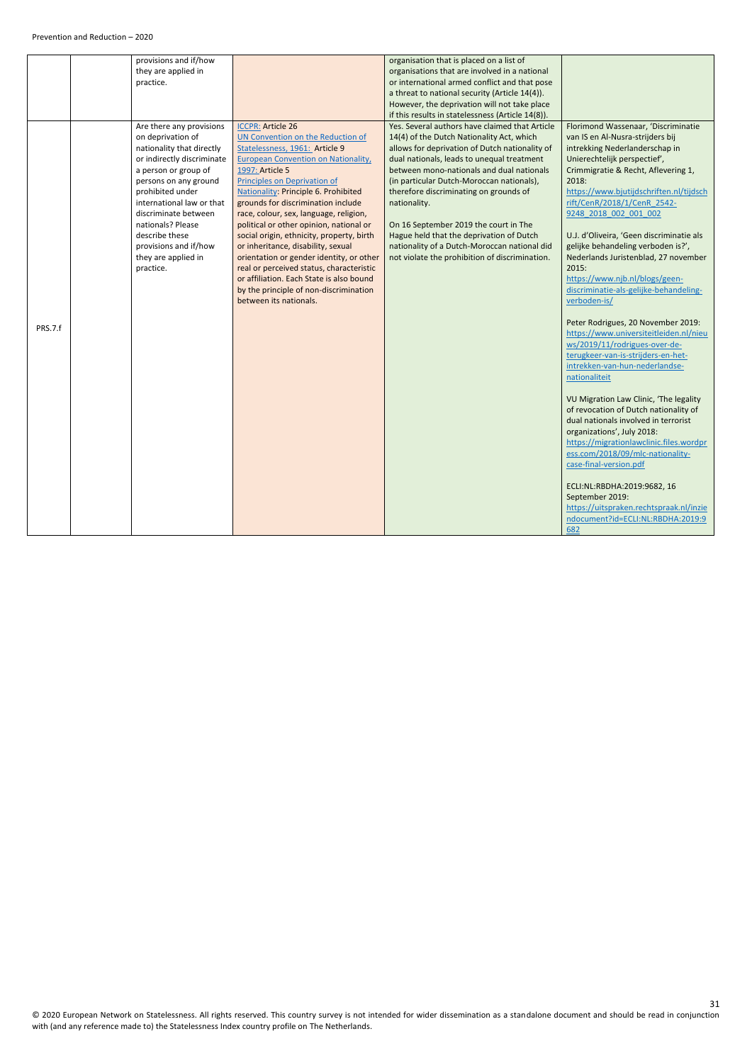| | | | | | |
|---|---|---|---|---|---|
| | | provisions and if/how they are applied in practice. | | organisation that is placed on a list of organisations that are involved in a national or international armed conflict and that pose a threat to national security (Article 14(4)). However, the deprivation will not take place if this results in statelessness (Article 14(8)). | |
| PRS.7.f | | Are there any provisions on deprivation of nationality that directly or indirectly discriminate a person or group of persons on any ground prohibited under international law or that discriminate between nationals? Please describe these provisions and if/how they are applied in practice. | ICCPR: Article 26<br>UN Convention on the Reduction of Statelessness, 1961: Article 9<br>European Convention on Nationality, 1997: Article 5<br>Principles on Deprivation of Nationality: Principle 6. Prohibited grounds for discrimination include race, colour, sex, language, religion, political or other opinion, national or social origin, ethnicity, property, birth or inheritance, disability, sexual orientation or gender identity, or other real or perceived status, characteristic or affiliation. Each State is also bound by the principle of non-discrimination between its nationals. | Yes. Several authors have claimed that Article 14(4) of the Dutch Nationality Act, which allows for deprivation of Dutch nationality of dual nationals, leads to unequal treatment between mono-nationals and dual nationals (in particular Dutch-Moroccan nationals), therefore discriminating on grounds of nationality.<br><br>On 16 September 2019 the court in The Hague held that the deprivation of Dutch nationality of a Dutch-Moroccan national did not violate the prohibition of discrimination. | Florimond Wassenaar, 'Discriminatie van IS en Al-Nusra-strijders bij intrekking Nederlanderschap in Unierechtelijk perspectief', Crimmigratie & Recht, Aflevering 1, 2018: https://www.bjutijdschriften.nl/tijdschrift/CenR/2018/1/CenR_2542-9248_2018_002_001_002<br><br>U.J. d'Oliveira, 'Geen discriminatie als gelijke behandeling verboden is?', Nederlands Juristenblad, 27 november 2015: https://www.njb.nl/blogs/geen-discriminatie-als-gelijke-behandeling-verboden-is/<br><br>Peter Rodrigues, 20 November 2019: https://www.universiteitleiden.nl/nieuws/2019/11/rodrigues-over-de-terugkeer-van-is-strijders-en-het-intrekken-van-hun-nederlandse-nationaliteit<br><br>VU Migration Law Clinic, 'The legality of revocation of Dutch nationality of dual nationals involved in terrorist organizations', July 2018: https://migrationlawclinic.files.wordpress.com/2018/09/mlc-nationality-case-final-version.pdf<br><br>ECLI:NL:RBDHA:2019:9682, 16 September 2019: https://uitspraken.rechtspraak.nl/inziendocument?id=ECLI:NL:RBDHA:2019:9682 |

© 2020 European Network on Statelessness. All rights reserved. This country survey is not intended for wider dissemination as a standalone document and should be read in conjunction with (and any reference made to) the Statelessness Index country profile on The Netherlands.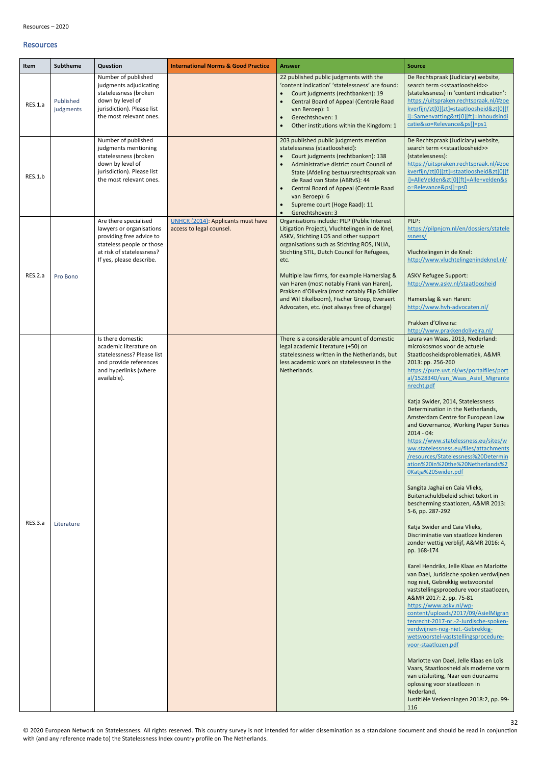## Resources

| Item | Subtheme | Question | International Norms & Good Practice | Answer | Source |
|---|---|---|---|---|---|
| RES.1.a | Published judgments | Number of published judgments adjudicating statelessness (broken down by level of jurisdiction). Please list the most relevant ones. | | 22 published public judgments with the 'content indication' 'statelessness' are found:<br>• Court judgments (rechtbanken): 19<br>• Central Board of Appeal (Centrale Raad van Beroep): 1<br>• Gerechtshoven: 1<br>• Other institutions within the Kingdom: 1 | De Rechtspraak (Judiciary) website, search term <<staatloosheid>> (statelessness) in 'content indication': https://uitspraken.rechtspraak.nl/#zoekverfijn/zt[0][zt]=staatloosheid&zt[0][fi]=Samenvatting&zt[0][ft]=Inhoudsindicatie&so=Relevance&ps[]=ps1 |
| RES.1.b | | Number of published judgments mentioning statelessness (broken down by level of jurisdiction). Please list the most relevant ones. | | 203 published public judgments mention statelessness (staatloosheid):<br>• Court judgments (rechtbanken): 138<br>• Administrative district court Council of State (Afdeling bestuursrechtspraak van de Raad van State (ABRvS): 44<br>• Central Board of Appeal (Centrale Raad van Beroep): 6<br>• Supreme court (Hoge Raad): 11<br>• Gerechtshoven: 3 | De Rechtspraak (Judiciary) website, search term <<staatloosheid>> (statelessness): https://uitspraken.rechtspraak.nl/#zoekverfijn/zt[0][zt]=staatloosheid&zt[0][fi]=AlleVelden&zt[0][ft]=Alle+velden&so=Relevance&ps[]=ps0 |
| RES.2.a | Pro Bono | Are there specialised lawyers or organisations providing free advice to stateless people or those at risk of statelessness? If yes, please describe. | UNHCR (2014): Applicants must have access to legal counsel. | Organisations include: PILP (Public Interest Litigation Project), Vluchtelingen in de Knel, ASKV, Stichting LOS and other support organisations such as Stichting ROS, INLIA, Stichting STIL, Dutch Council for Refugees, etc.<br><br>Multiple law firms, for example Hamerslag & van Haren (most notably Frank van Haren), Prakken d'Oliveira (most notably Flip Schüller and Wil Eikelboom), Fischer Groep, Everaert Advocaten, etc. (not always free of charge) | PILP: https://pilpnjcm.nl/en/dossiers/statelessness/<br><br>Vluchtelingen in de Knel: http://www.vluchtelingenindeknel.nl/<br><br>ASKV Refugee Support: http://www.askv.nl/staatloosheid<br><br>Hamerslag & van Haren: http://www.hvh-advocaten.nl/<br><br>Prakken d'Oliveira: http://www.prakkendoliveira.nl/ |
| RES.3.a | Literature | Is there domestic academic literature on statelessness? Please list and provide references and hyperlinks (where available). | | There is a considerable amount of domestic legal academic literature (+50) on statelessness written in the Netherlands, but less academic work on statelessness in the Netherlands. | Laura van Waas, 2013, Nederland: microkosmos voor de actuele Staatloosheidsproblematiek, A&MR 2013: pp. 256-260 https://pure.uvt.nl/ws/portalfiles/portal/1528340/van_Waas_Asiel_Migrantenrecht.pdf<br><br>Katja Swider, 2014, Statelessness Determination in the Netherlands, Amsterdam Centre for European Law and Governance, Working Paper Series 2014 - 04: https://www.statelessness.eu/sites/www.statelessness.eu/files/attachments/resources/Statelessness%20Determination%20in%20the%20Netherlands%20Katja%20Swider.pdf<br><br>Sangita Jaghai en Caia Vlieks, Buitenschuldbeleid schiet tekort in bescherming staatlozen, A&MR 2013: 5-6, pp. 287-292<br><br>Katja Swider and Caia Vlieks, Discriminatie van staatloze kinderen zonder wettig verblijf, A&MR 2016: 4, pp. 168-174<br><br>Karel Hendriks, Jelle Klaas en Marlotte van Dael, Juridische spoken verdwijnen nog niet, Gebrekkig wetsvoorstel vaststellingsprocedure voor staatlozen, A&MR 2017: 2, pp. 75-81 https://www.askv.nl/wp-content/uploads/2017/09/AsielMigrantenrecht-2017-nr.-2-Jurdische-spoken-verdwijnen-nog-niet.-Gebrekkig-wetsvoorstel-vaststellingsprocedure-voor-staatlozen.pdf<br><br>Marlotte van Dael, Jelle Klaas en Loïs Vaars, Staatloosheid als moderne vorm van uitsluiting, Naar een duurzame oplossing voor staatlozen in Nederland, Justitiële Verkenningen 2018:2, pp. 99-116 |

© 2020 European Network on Statelessness. All rights reserved. This country survey is not intended for wider dissemination as a standalone document and should be read in conjunction with (and any reference made to) the Statelessness Index country profile on The Netherlands.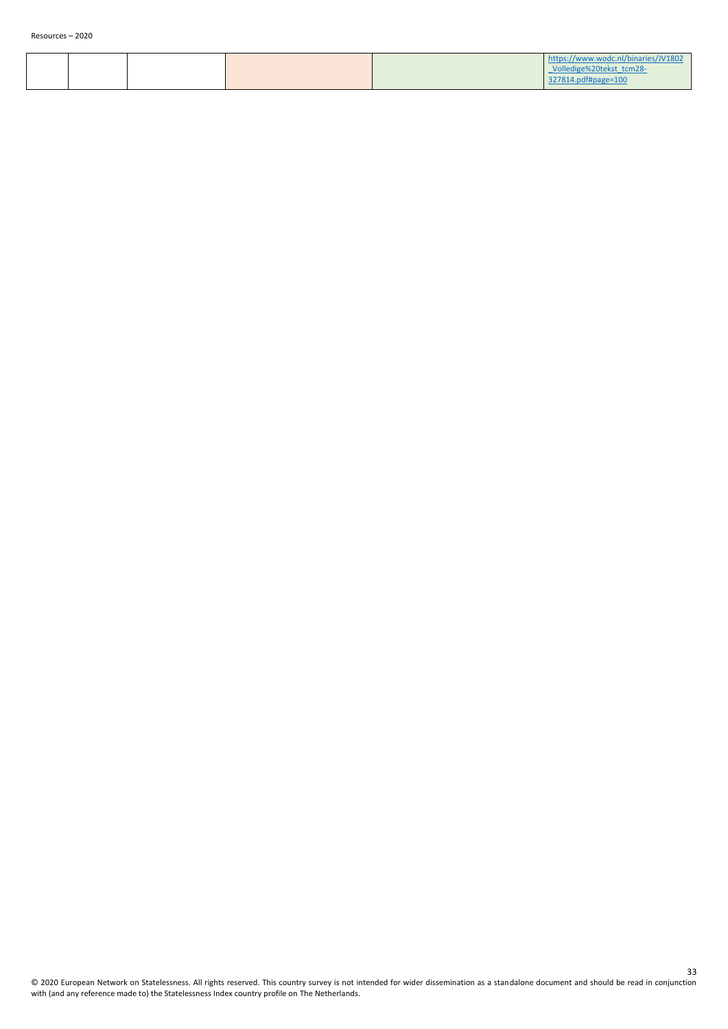| | | | | | |
|---|---|---|---|---|---|
| | | | | | https://www.wodc.nl/binaries/JV1802_Volledige%20tekst_tcm28-327814.pdf#page=100 |